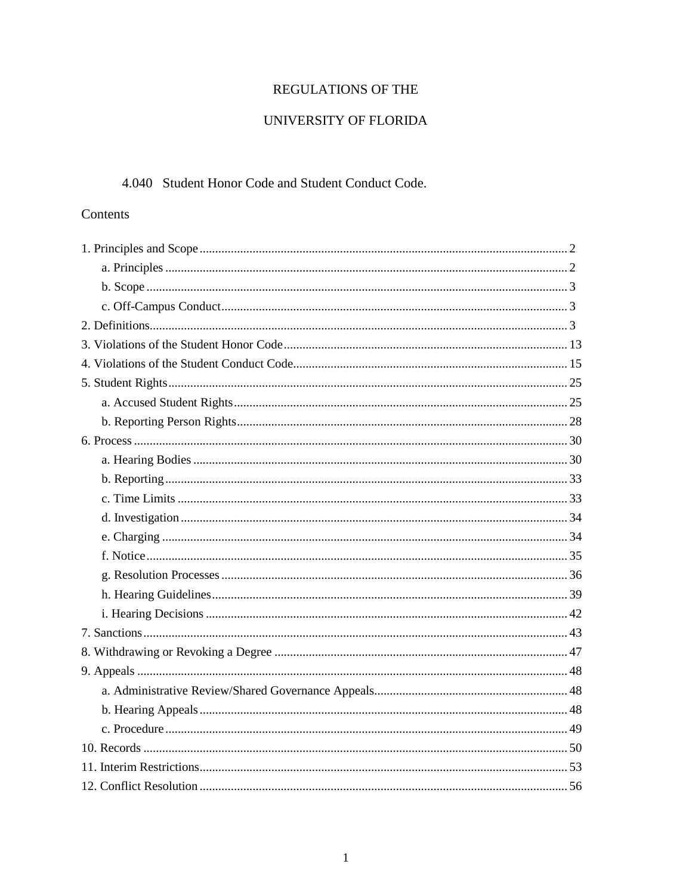# REGULATIONS OF THE

# UNIVERSITY OF FLORIDA

## 4.040 Student Honor Code and Student Conduct Code.

### Contents

1. Principles and Scope ..... 2
   - a. Principles ..... 2
   - b. Scope ..... 3
   - c. Off-Campus Conduct ..... 3
2. Definitions ..... 3
3. Violations of the Student Honor Code ..... 13
4. Violations of the Student Conduct Code ..... 15
5. Student Rights ..... 25
   - a. Accused Student Rights ..... 25
   - b. Reporting Person Rights ..... 28
6. Process ..... 30
   - a. Hearing Bodies ..... 30
   - b. Reporting ..... 33
   - c. Time Limits ..... 33
   - d. Investigation ..... 34
   - e. Charging ..... 34
   - f. Notice ..... 35
   - g. Resolution Processes ..... 36
   - h. Hearing Guidelines ..... 39
   - i. Hearing Decisions ..... 42
7. Sanctions ..... 43
8. Withdrawing or Revoking a Degree ..... 47
9. Appeals ..... 48
   - a. Administrative Review/Shared Governance Appeals ..... 48
   - b. Hearing Appeals ..... 48
   - c. Procedure ..... 49
10. Records ..... 50
11. Interim Restrictions ..... 53
12. Conflict Resolution ..... 56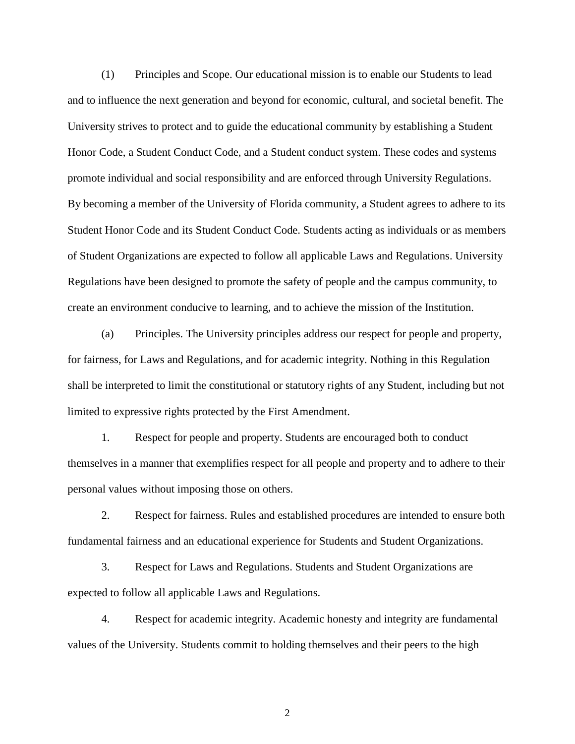(1) Principles and Scope. Our educational mission is to enable our Students to lead and to influence the next generation and beyond for economic, cultural, and societal benefit. The University strives to protect and to guide the educational community by establishing a Student Honor Code, a Student Conduct Code, and a Student conduct system. These codes and systems promote individual and social responsibility and are enforced through University Regulations. By becoming a member of the University of Florida community, a Student agrees to adhere to its Student Honor Code and its Student Conduct Code. Students acting as individuals or as members of Student Organizations are expected to follow all applicable Laws and Regulations. University Regulations have been designed to promote the safety of people and the campus community, to create an environment conducive to learning, and to achieve the mission of the Institution.

(a) Principles. The University principles address our respect for people and property, for fairness, for Laws and Regulations, and for academic integrity. Nothing in this Regulation shall be interpreted to limit the constitutional or statutory rights of any Student, including but not limited to expressive rights protected by the First Amendment.

1. Respect for people and property. Students are encouraged both to conduct themselves in a manner that exemplifies respect for all people and property and to adhere to their personal values without imposing those on others.

2. Respect for fairness. Rules and established procedures are intended to ensure both fundamental fairness and an educational experience for Students and Student Organizations.

3. Respect for Laws and Regulations. Students and Student Organizations are expected to follow all applicable Laws and Regulations.

4. Respect for academic integrity. Academic honesty and integrity are fundamental values of the University. Students commit to holding themselves and their peers to the high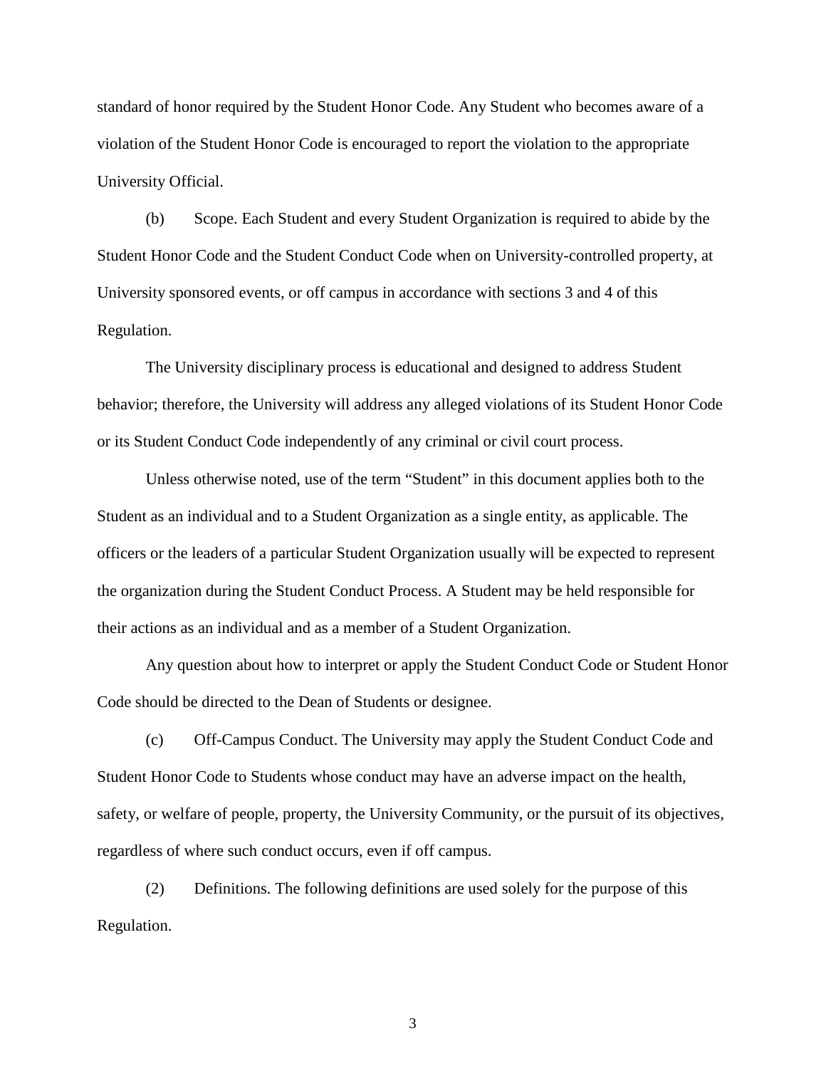standard of honor required by the Student Honor Code. Any Student who becomes aware of a violation of the Student Honor Code is encouraged to report the violation to the appropriate University Official.

(b) Scope. Each Student and every Student Organization is required to abide by the Student Honor Code and the Student Conduct Code when on University-controlled property, at University sponsored events, or off campus in accordance with sections 3 and 4 of this Regulation.

The University disciplinary process is educational and designed to address Student behavior; therefore, the University will address any alleged violations of its Student Honor Code or its Student Conduct Code independently of any criminal or civil court process.

Unless otherwise noted, use of the term "Student" in this document applies both to the Student as an individual and to a Student Organization as a single entity, as applicable. The officers or the leaders of a particular Student Organization usually will be expected to represent the organization during the Student Conduct Process. A Student may be held responsible for their actions as an individual and as a member of a Student Organization.

Any question about how to interpret or apply the Student Conduct Code or Student Honor Code should be directed to the Dean of Students or designee.

(c) Off-Campus Conduct. The University may apply the Student Conduct Code and Student Honor Code to Students whose conduct may have an adverse impact on the health, safety, or welfare of people, property, the University Community, or the pursuit of its objectives, regardless of where such conduct occurs, even if off campus.

(2) Definitions. The following definitions are used solely for the purpose of this Regulation.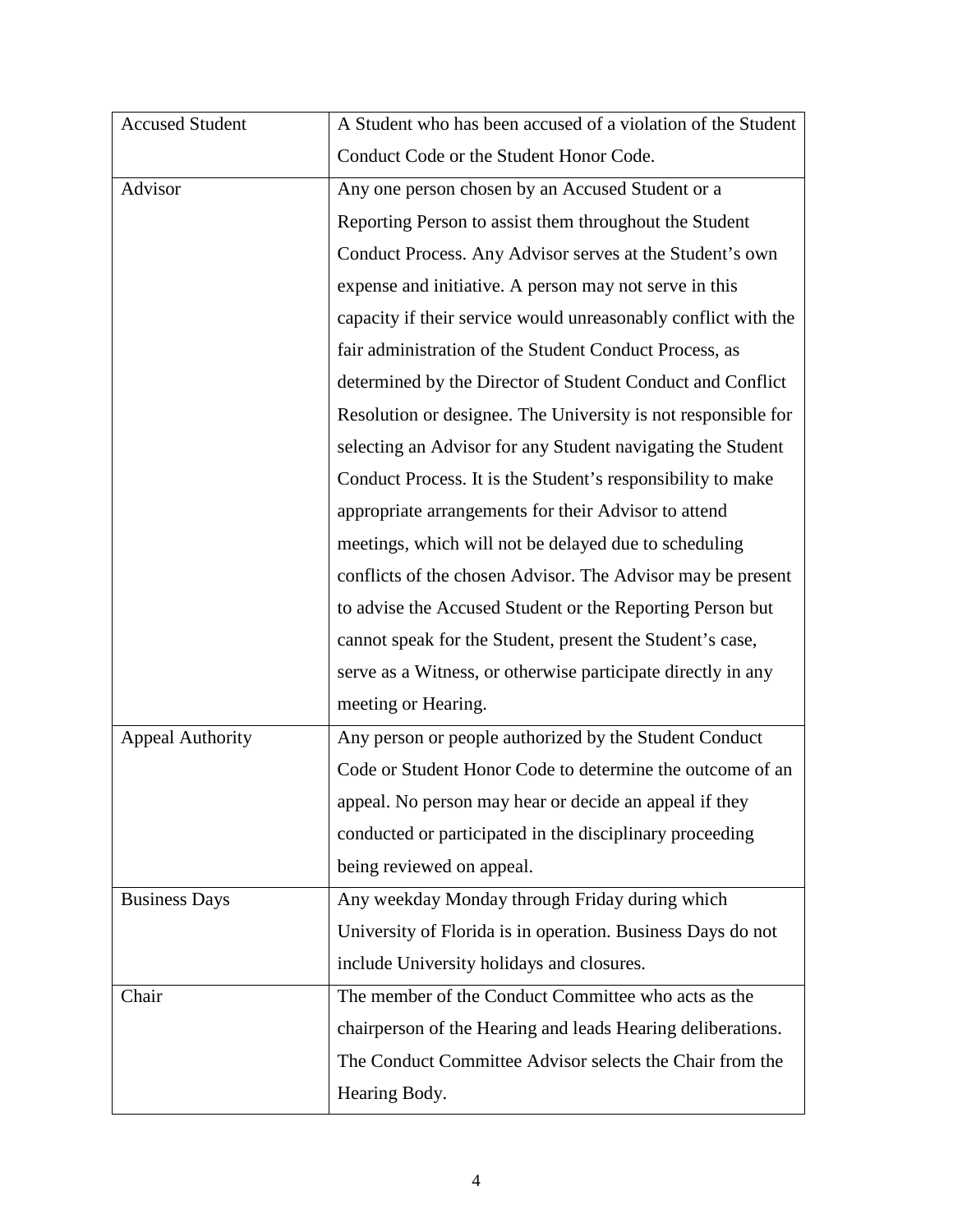| Accused Student | A Student who has been accused of a violation of the Student Conduct Code or the Student Honor Code. |
|---|---|
| Advisor | Any one person chosen by an Accused Student or a Reporting Person to assist them throughout the Student Conduct Process. Any Advisor serves at the Student's own expense and initiative. A person may not serve in this capacity if their service would unreasonably conflict with the fair administration of the Student Conduct Process, as determined by the Director of Student Conduct and Conflict Resolution or designee. The University is not responsible for selecting an Advisor for any Student navigating the Student Conduct Process. It is the Student's responsibility to make appropriate arrangements for their Advisor to attend meetings, which will not be delayed due to scheduling conflicts of the chosen Advisor. The Advisor may be present to advise the Accused Student or the Reporting Person but cannot speak for the Student, present the Student's case, serve as a Witness, or otherwise participate directly in any meeting or Hearing. |
| Appeal Authority | Any person or people authorized by the Student Conduct Code or Student Honor Code to determine the outcome of an appeal. No person may hear or decide an appeal if they conducted or participated in the disciplinary proceeding being reviewed on appeal. |
| Business Days | Any weekday Monday through Friday during which University of Florida is in operation. Business Days do not include University holidays and closures. |
| Chair | The member of the Conduct Committee who acts as the chairperson of the Hearing and leads Hearing deliberations. The Conduct Committee Advisor selects the Chair from the Hearing Body. |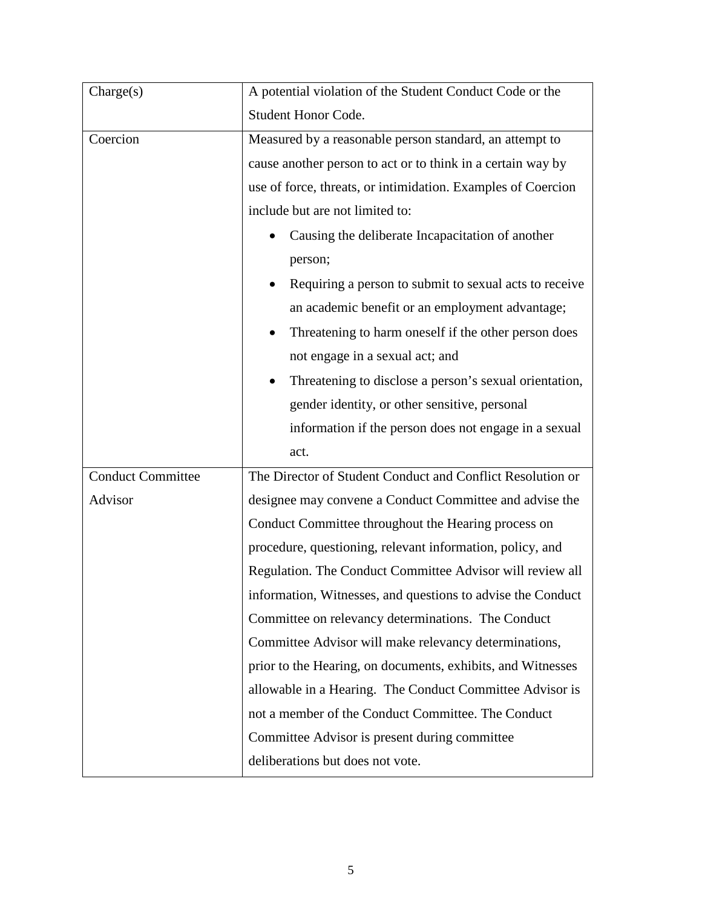| | |
|---|---|
| Charge(s) | A potential violation of the Student Conduct Code or the Student Honor Code. |
| Coercion | Measured by a reasonable person standard, an attempt to cause another person to act or to think in a certain way by use of force, threats, or intimidation. Examples of Coercion include but are not limited to:<br>• Causing the deliberate Incapacitation of another person;<br>• Requiring a person to submit to sexual acts to receive an academic benefit or an employment advantage;<br>• Threatening to harm oneself if the other person does not engage in a sexual act; and<br>• Threatening to disclose a person's sexual orientation, gender identity, or other sensitive, personal information if the person does not engage in a sexual act. |
| Conduct Committee Advisor | The Director of Student Conduct and Conflict Resolution or designee may convene a Conduct Committee and advise the Conduct Committee throughout the Hearing process on procedure, questioning, relevant information, policy, and Regulation. The Conduct Committee Advisor will review all information, Witnesses, and questions to advise the Conduct Committee on relevancy determinations. The Conduct Committee Advisor will make relevancy determinations, prior to the Hearing, on documents, exhibits, and Witnesses allowable in a Hearing. The Conduct Committee Advisor is not a member of the Conduct Committee. The Conduct Committee Advisor is present during committee deliberations but does not vote. |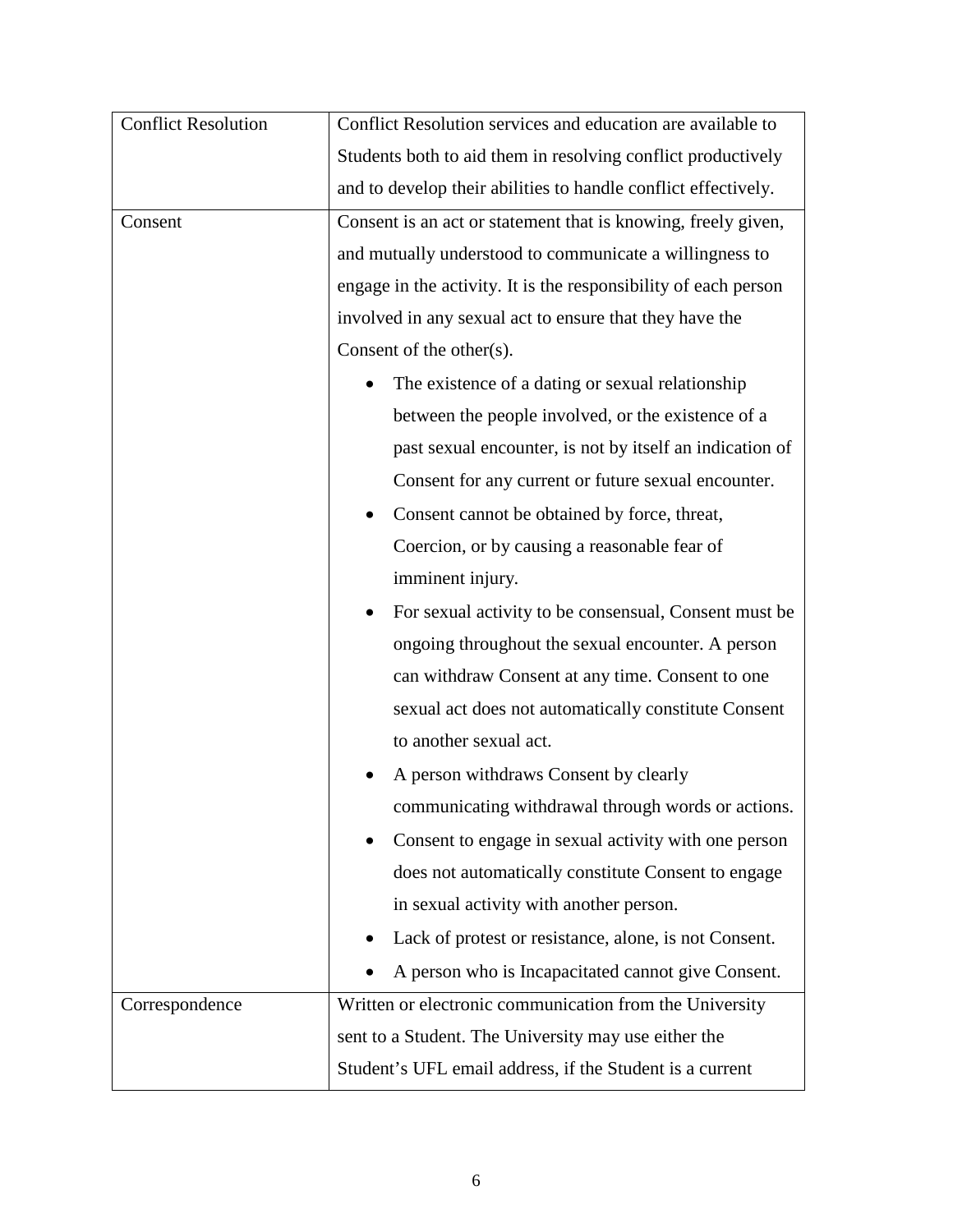| | |
|---|---|
| Conflict Resolution | Conflict Resolution services and education are available to Students both to aid them in resolving conflict productively and to develop their abilities to handle conflict effectively. |
| Consent | Consent is an act or statement that is knowing, freely given, and mutually understood to communicate a willingness to engage in the activity. It is the responsibility of each person involved in any sexual act to ensure that they have the Consent of the other(s).<br>• The existence of a dating or sexual relationship between the people involved, or the existence of a past sexual encounter, is not by itself an indication of Consent for any current or future sexual encounter.<br>• Consent cannot be obtained by force, threat, Coercion, or by causing a reasonable fear of imminent injury.<br>• For sexual activity to be consensual, Consent must be ongoing throughout the sexual encounter. A person can withdraw Consent at any time. Consent to one sexual act does not automatically constitute Consent to another sexual act.<br>• A person withdraws Consent by clearly communicating withdrawal through words or actions.<br>• Consent to engage in sexual activity with one person does not automatically constitute Consent to engage in sexual activity with another person.<br>• Lack of protest or resistance, alone, is not Consent.<br>• A person who is Incapacitated cannot give Consent. |
| Correspondence | Written or electronic communication from the University sent to a Student. The University may use either the Student's UFL email address, if the Student is a current |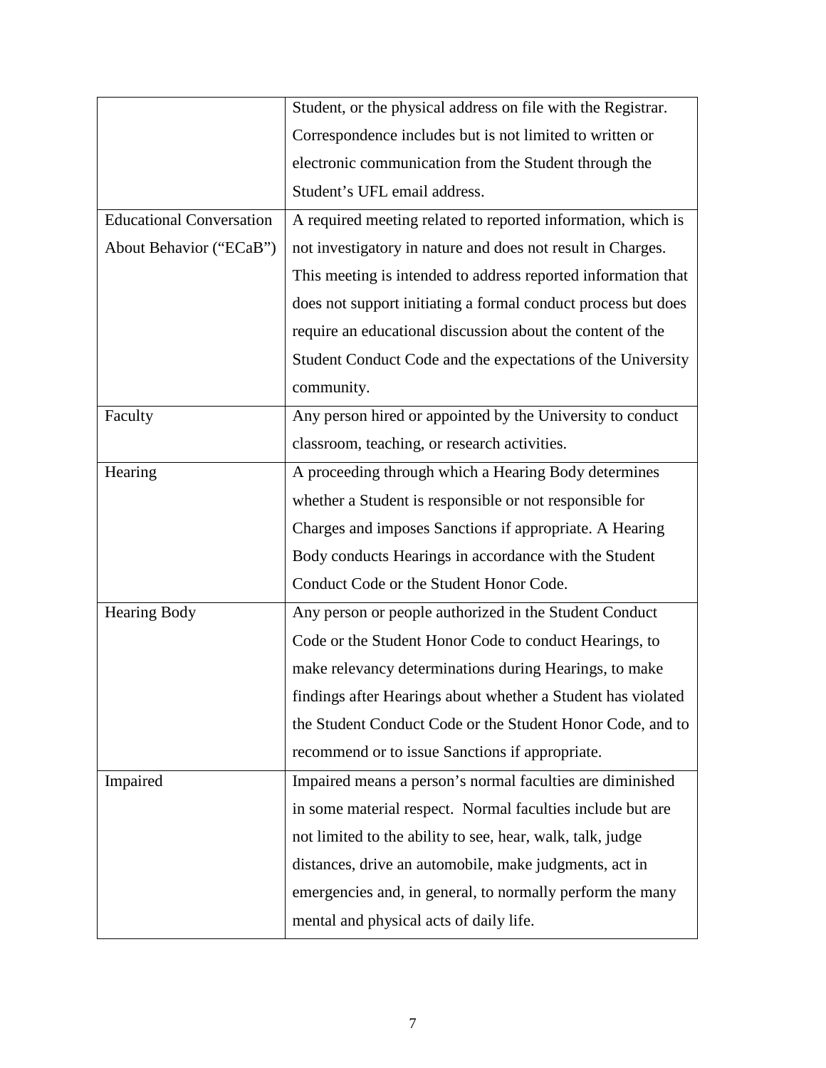| | |
|---|---|
| | Student, or the physical address on file with the Registrar. Correspondence includes but is not limited to written or electronic communication from the Student through the Student's UFL email address. |
| Educational Conversation About Behavior ("ECaB") | A required meeting related to reported information, which is not investigatory in nature and does not result in Charges. This meeting is intended to address reported information that does not support initiating a formal conduct process but does require an educational discussion about the content of the Student Conduct Code and the expectations of the University community. |
| Faculty | Any person hired or appointed by the University to conduct classroom, teaching, or research activities. |
| Hearing | A proceeding through which a Hearing Body determines whether a Student is responsible or not responsible for Charges and imposes Sanctions if appropriate. A Hearing Body conducts Hearings in accordance with the Student Conduct Code or the Student Honor Code. |
| Hearing Body | Any person or people authorized in the Student Conduct Code or the Student Honor Code to conduct Hearings, to make relevancy determinations during Hearings, to make findings after Hearings about whether a Student has violated the Student Conduct Code or the Student Honor Code, and to recommend or to issue Sanctions if appropriate. |
| Impaired | Impaired means a person's normal faculties are diminished in some material respect. Normal faculties include but are not limited to the ability to see, hear, walk, talk, judge distances, drive an automobile, make judgments, act in emergencies and, in general, to normally perform the many mental and physical acts of daily life. |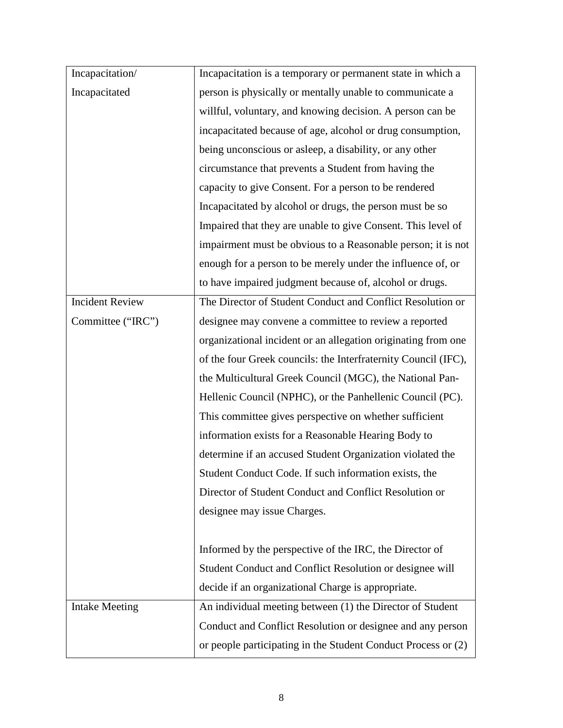| | |
|---|---|
| Incapacitation/ Incapacitated | Incapacitation is a temporary or permanent state in which a person is physically or mentally unable to communicate a willful, voluntary, and knowing decision. A person can be incapacitated because of age, alcohol or drug consumption, being unconscious or asleep, a disability, or any other circumstance that prevents a Student from having the capacity to give Consent. For a person to be rendered Incapacitated by alcohol or drugs, the person must be so Impaired that they are unable to give Consent. This level of impairment must be obvious to a Reasonable person; it is not enough for a person to be merely under the influence of, or to have impaired judgment because of, alcohol or drugs. |
| Incident Review Committee ("IRC") | The Director of Student Conduct and Conflict Resolution or designee may convene a committee to review a reported organizational incident or an allegation originating from one of the four Greek councils: the Interfraternity Council (IFC), the Multicultural Greek Council (MGC), the National Pan-Hellenic Council (NPHC), or the Panhellenic Council (PC). This committee gives perspective on whether sufficient information exists for a Reasonable Hearing Body to determine if an accused Student Organization violated the Student Conduct Code. If such information exists, the Director of Student Conduct and Conflict Resolution or designee may issue Charges.<br><br>Informed by the perspective of the IRC, the Director of Student Conduct and Conflict Resolution or designee will decide if an organizational Charge is appropriate. |
| Intake Meeting | An individual meeting between (1) the Director of Student Conduct and Conflict Resolution or designee and any person or people participating in the Student Conduct Process or (2) |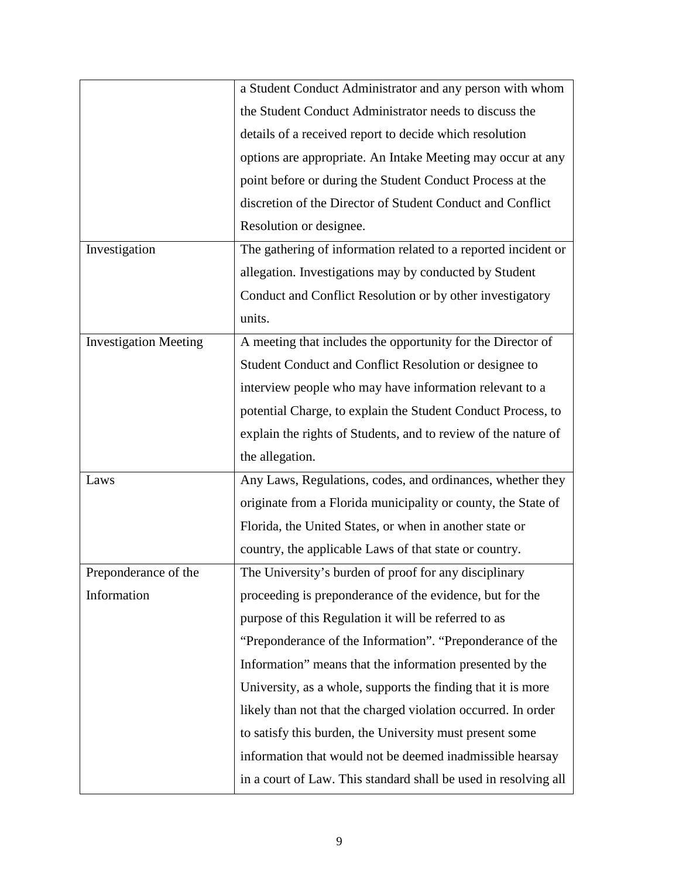| | |
|---|---|
| | a Student Conduct Administrator and any person with whom the Student Conduct Administrator needs to discuss the details of a received report to decide which resolution options are appropriate. An Intake Meeting may occur at any point before or during the Student Conduct Process at the discretion of the Director of Student Conduct and Conflict Resolution or designee. |
| Investigation | The gathering of information related to a reported incident or allegation. Investigations may by conducted by Student Conduct and Conflict Resolution or by other investigatory units. |
| Investigation Meeting | A meeting that includes the opportunity for the Director of Student Conduct and Conflict Resolution or designee to interview people who may have information relevant to a potential Charge, to explain the Student Conduct Process, to explain the rights of Students, and to review of the nature of the allegation. |
| Laws | Any Laws, Regulations, codes, and ordinances, whether they originate from a Florida municipality or county, the State of Florida, the United States, or when in another state or country, the applicable Laws of that state or country. |
| Preponderance of the Information | The University's burden of proof for any disciplinary proceeding is preponderance of the evidence, but for the purpose of this Regulation it will be referred to as "Preponderance of the Information". "Preponderance of the Information" means that the information presented by the University, as a whole, supports the finding that it is more likely than not that the charged violation occurred. In order to satisfy this burden, the University must present some information that would not be deemed inadmissible hearsay in a court of Law. This standard shall be used in resolving all |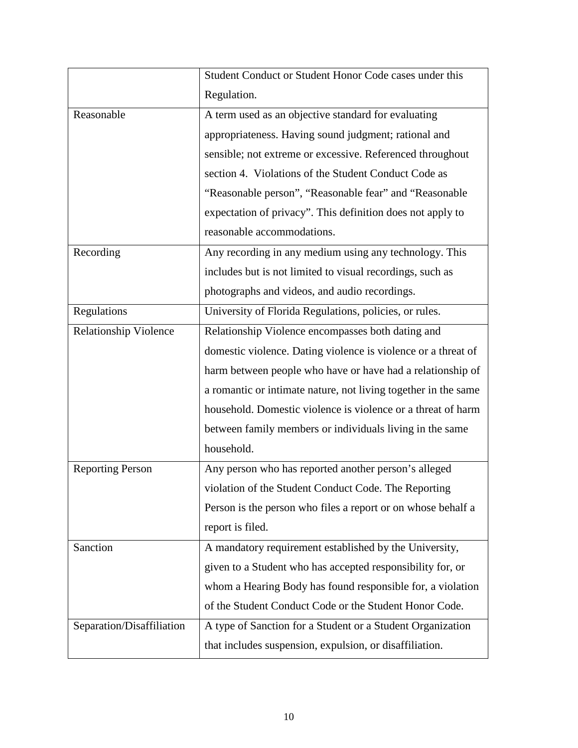| | |
|---|---|
| | Student Conduct or Student Honor Code cases under this Regulation. |
| Reasonable | A term used as an objective standard for evaluating appropriateness. Having sound judgment; rational and sensible; not extreme or excessive. Referenced throughout section 4. Violations of the Student Conduct Code as "Reasonable person", "Reasonable fear" and "Reasonable expectation of privacy". This definition does not apply to reasonable accommodations. |
| Recording | Any recording in any medium using any technology. This includes but is not limited to visual recordings, such as photographs and videos, and audio recordings. |
| Regulations | University of Florida Regulations, policies, or rules. |
| Relationship Violence | Relationship Violence encompasses both dating and domestic violence. Dating violence is violence or a threat of harm between people who have or have had a relationship of a romantic or intimate nature, not living together in the same household. Domestic violence is violence or a threat of harm between family members or individuals living in the same household. |
| Reporting Person | Any person who has reported another person's alleged violation of the Student Conduct Code. The Reporting Person is the person who files a report or on whose behalf a report is filed. |
| Sanction | A mandatory requirement established by the University, given to a Student who has accepted responsibility for, or whom a Hearing Body has found responsible for, a violation of the Student Conduct Code or the Student Honor Code. |
| Separation/Disaffiliation | A type of Sanction for a Student or a Student Organization that includes suspension, expulsion, or disaffiliation. |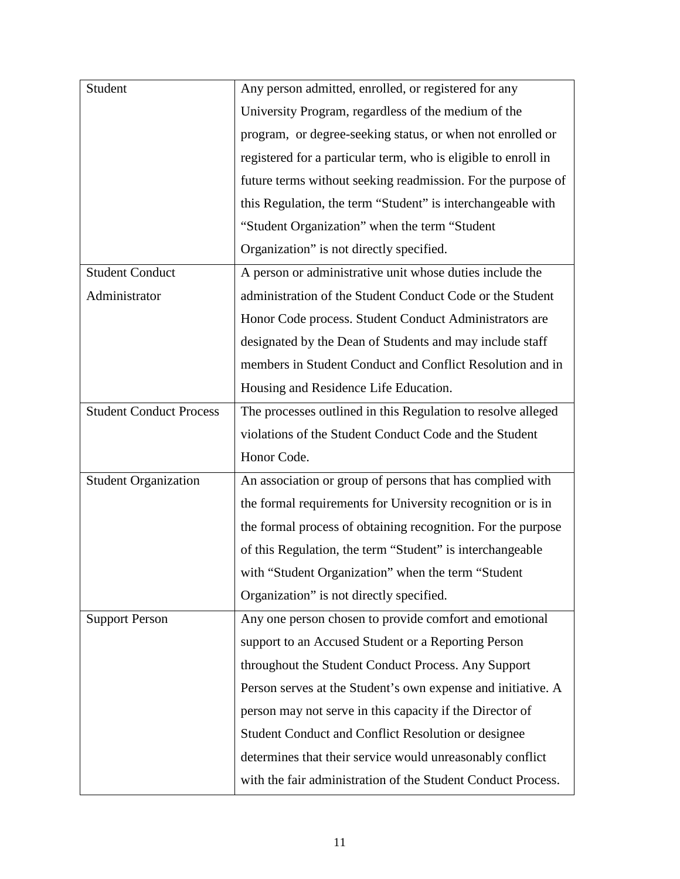| | |
|---|---|
| Student | Any person admitted, enrolled, or registered for any University Program, regardless of the medium of the program, or degree-seeking status, or when not enrolled or registered for a particular term, who is eligible to enroll in future terms without seeking readmission. For the purpose of this Regulation, the term "Student" is interchangeable with "Student Organization" when the term "Student Organization" is not directly specified. |
| Student Conduct Administrator | A person or administrative unit whose duties include the administration of the Student Conduct Code or the Student Honor Code process. Student Conduct Administrators are designated by the Dean of Students and may include staff members in Student Conduct and Conflict Resolution and in Housing and Residence Life Education. |
| Student Conduct Process | The processes outlined in this Regulation to resolve alleged violations of the Student Conduct Code and the Student Honor Code. |
| Student Organization | An association or group of persons that has complied with the formal requirements for University recognition or is in the formal process of obtaining recognition. For the purpose of this Regulation, the term "Student" is interchangeable with "Student Organization" when the term "Student Organization" is not directly specified. |
| Support Person | Any one person chosen to provide comfort and emotional support to an Accused Student or a Reporting Person throughout the Student Conduct Process. Any Support Person serves at the Student's own expense and initiative. A person may not serve in this capacity if the Director of Student Conduct and Conflict Resolution or designee determines that their service would unreasonably conflict with the fair administration of the Student Conduct Process. |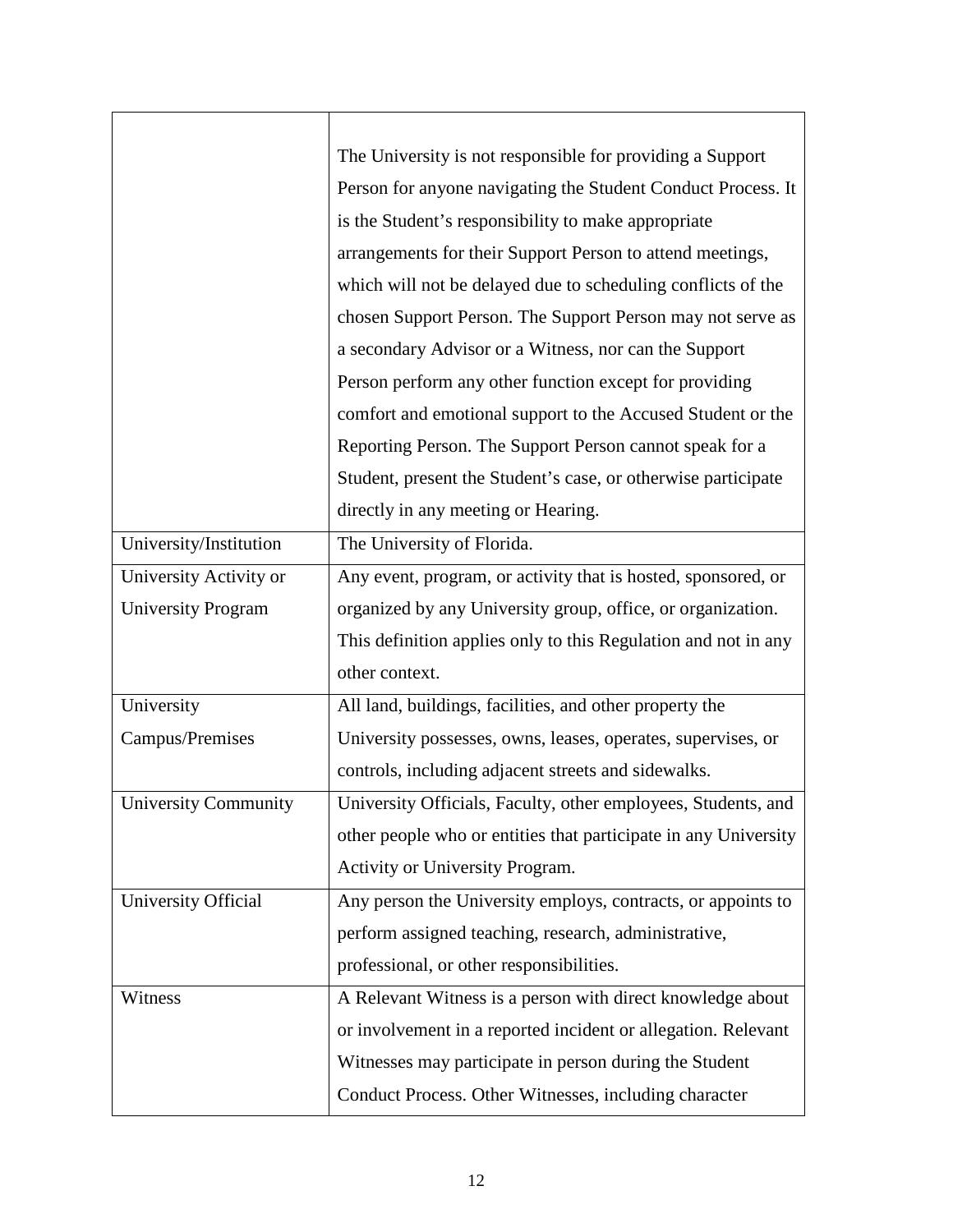| | |
|---|---|
| | The University is not responsible for providing a Support Person for anyone navigating the Student Conduct Process. It is the Student's responsibility to make appropriate arrangements for their Support Person to attend meetings, which will not be delayed due to scheduling conflicts of the chosen Support Person. The Support Person may not serve as a secondary Advisor or a Witness, nor can the Support Person perform any other function except for providing comfort and emotional support to the Accused Student or the Reporting Person. The Support Person cannot speak for a Student, present the Student's case, or otherwise participate directly in any meeting or Hearing. |
| University/Institution | The University of Florida. |
| University Activity or University Program | Any event, program, or activity that is hosted, sponsored, or organized by any University group, office, or organization. This definition applies only to this Regulation and not in any other context. |
| University Campus/Premises | All land, buildings, facilities, and other property the University possesses, owns, leases, operates, supervises, or controls, including adjacent streets and sidewalks. |
| University Community | University Officials, Faculty, other employees, Students, and other people who or entities that participate in any University Activity or University Program. |
| University Official | Any person the University employs, contracts, or appoints to perform assigned teaching, research, administrative, professional, or other responsibilities. |
| Witness | A Relevant Witness is a person with direct knowledge about or involvement in a reported incident or allegation. Relevant Witnesses may participate in person during the Student Conduct Process. Other Witnesses, including character |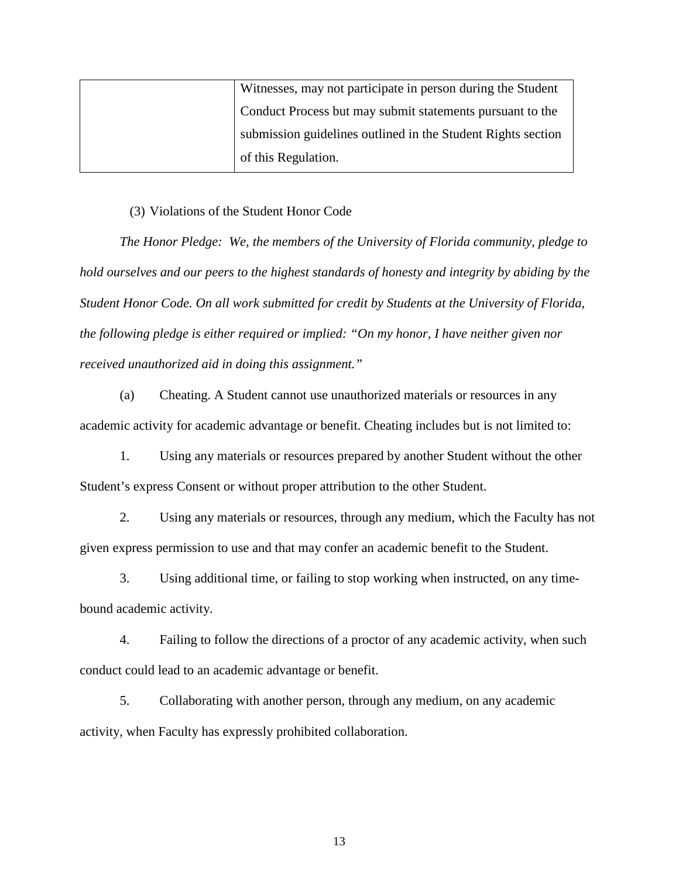| | Witnesses, may not participate in person during the Student Conduct Process but may submit statements pursuant to the submission guidelines outlined in the Student Rights section of this Regulation. |
|---|---|

(3) Violations of the Student Honor Code

*The Honor Pledge: We, the members of the University of Florida community, pledge to hold ourselves and our peers to the highest standards of honesty and integrity by abiding by the Student Honor Code. On all work submitted for credit by Students at the University of Florida, the following pledge is either required or implied: "On my honor, I have neither given nor received unauthorized aid in doing this assignment."*

(a) Cheating. A Student cannot use unauthorized materials or resources in any academic activity for academic advantage or benefit. Cheating includes but is not limited to:

1. Using any materials or resources prepared by another Student without the other Student's express Consent or without proper attribution to the other Student.

2. Using any materials or resources, through any medium, which the Faculty has not given express permission to use and that may confer an academic benefit to the Student.

3. Using additional time, or failing to stop working when instructed, on any time-bound academic activity.

4. Failing to follow the directions of a proctor of any academic activity, when such conduct could lead to an academic advantage or benefit.

5. Collaborating with another person, through any medium, on any academic activity, when Faculty has expressly prohibited collaboration.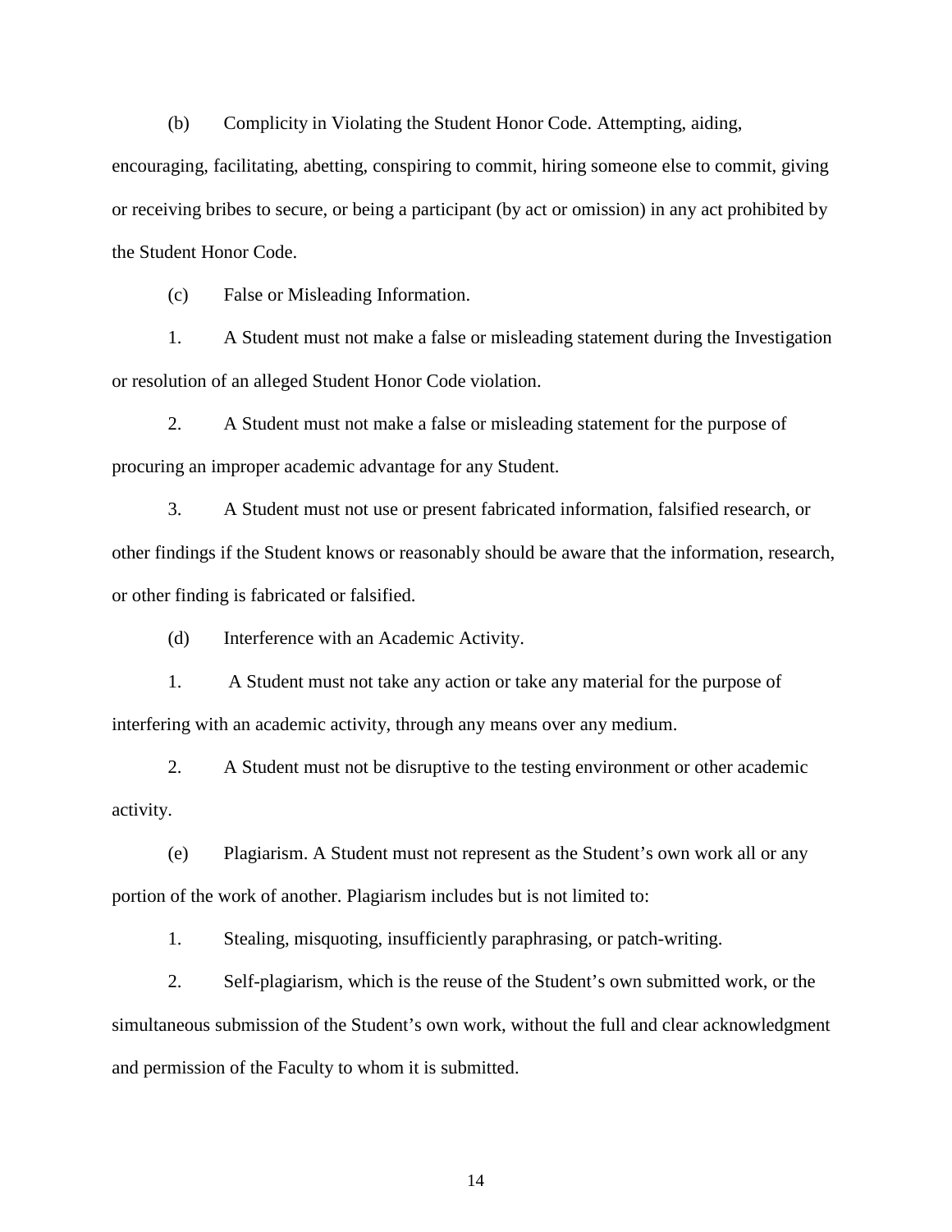(b) Complicity in Violating the Student Honor Code. Attempting, aiding, encouraging, facilitating, abetting, conspiring to commit, hiring someone else to commit, giving or receiving bribes to secure, or being a participant (by act or omission) in any act prohibited by the Student Honor Code.

(c) False or Misleading Information.

1. A Student must not make a false or misleading statement during the Investigation or resolution of an alleged Student Honor Code violation.

2. A Student must not make a false or misleading statement for the purpose of procuring an improper academic advantage for any Student.

3. A Student must not use or present fabricated information, falsified research, or other findings if the Student knows or reasonably should be aware that the information, research, or other finding is fabricated or falsified.

(d) Interference with an Academic Activity.

1. A Student must not take any action or take any material for the purpose of interfering with an academic activity, through any means over any medium.

2. A Student must not be disruptive to the testing environment or other academic activity.

(e) Plagiarism. A Student must not represent as the Student's own work all or any portion of the work of another. Plagiarism includes but is not limited to:

1. Stealing, misquoting, insufficiently paraphrasing, or patch-writing.

2. Self-plagiarism, which is the reuse of the Student's own submitted work, or the simultaneous submission of the Student's own work, without the full and clear acknowledgment and permission of the Faculty to whom it is submitted.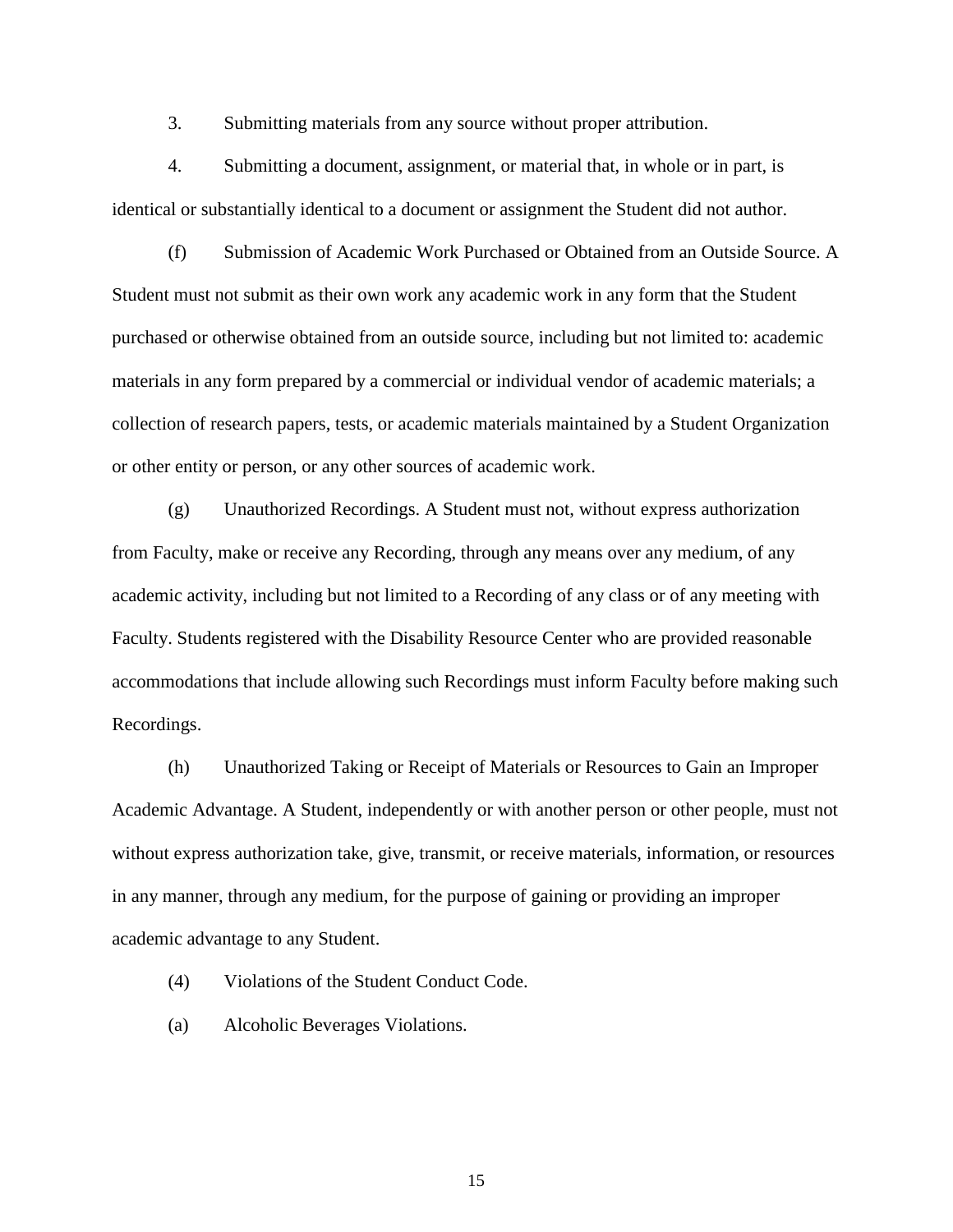3. Submitting materials from any source without proper attribution.

4. Submitting a document, assignment, or material that, in whole or in part, is identical or substantially identical to a document or assignment the Student did not author.

(f) Submission of Academic Work Purchased or Obtained from an Outside Source. A Student must not submit as their own work any academic work in any form that the Student purchased or otherwise obtained from an outside source, including but not limited to: academic materials in any form prepared by a commercial or individual vendor of academic materials; a collection of research papers, tests, or academic materials maintained by a Student Organization or other entity or person, or any other sources of academic work.

(g) Unauthorized Recordings. A Student must not, without express authorization from Faculty, make or receive any Recording, through any means over any medium, of any academic activity, including but not limited to a Recording of any class or of any meeting with Faculty. Students registered with the Disability Resource Center who are provided reasonable accommodations that include allowing such Recordings must inform Faculty before making such Recordings.

(h) Unauthorized Taking or Receipt of Materials or Resources to Gain an Improper Academic Advantage. A Student, independently or with another person or other people, must not without express authorization take, give, transmit, or receive materials, information, or resources in any manner, through any medium, for the purpose of gaining or providing an improper academic advantage to any Student.

(4) Violations of the Student Conduct Code.

(a) Alcoholic Beverages Violations.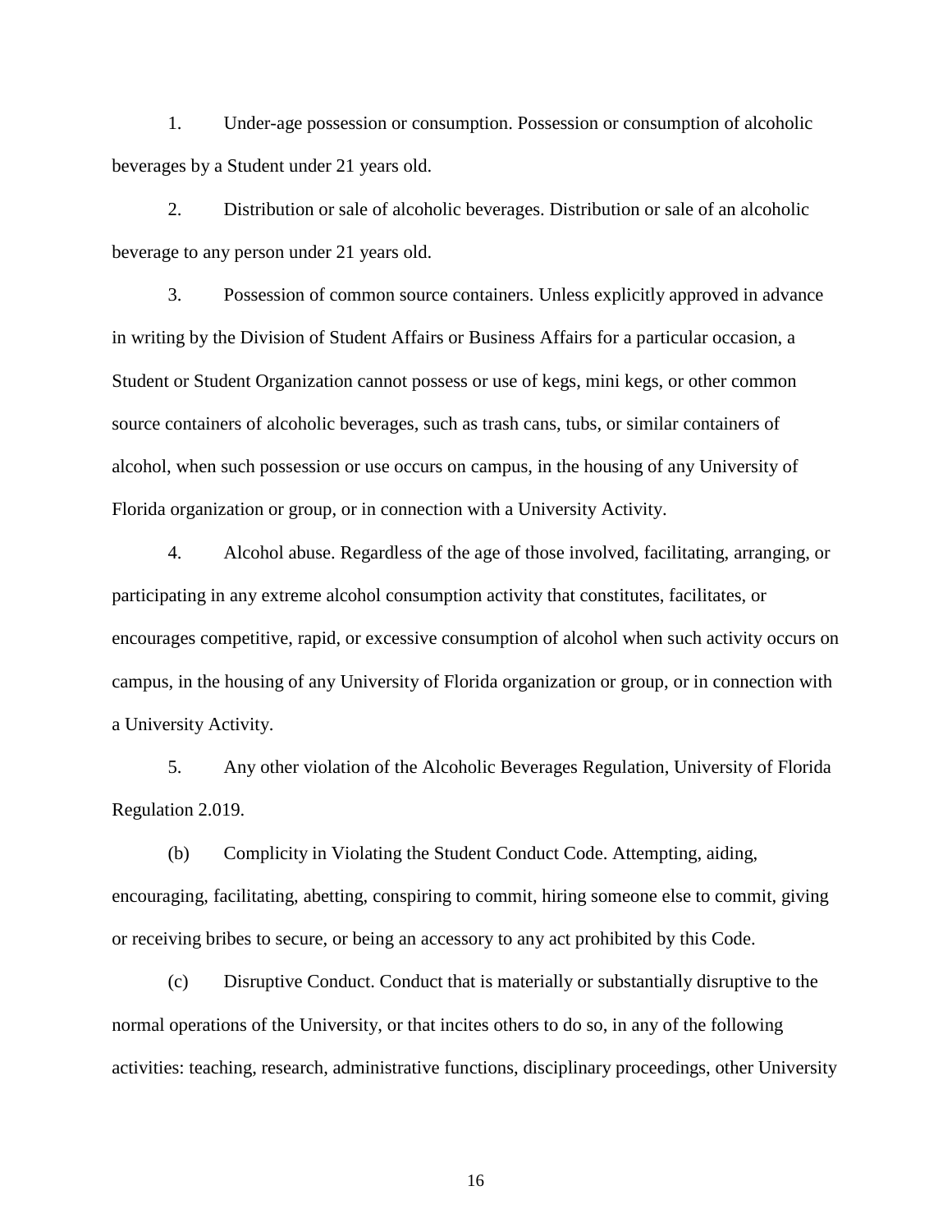1. Under-age possession or consumption. Possession or consumption of alcoholic beverages by a Student under 21 years old.

2. Distribution or sale of alcoholic beverages. Distribution or sale of an alcoholic beverage to any person under 21 years old.

3. Possession of common source containers. Unless explicitly approved in advance in writing by the Division of Student Affairs or Business Affairs for a particular occasion, a Student or Student Organization cannot possess or use of kegs, mini kegs, or other common source containers of alcoholic beverages, such as trash cans, tubs, or similar containers of alcohol, when such possession or use occurs on campus, in the housing of any University of Florida organization or group, or in connection with a University Activity.

4. Alcohol abuse. Regardless of the age of those involved, facilitating, arranging, or participating in any extreme alcohol consumption activity that constitutes, facilitates, or encourages competitive, rapid, or excessive consumption of alcohol when such activity occurs on campus, in the housing of any University of Florida organization or group, or in connection with a University Activity.

5. Any other violation of the Alcoholic Beverages Regulation, University of Florida Regulation 2.019.

(b) Complicity in Violating the Student Conduct Code. Attempting, aiding, encouraging, facilitating, abetting, conspiring to commit, hiring someone else to commit, giving or receiving bribes to secure, or being an accessory to any act prohibited by this Code.

(c) Disruptive Conduct. Conduct that is materially or substantially disruptive to the normal operations of the University, or that incites others to do so, in any of the following activities: teaching, research, administrative functions, disciplinary proceedings, other University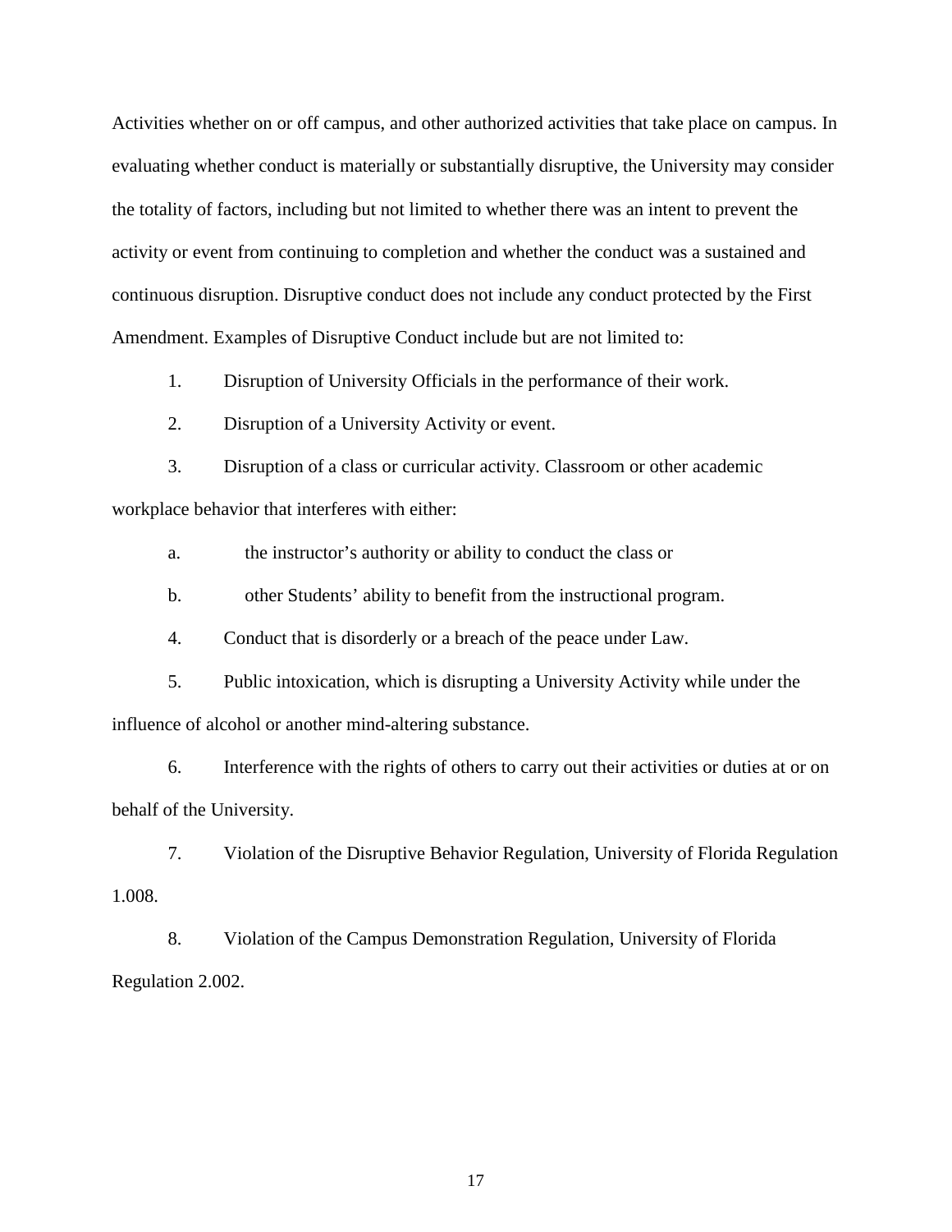Activities whether on or off campus, and other authorized activities that take place on campus. In evaluating whether conduct is materially or substantially disruptive, the University may consider the totality of factors, including but not limited to whether there was an intent to prevent the activity or event from continuing to completion and whether the conduct was a sustained and continuous disruption. Disruptive conduct does not include any conduct protected by the First Amendment. Examples of Disruptive Conduct include but are not limited to:

1. Disruption of University Officials in the performance of their work.
2. Disruption of a University Activity or event.
3. Disruption of a class or curricular activity. Classroom or other academic workplace behavior that interferes with either:
   a. the instructor's authority or ability to conduct the class or
   b. other Students' ability to benefit from the instructional program.
4. Conduct that is disorderly or a breach of the peace under Law.
5. Public intoxication, which is disrupting a University Activity while under the influence of alcohol or another mind-altering substance.
6. Interference with the rights of others to carry out their activities or duties at or on behalf of the University.
7. Violation of the Disruptive Behavior Regulation, University of Florida Regulation 1.008.
8. Violation of the Campus Demonstration Regulation, University of Florida Regulation 2.002.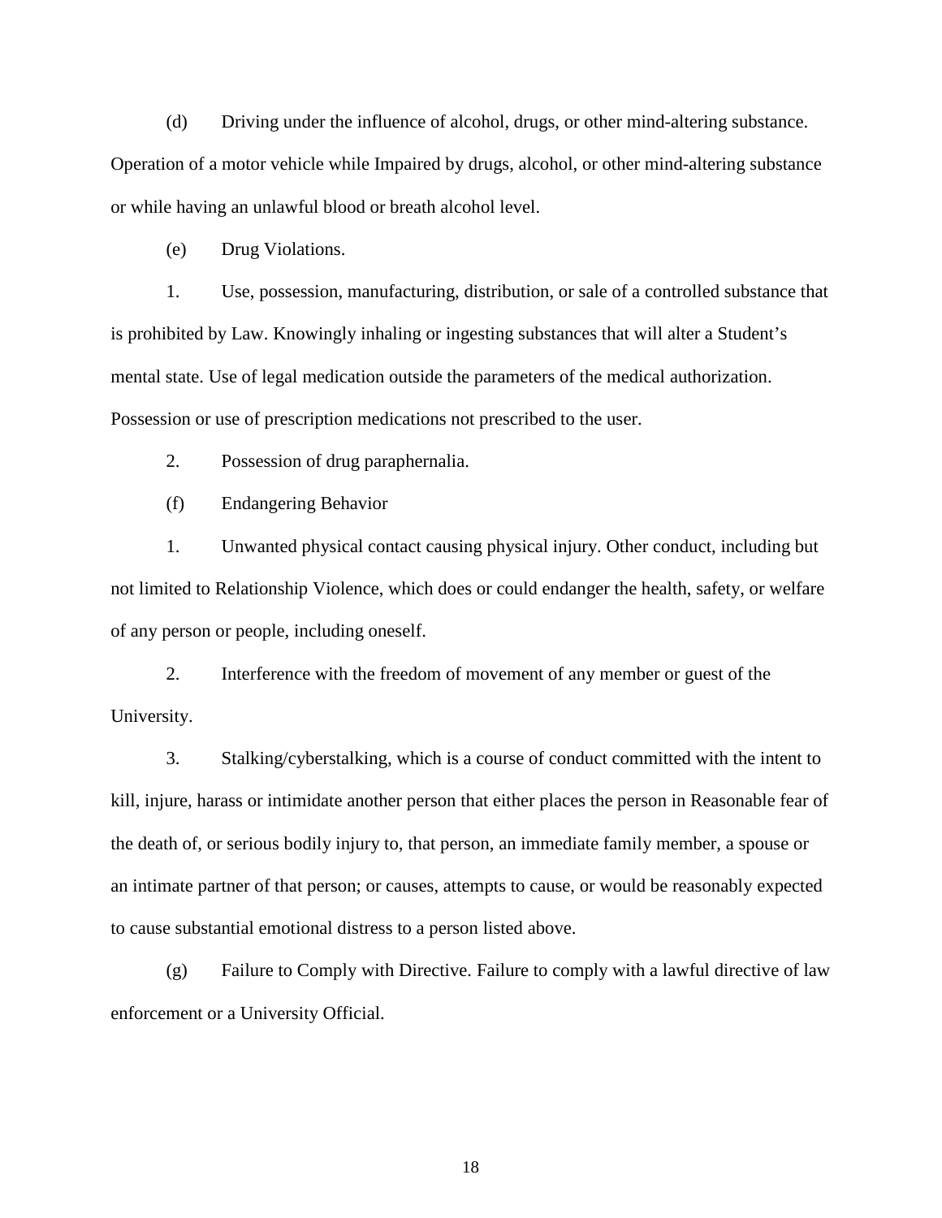(d) Driving under the influence of alcohol, drugs, or other mind-altering substance. Operation of a motor vehicle while Impaired by drugs, alcohol, or other mind-altering substance or while having an unlawful blood or breath alcohol level.

(e) Drug Violations.

1. Use, possession, manufacturing, distribution, or sale of a controlled substance that is prohibited by Law. Knowingly inhaling or ingesting substances that will alter a Student's mental state. Use of legal medication outside the parameters of the medical authorization. Possession or use of prescription medications not prescribed to the user.

2. Possession of drug paraphernalia.

(f) Endangering Behavior

1. Unwanted physical contact causing physical injury. Other conduct, including but not limited to Relationship Violence, which does or could endanger the health, safety, or welfare of any person or people, including oneself.

2. Interference with the freedom of movement of any member or guest of the University.

3. Stalking/cyberstalking, which is a course of conduct committed with the intent to kill, injure, harass or intimidate another person that either places the person in Reasonable fear of the death of, or serious bodily injury to, that person, an immediate family member, a spouse or an intimate partner of that person; or causes, attempts to cause, or would be reasonably expected to cause substantial emotional distress to a person listed above.

(g) Failure to Comply with Directive. Failure to comply with a lawful directive of law enforcement or a University Official.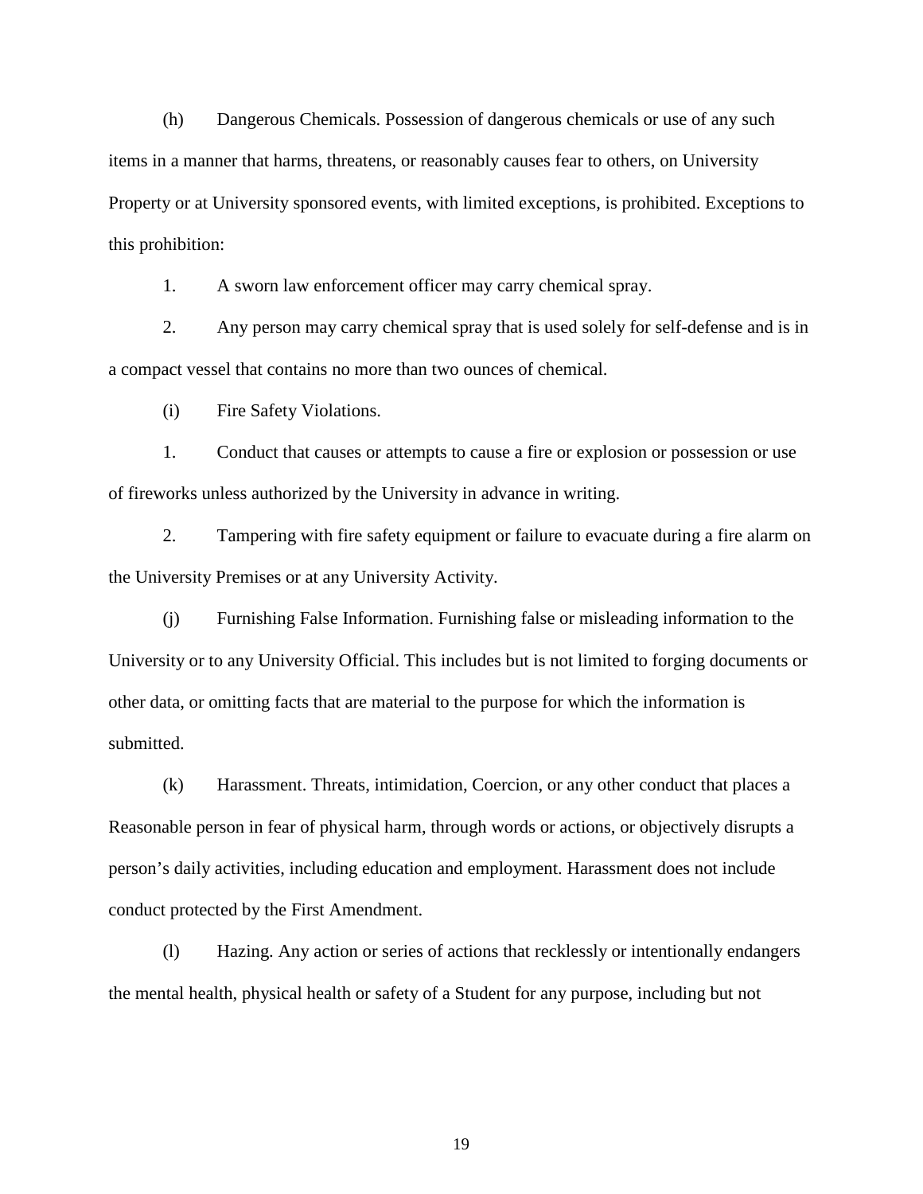(h) Dangerous Chemicals. Possession of dangerous chemicals or use of any such items in a manner that harms, threatens, or reasonably causes fear to others, on University Property or at University sponsored events, with limited exceptions, is prohibited. Exceptions to this prohibition:

1. A sworn law enforcement officer may carry chemical spray.

2. Any person may carry chemical spray that is used solely for self-defense and is in a compact vessel that contains no more than two ounces of chemical.

(i) Fire Safety Violations.

1. Conduct that causes or attempts to cause a fire or explosion or possession or use of fireworks unless authorized by the University in advance in writing.

2. Tampering with fire safety equipment or failure to evacuate during a fire alarm on the University Premises or at any University Activity.

(j) Furnishing False Information. Furnishing false or misleading information to the University or to any University Official. This includes but is not limited to forging documents or other data, or omitting facts that are material to the purpose for which the information is submitted.

(k) Harassment. Threats, intimidation, Coercion, or any other conduct that places a Reasonable person in fear of physical harm, through words or actions, or objectively disrupts a person's daily activities, including education and employment. Harassment does not include conduct protected by the First Amendment.

(l) Hazing. Any action or series of actions that recklessly or intentionally endangers the mental health, physical health or safety of a Student for any purpose, including but not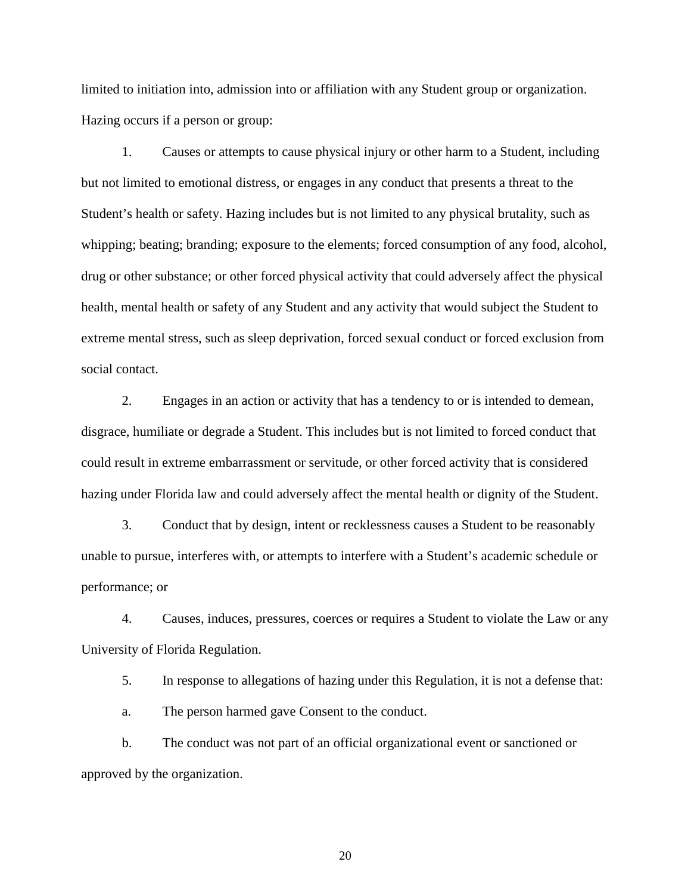limited to initiation into, admission into or affiliation with any Student group or organization. Hazing occurs if a person or group:

1. Causes or attempts to cause physical injury or other harm to a Student, including but not limited to emotional distress, or engages in any conduct that presents a threat to the Student's health or safety. Hazing includes but is not limited to any physical brutality, such as whipping; beating; branding; exposure to the elements; forced consumption of any food, alcohol, drug or other substance; or other forced physical activity that could adversely affect the physical health, mental health or safety of any Student and any activity that would subject the Student to extreme mental stress, such as sleep deprivation, forced sexual conduct or forced exclusion from social contact.

2. Engages in an action or activity that has a tendency to or is intended to demean, disgrace, humiliate or degrade a Student. This includes but is not limited to forced conduct that could result in extreme embarrassment or servitude, or other forced activity that is considered hazing under Florida law and could adversely affect the mental health or dignity of the Student.

3. Conduct that by design, intent or recklessness causes a Student to be reasonably unable to pursue, interferes with, or attempts to interfere with a Student's academic schedule or performance; or

4. Causes, induces, pressures, coerces or requires a Student to violate the Law or any University of Florida Regulation.

5. In response to allegations of hazing under this Regulation, it is not a defense that:

a. The person harmed gave Consent to the conduct.

b. The conduct was not part of an official organizational event or sanctioned or approved by the organization.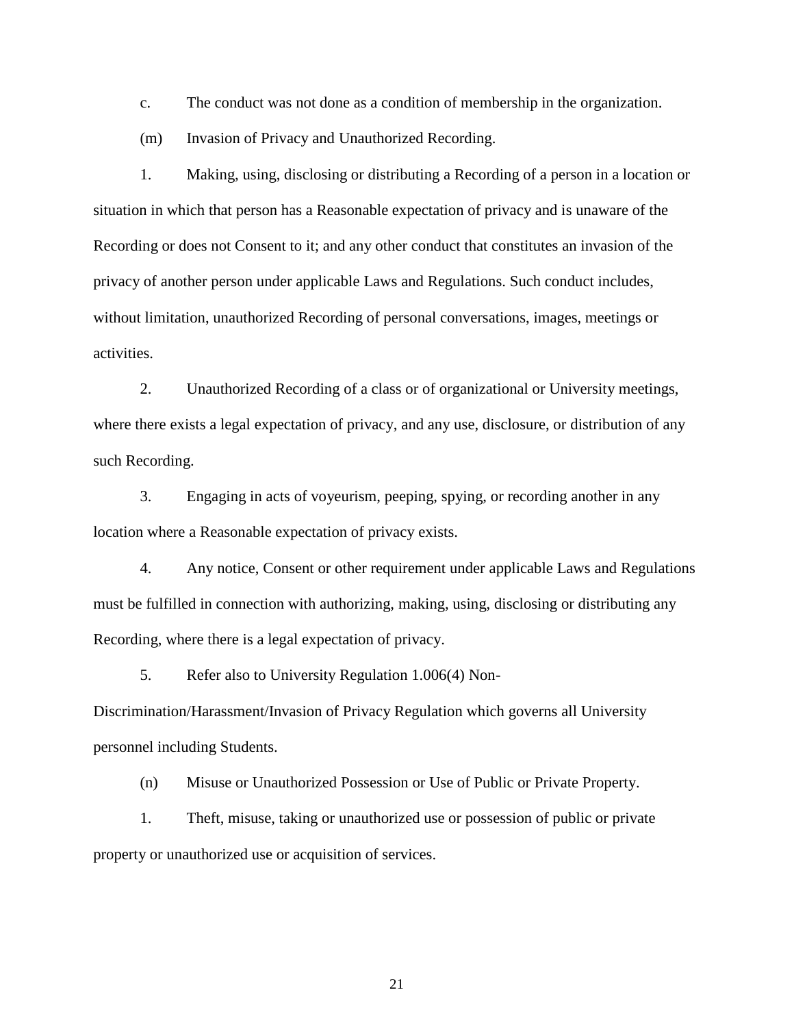c. The conduct was not done as a condition of membership in the organization.

(m) Invasion of Privacy and Unauthorized Recording.

1. Making, using, disclosing or distributing a Recording of a person in a location or situation in which that person has a Reasonable expectation of privacy and is unaware of the Recording or does not Consent to it; and any other conduct that constitutes an invasion of the privacy of another person under applicable Laws and Regulations. Such conduct includes, without limitation, unauthorized Recording of personal conversations, images, meetings or activities.

2. Unauthorized Recording of a class or of organizational or University meetings, where there exists a legal expectation of privacy, and any use, disclosure, or distribution of any such Recording.

3. Engaging in acts of voyeurism, peeping, spying, or recording another in any location where a Reasonable expectation of privacy exists.

4. Any notice, Consent or other requirement under applicable Laws and Regulations must be fulfilled in connection with authorizing, making, using, disclosing or distributing any Recording, where there is a legal expectation of privacy.

5. Refer also to University Regulation 1.006(4) Non-Discrimination/Harassment/Invasion of Privacy Regulation which governs all University personnel including Students.

(n) Misuse or Unauthorized Possession or Use of Public or Private Property.

1. Theft, misuse, taking or unauthorized use or possession of public or private property or unauthorized use or acquisition of services.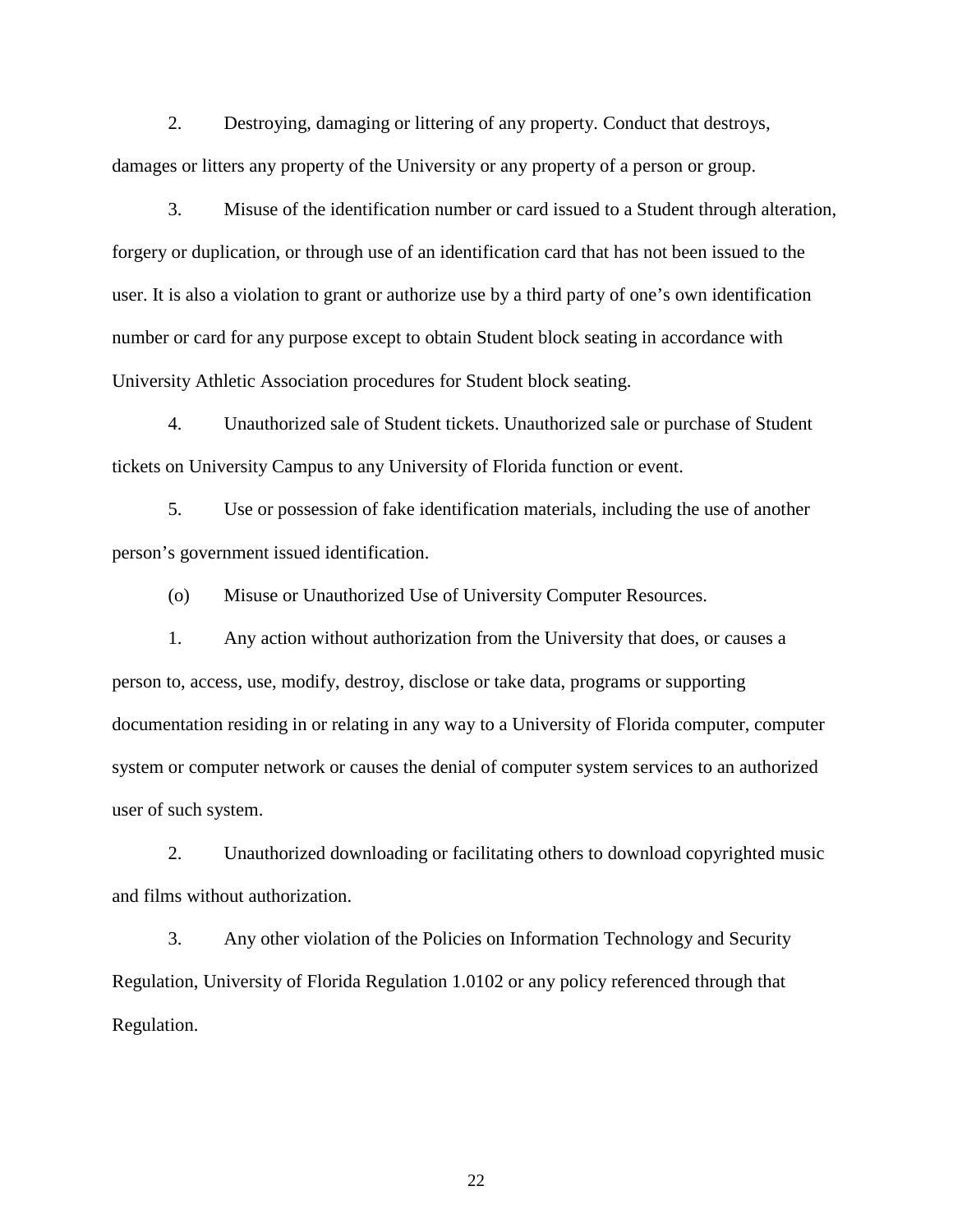2. Destroying, damaging or littering of any property. Conduct that destroys, damages or litters any property of the University or any property of a person or group.

3. Misuse of the identification number or card issued to a Student through alteration, forgery or duplication, or through use of an identification card that has not been issued to the user. It is also a violation to grant or authorize use by a third party of one's own identification number or card for any purpose except to obtain Student block seating in accordance with University Athletic Association procedures for Student block seating.

4. Unauthorized sale of Student tickets. Unauthorized sale or purchase of Student tickets on University Campus to any University of Florida function or event.

5. Use or possession of fake identification materials, including the use of another person's government issued identification.

(o) Misuse or Unauthorized Use of University Computer Resources.

1. Any action without authorization from the University that does, or causes a person to, access, use, modify, destroy, disclose or take data, programs or supporting documentation residing in or relating in any way to a University of Florida computer, computer system or computer network or causes the denial of computer system services to an authorized user of such system.

2. Unauthorized downloading or facilitating others to download copyrighted music and films without authorization.

3. Any other violation of the Policies on Information Technology and Security Regulation, University of Florida Regulation 1.0102 or any policy referenced through that Regulation.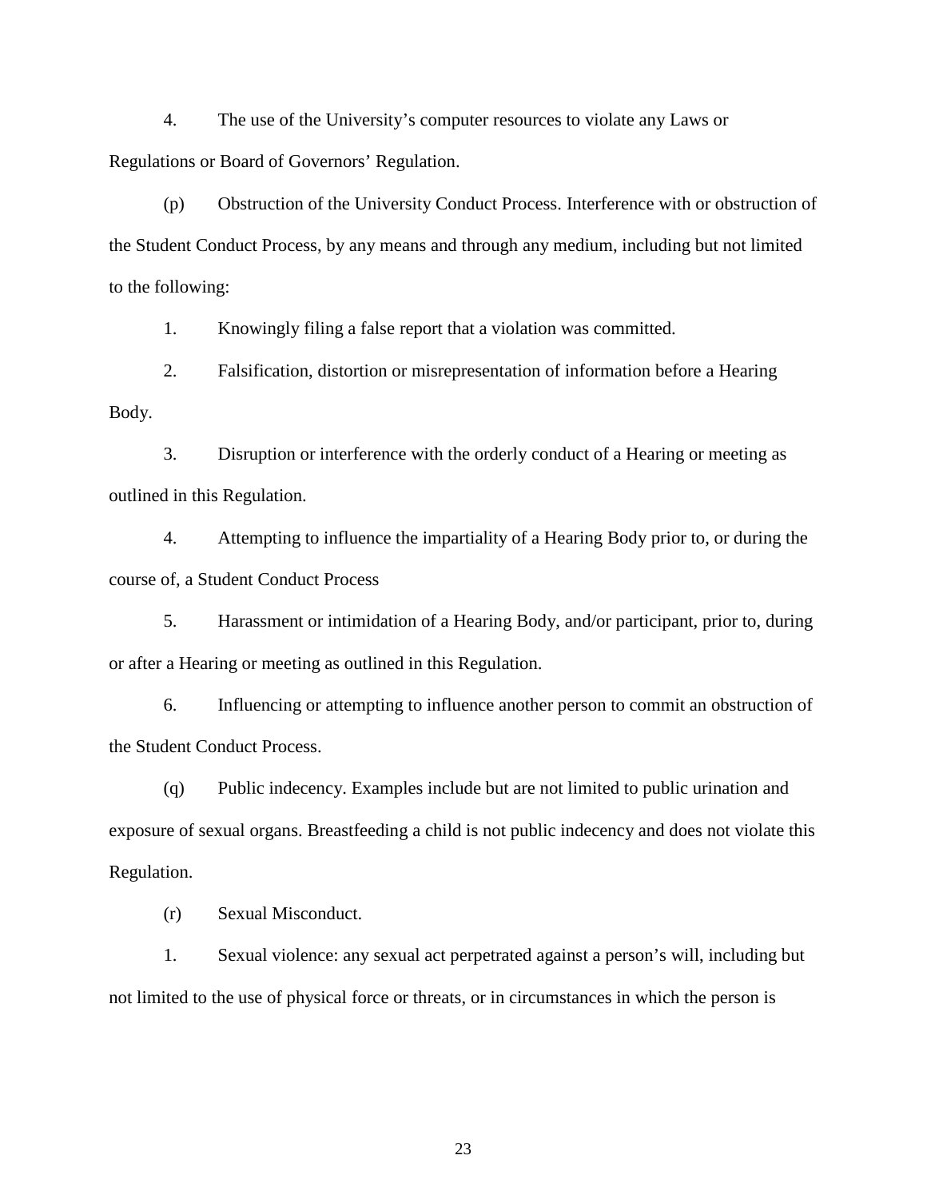4. The use of the University's computer resources to violate any Laws or Regulations or Board of Governors' Regulation.

(p) Obstruction of the University Conduct Process. Interference with or obstruction of the Student Conduct Process, by any means and through any medium, including but not limited to the following:

1. Knowingly filing a false report that a violation was committed.

2. Falsification, distortion or misrepresentation of information before a Hearing Body.

3. Disruption or interference with the orderly conduct of a Hearing or meeting as outlined in this Regulation.

4. Attempting to influence the impartiality of a Hearing Body prior to, or during the course of, a Student Conduct Process

5. Harassment or intimidation of a Hearing Body, and/or participant, prior to, during or after a Hearing or meeting as outlined in this Regulation.

6. Influencing or attempting to influence another person to commit an obstruction of the Student Conduct Process.

(q) Public indecency. Examples include but are not limited to public urination and exposure of sexual organs. Breastfeeding a child is not public indecency and does not violate this Regulation.

(r) Sexual Misconduct.

1. Sexual violence: any sexual act perpetrated against a person's will, including but not limited to the use of physical force or threats, or in circumstances in which the person is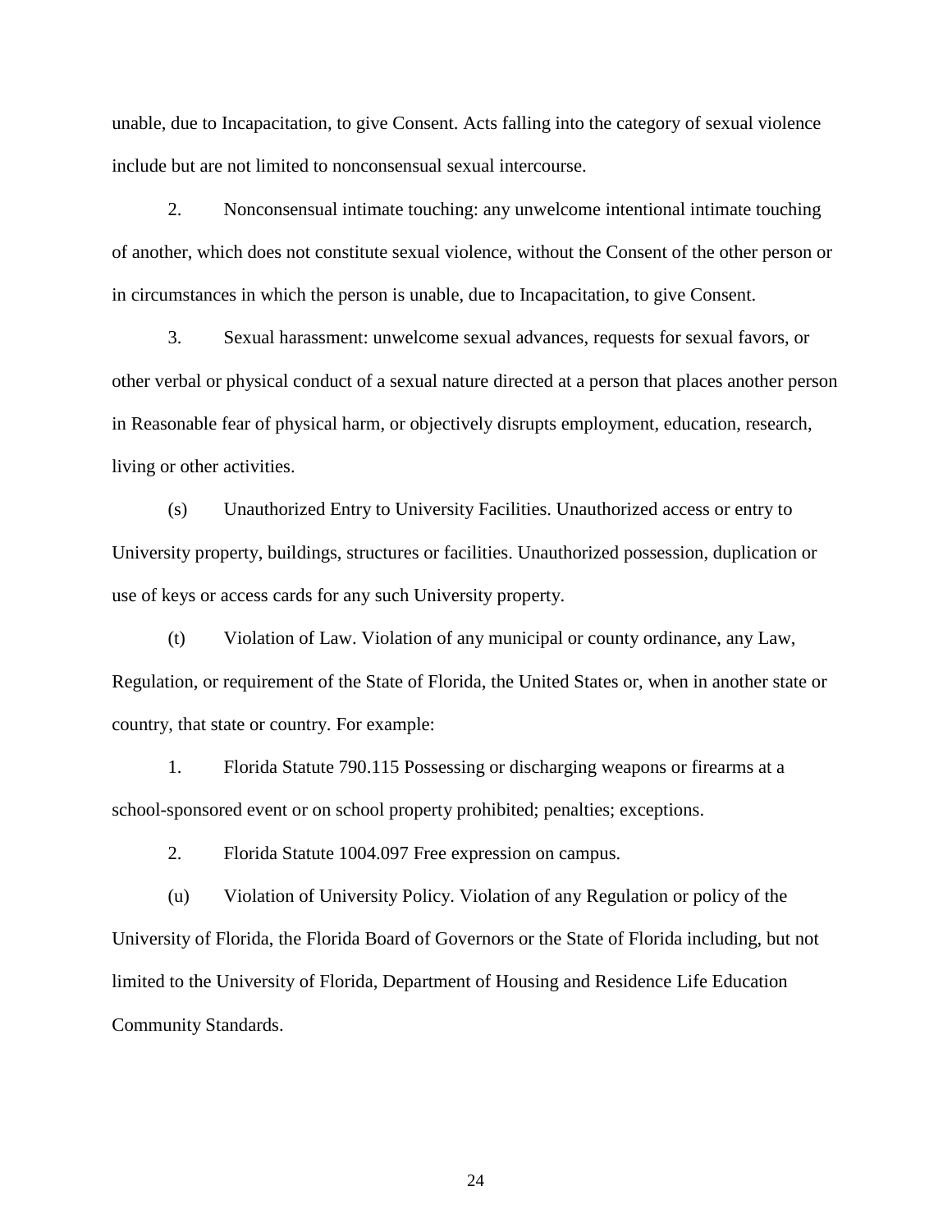unable, due to Incapacitation, to give Consent. Acts falling into the category of sexual violence include but are not limited to nonconsensual sexual intercourse.

2. Nonconsensual intimate touching: any unwelcome intentional intimate touching of another, which does not constitute sexual violence, without the Consent of the other person or in circumstances in which the person is unable, due to Incapacitation, to give Consent.

3. Sexual harassment: unwelcome sexual advances, requests for sexual favors, or other verbal or physical conduct of a sexual nature directed at a person that places another person in Reasonable fear of physical harm, or objectively disrupts employment, education, research, living or other activities.

(s) Unauthorized Entry to University Facilities. Unauthorized access or entry to University property, buildings, structures or facilities. Unauthorized possession, duplication or use of keys or access cards for any such University property.

(t) Violation of Law. Violation of any municipal or county ordinance, any Law, Regulation, or requirement of the State of Florida, the United States or, when in another state or country, that state or country. For example:

1. Florida Statute 790.115 Possessing or discharging weapons or firearms at a school-sponsored event or on school property prohibited; penalties; exceptions.

2. Florida Statute 1004.097 Free expression on campus.

(u) Violation of University Policy. Violation of any Regulation or policy of the University of Florida, the Florida Board of Governors or the State of Florida including, but not limited to the University of Florida, Department of Housing and Residence Life Education Community Standards.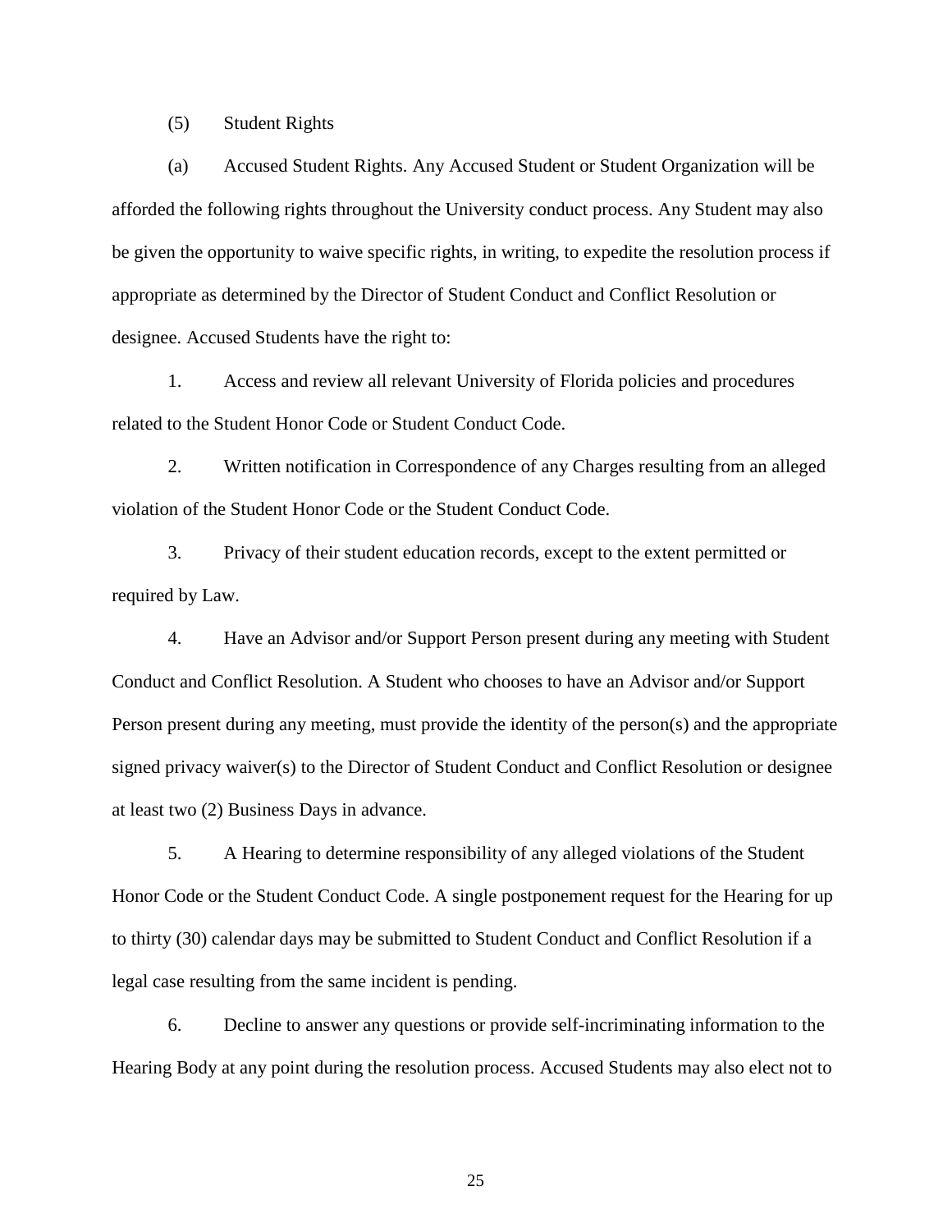(5) Student Rights

(a) Accused Student Rights. Any Accused Student or Student Organization will be afforded the following rights throughout the University conduct process. Any Student may also be given the opportunity to waive specific rights, in writing, to expedite the resolution process if appropriate as determined by the Director of Student Conduct and Conflict Resolution or designee. Accused Students have the right to:

1. Access and review all relevant University of Florida policies and procedures related to the Student Honor Code or Student Conduct Code.

2. Written notification in Correspondence of any Charges resulting from an alleged violation of the Student Honor Code or the Student Conduct Code.

3. Privacy of their student education records, except to the extent permitted or required by Law.

4. Have an Advisor and/or Support Person present during any meeting with Student Conduct and Conflict Resolution. A Student who chooses to have an Advisor and/or Support Person present during any meeting, must provide the identity of the person(s) and the appropriate signed privacy waiver(s) to the Director of Student Conduct and Conflict Resolution or designee at least two (2) Business Days in advance.

5. A Hearing to determine responsibility of any alleged violations of the Student Honor Code or the Student Conduct Code. A single postponement request for the Hearing for up to thirty (30) calendar days may be submitted to Student Conduct and Conflict Resolution if a legal case resulting from the same incident is pending.

6. Decline to answer any questions or provide self-incriminating information to the Hearing Body at any point during the resolution process. Accused Students may also elect not to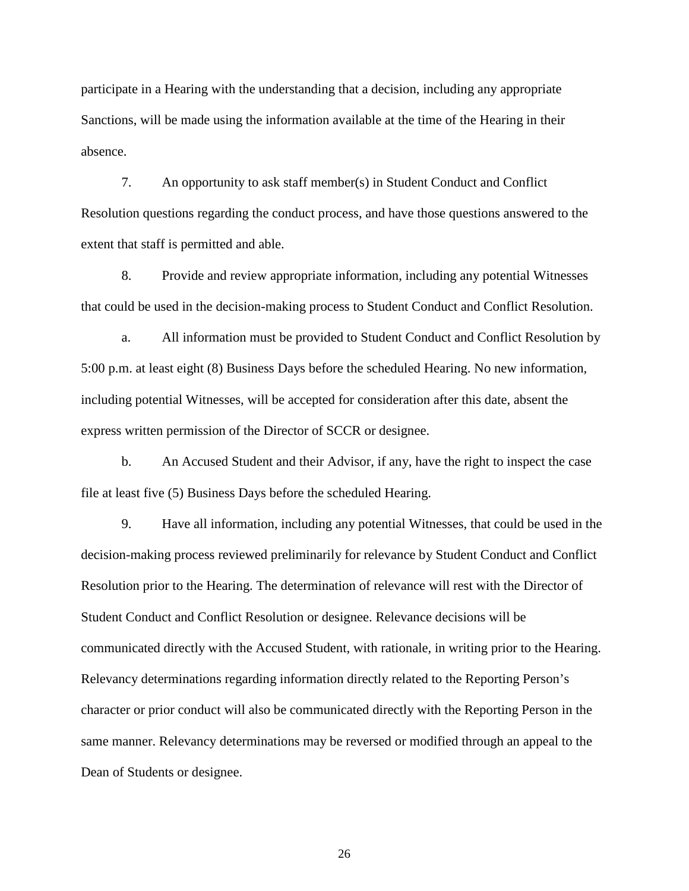participate in a Hearing with the understanding that a decision, including any appropriate Sanctions, will be made using the information available at the time of the Hearing in their absence.

7. An opportunity to ask staff member(s) in Student Conduct and Conflict Resolution questions regarding the conduct process, and have those questions answered to the extent that staff is permitted and able.

8. Provide and review appropriate information, including any potential Witnesses that could be used in the decision-making process to Student Conduct and Conflict Resolution.

a. All information must be provided to Student Conduct and Conflict Resolution by 5:00 p.m. at least eight (8) Business Days before the scheduled Hearing. No new information, including potential Witnesses, will be accepted for consideration after this date, absent the express written permission of the Director of SCCR or designee.

b. An Accused Student and their Advisor, if any, have the right to inspect the case file at least five (5) Business Days before the scheduled Hearing.

9. Have all information, including any potential Witnesses, that could be used in the decision-making process reviewed preliminarily for relevance by Student Conduct and Conflict Resolution prior to the Hearing. The determination of relevance will rest with the Director of Student Conduct and Conflict Resolution or designee. Relevance decisions will be communicated directly with the Accused Student, with rationale, in writing prior to the Hearing. Relevancy determinations regarding information directly related to the Reporting Person's character or prior conduct will also be communicated directly with the Reporting Person in the same manner. Relevancy determinations may be reversed or modified through an appeal to the Dean of Students or designee.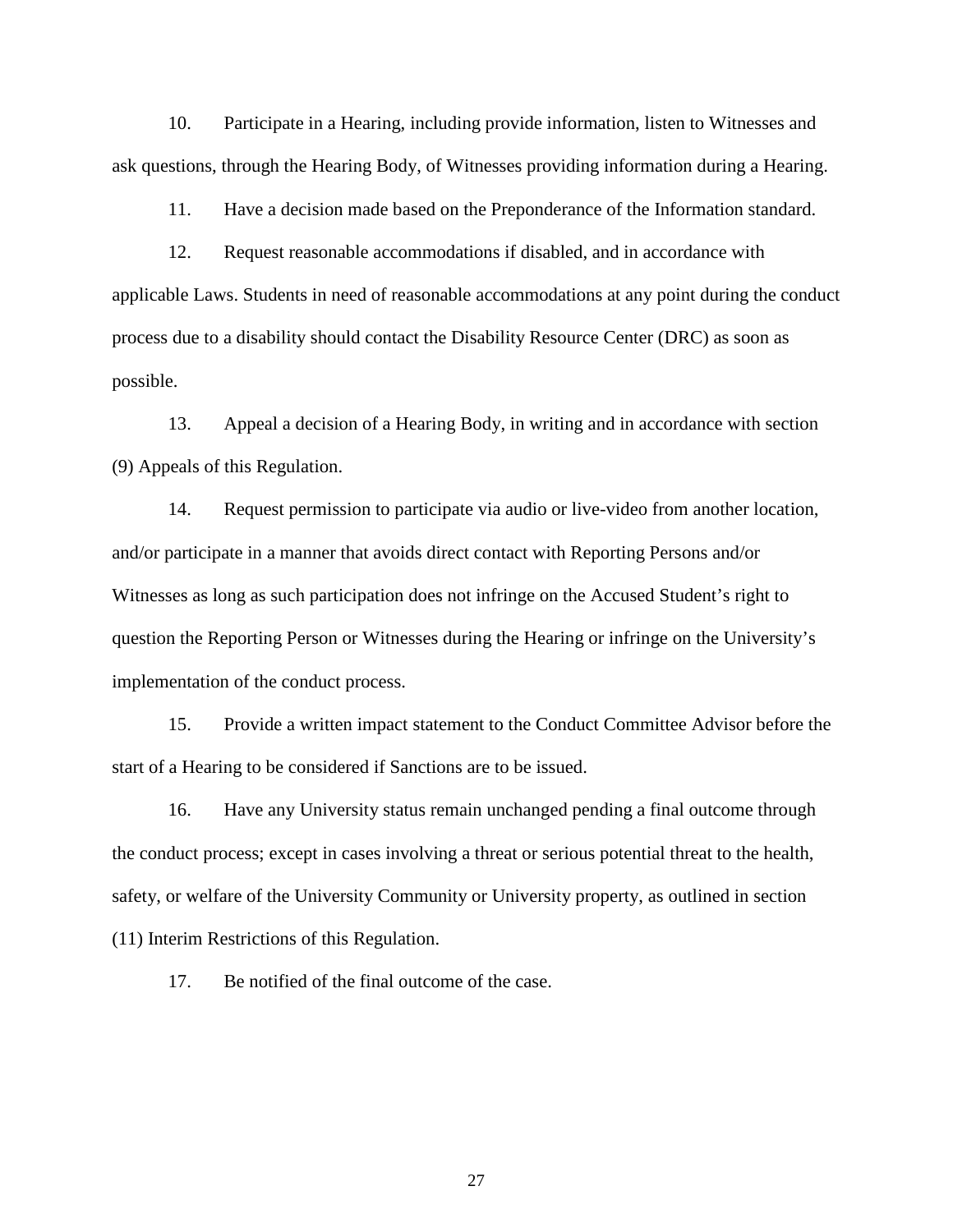10. Participate in a Hearing, including provide information, listen to Witnesses and ask questions, through the Hearing Body, of Witnesses providing information during a Hearing.

11. Have a decision made based on the Preponderance of the Information standard.

12. Request reasonable accommodations if disabled, and in accordance with applicable Laws. Students in need of reasonable accommodations at any point during the conduct process due to a disability should contact the Disability Resource Center (DRC) as soon as possible.

13. Appeal a decision of a Hearing Body, in writing and in accordance with section (9) Appeals of this Regulation.

14. Request permission to participate via audio or live-video from another location, and/or participate in a manner that avoids direct contact with Reporting Persons and/or Witnesses as long as such participation does not infringe on the Accused Student's right to question the Reporting Person or Witnesses during the Hearing or infringe on the University's implementation of the conduct process.

15. Provide a written impact statement to the Conduct Committee Advisor before the start of a Hearing to be considered if Sanctions are to be issued.

16. Have any University status remain unchanged pending a final outcome through the conduct process; except in cases involving a threat or serious potential threat to the health, safety, or welfare of the University Community or University property, as outlined in section (11) Interim Restrictions of this Regulation.

17. Be notified of the final outcome of the case.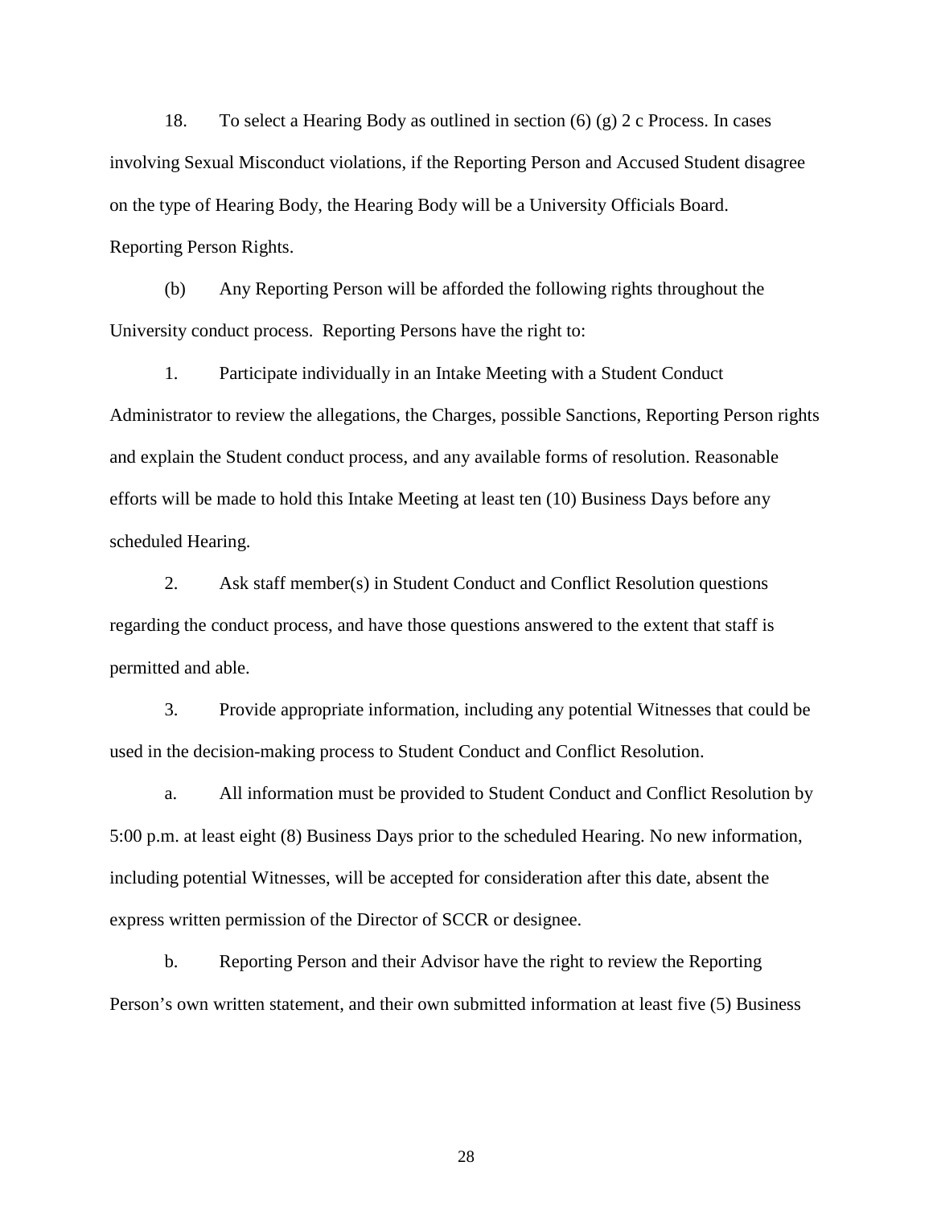18. To select a Hearing Body as outlined in section (6) (g) 2 c Process. In cases involving Sexual Misconduct violations, if the Reporting Person and Accused Student disagree on the type of Hearing Body, the Hearing Body will be a University Officials Board.

Reporting Person Rights.

(b) Any Reporting Person will be afforded the following rights throughout the University conduct process. Reporting Persons have the right to:

1. Participate individually in an Intake Meeting with a Student Conduct Administrator to review the allegations, the Charges, possible Sanctions, Reporting Person rights and explain the Student conduct process, and any available forms of resolution. Reasonable efforts will be made to hold this Intake Meeting at least ten (10) Business Days before any scheduled Hearing.

2. Ask staff member(s) in Student Conduct and Conflict Resolution questions regarding the conduct process, and have those questions answered to the extent that staff is permitted and able.

3. Provide appropriate information, including any potential Witnesses that could be used in the decision-making process to Student Conduct and Conflict Resolution.

a. All information must be provided to Student Conduct and Conflict Resolution by 5:00 p.m. at least eight (8) Business Days prior to the scheduled Hearing. No new information, including potential Witnesses, will be accepted for consideration after this date, absent the express written permission of the Director of SCCR or designee.

b. Reporting Person and their Advisor have the right to review the Reporting Person's own written statement, and their own submitted information at least five (5) Business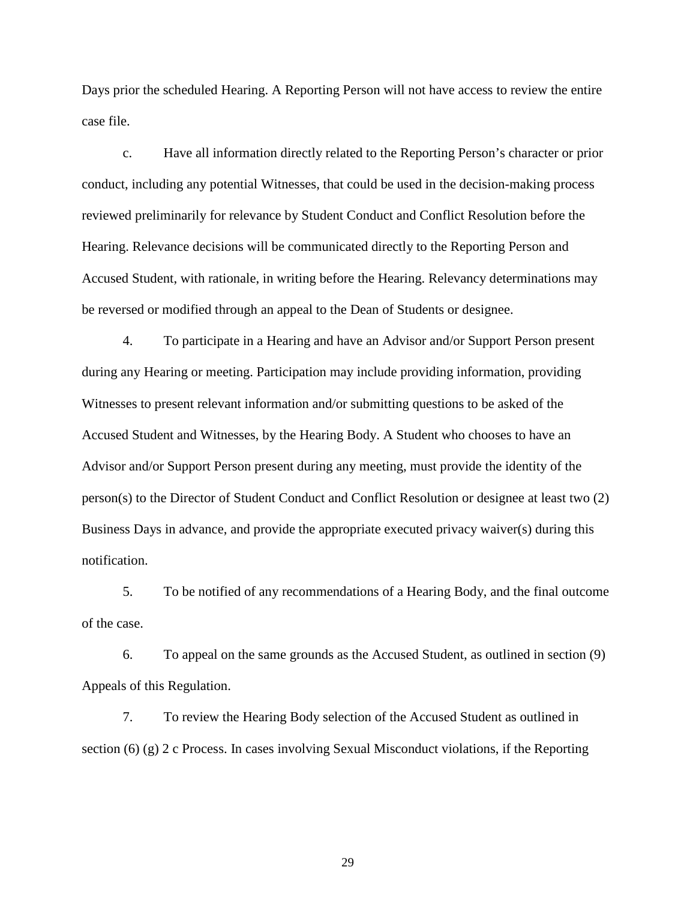Days prior the scheduled Hearing. A Reporting Person will not have access to review the entire case file.

c. Have all information directly related to the Reporting Person's character or prior conduct, including any potential Witnesses, that could be used in the decision-making process reviewed preliminarily for relevance by Student Conduct and Conflict Resolution before the Hearing. Relevance decisions will be communicated directly to the Reporting Person and Accused Student, with rationale, in writing before the Hearing. Relevancy determinations may be reversed or modified through an appeal to the Dean of Students or designee.

4. To participate in a Hearing and have an Advisor and/or Support Person present during any Hearing or meeting. Participation may include providing information, providing Witnesses to present relevant information and/or submitting questions to be asked of the Accused Student and Witnesses, by the Hearing Body. A Student who chooses to have an Advisor and/or Support Person present during any meeting, must provide the identity of the person(s) to the Director of Student Conduct and Conflict Resolution or designee at least two (2) Business Days in advance, and provide the appropriate executed privacy waiver(s) during this notification.

5. To be notified of any recommendations of a Hearing Body, and the final outcome of the case.

6. To appeal on the same grounds as the Accused Student, as outlined in section (9) Appeals of this Regulation.

7. To review the Hearing Body selection of the Accused Student as outlined in section (6) (g) 2 c Process. In cases involving Sexual Misconduct violations, if the Reporting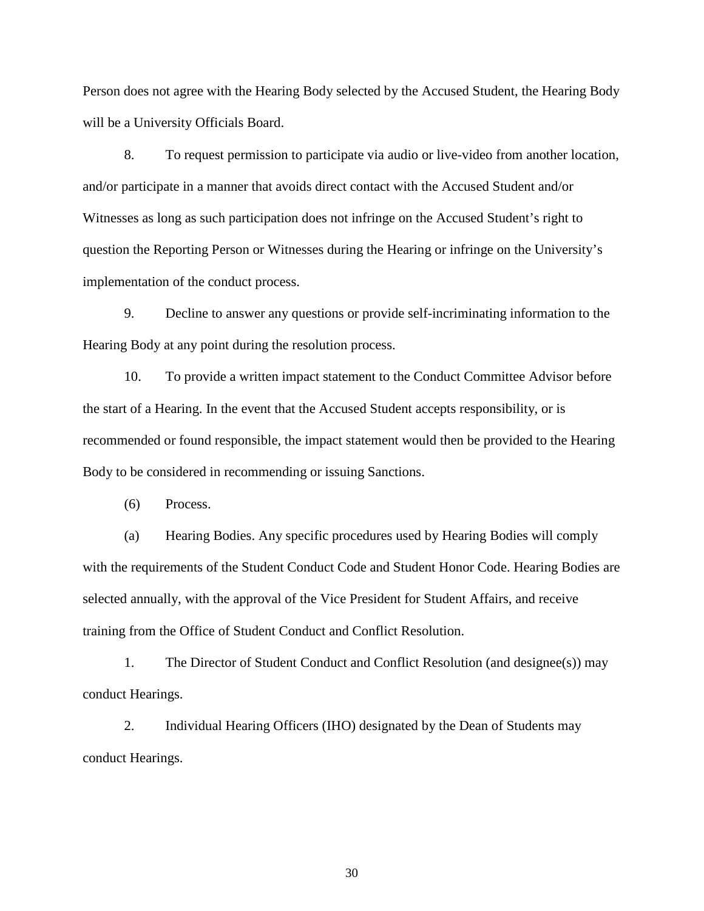Person does not agree with the Hearing Body selected by the Accused Student, the Hearing Body will be a University Officials Board.

8. To request permission to participate via audio or live-video from another location, and/or participate in a manner that avoids direct contact with the Accused Student and/or Witnesses as long as such participation does not infringe on the Accused Student's right to question the Reporting Person or Witnesses during the Hearing or infringe on the University's implementation of the conduct process.

9. Decline to answer any questions or provide self-incriminating information to the Hearing Body at any point during the resolution process.

10. To provide a written impact statement to the Conduct Committee Advisor before the start of a Hearing. In the event that the Accused Student accepts responsibility, or is recommended or found responsible, the impact statement would then be provided to the Hearing Body to be considered in recommending or issuing Sanctions.

(6) Process.

(a) Hearing Bodies. Any specific procedures used by Hearing Bodies will comply with the requirements of the Student Conduct Code and Student Honor Code. Hearing Bodies are selected annually, with the approval of the Vice President for Student Affairs, and receive training from the Office of Student Conduct and Conflict Resolution.

1. The Director of Student Conduct and Conflict Resolution (and designee(s)) may conduct Hearings.

2. Individual Hearing Officers (IHO) designated by the Dean of Students may conduct Hearings.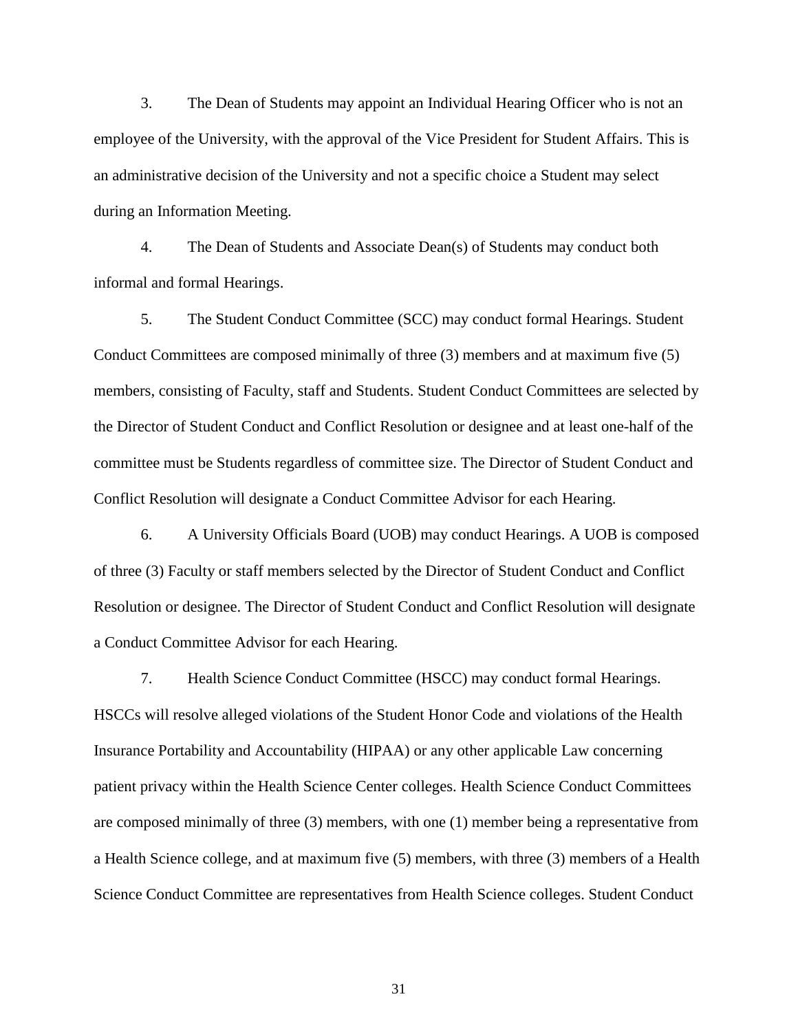3. The Dean of Students may appoint an Individual Hearing Officer who is not an employee of the University, with the approval of the Vice President for Student Affairs. This is an administrative decision of the University and not a specific choice a Student may select during an Information Meeting.

4. The Dean of Students and Associate Dean(s) of Students may conduct both informal and formal Hearings.

5. The Student Conduct Committee (SCC) may conduct formal Hearings. Student Conduct Committees are composed minimally of three (3) members and at maximum five (5) members, consisting of Faculty, staff and Students. Student Conduct Committees are selected by the Director of Student Conduct and Conflict Resolution or designee and at least one-half of the committee must be Students regardless of committee size. The Director of Student Conduct and Conflict Resolution will designate a Conduct Committee Advisor for each Hearing.

6. A University Officials Board (UOB) may conduct Hearings. A UOB is composed of three (3) Faculty or staff members selected by the Director of Student Conduct and Conflict Resolution or designee. The Director of Student Conduct and Conflict Resolution will designate a Conduct Committee Advisor for each Hearing.

7. Health Science Conduct Committee (HSCC) may conduct formal Hearings. HSCCs will resolve alleged violations of the Student Honor Code and violations of the Health Insurance Portability and Accountability (HIPAA) or any other applicable Law concerning patient privacy within the Health Science Center colleges. Health Science Conduct Committees are composed minimally of three (3) members, with one (1) member being a representative from a Health Science college, and at maximum five (5) members, with three (3) members of a Health Science Conduct Committee are representatives from Health Science colleges. Student Conduct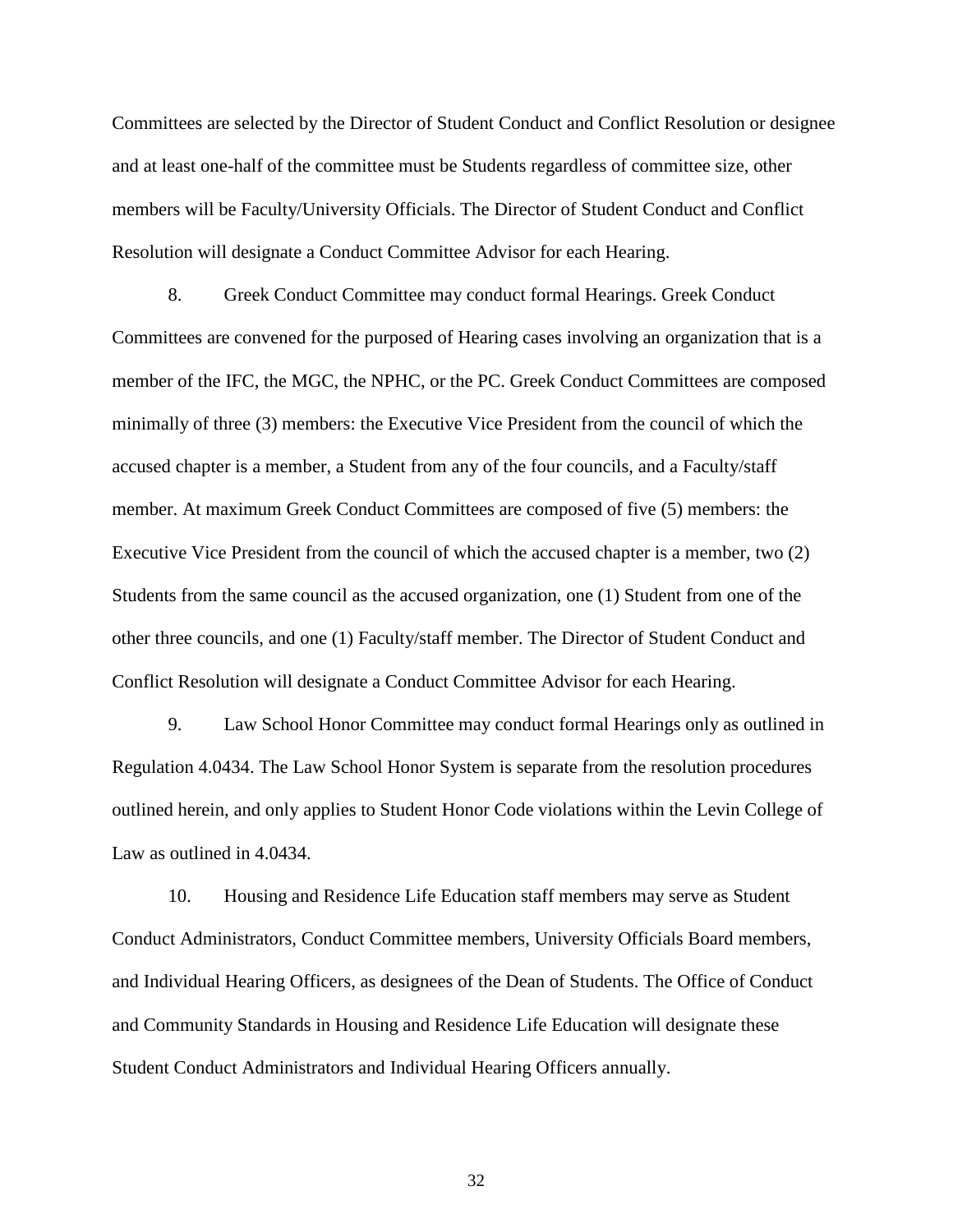Committees are selected by the Director of Student Conduct and Conflict Resolution or designee and at least one-half of the committee must be Students regardless of committee size, other members will be Faculty/University Officials. The Director of Student Conduct and Conflict Resolution will designate a Conduct Committee Advisor for each Hearing.

8. Greek Conduct Committee may conduct formal Hearings. Greek Conduct Committees are convened for the purposed of Hearing cases involving an organization that is a member of the IFC, the MGC, the NPHC, or the PC. Greek Conduct Committees are composed minimally of three (3) members: the Executive Vice President from the council of which the accused chapter is a member, a Student from any of the four councils, and a Faculty/staff member. At maximum Greek Conduct Committees are composed of five (5) members: the Executive Vice President from the council of which the accused chapter is a member, two (2) Students from the same council as the accused organization, one (1) Student from one of the other three councils, and one (1) Faculty/staff member. The Director of Student Conduct and Conflict Resolution will designate a Conduct Committee Advisor for each Hearing.

9. Law School Honor Committee may conduct formal Hearings only as outlined in Regulation 4.0434. The Law School Honor System is separate from the resolution procedures outlined herein, and only applies to Student Honor Code violations within the Levin College of Law as outlined in 4.0434.

10. Housing and Residence Life Education staff members may serve as Student Conduct Administrators, Conduct Committee members, University Officials Board members, and Individual Hearing Officers, as designees of the Dean of Students. The Office of Conduct and Community Standards in Housing and Residence Life Education will designate these Student Conduct Administrators and Individual Hearing Officers annually.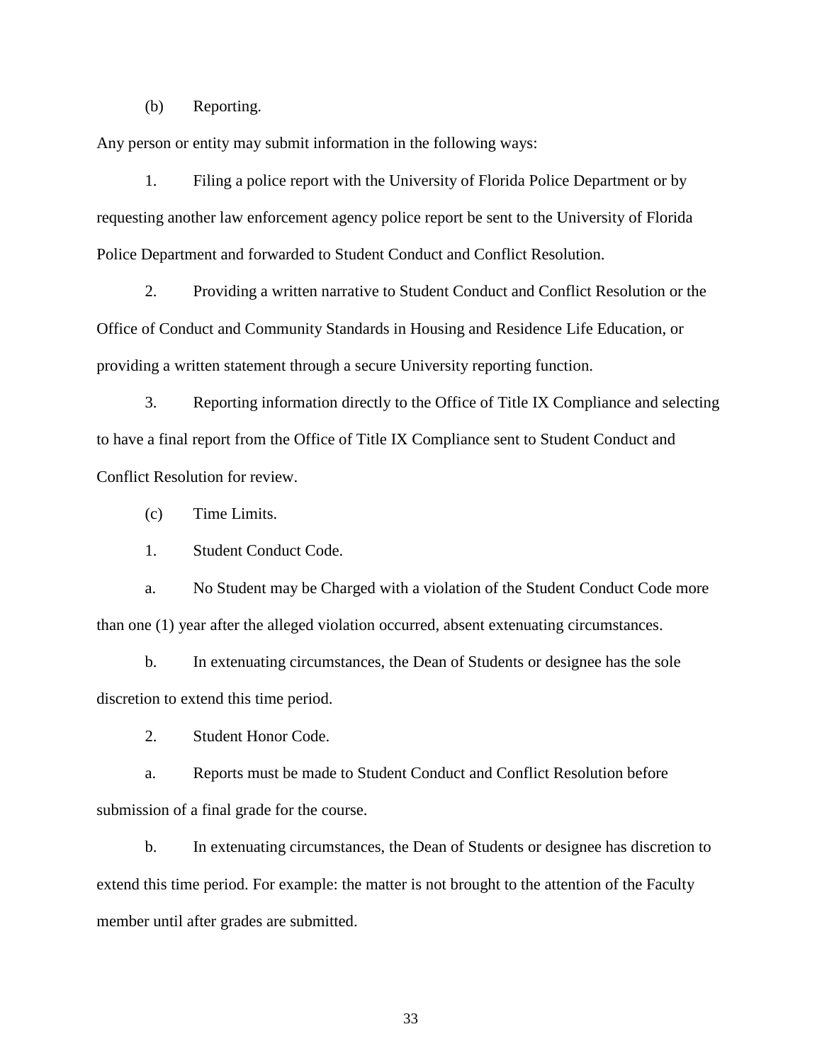(b) Reporting.

Any person or entity may submit information in the following ways:

1. Filing a police report with the University of Florida Police Department or by requesting another law enforcement agency police report be sent to the University of Florida Police Department and forwarded to Student Conduct and Conflict Resolution.

2. Providing a written narrative to Student Conduct and Conflict Resolution or the Office of Conduct and Community Standards in Housing and Residence Life Education, or providing a written statement through a secure University reporting function.

3. Reporting information directly to the Office of Title IX Compliance and selecting to have a final report from the Office of Title IX Compliance sent to Student Conduct and Conflict Resolution for review.

(c) Time Limits.

1. Student Conduct Code.

a. No Student may be Charged with a violation of the Student Conduct Code more than one (1) year after the alleged violation occurred, absent extenuating circumstances.

b. In extenuating circumstances, the Dean of Students or designee has the sole discretion to extend this time period.

2. Student Honor Code.

a. Reports must be made to Student Conduct and Conflict Resolution before submission of a final grade for the course.

b. In extenuating circumstances, the Dean of Students or designee has discretion to extend this time period. For example: the matter is not brought to the attention of the Faculty member until after grades are submitted.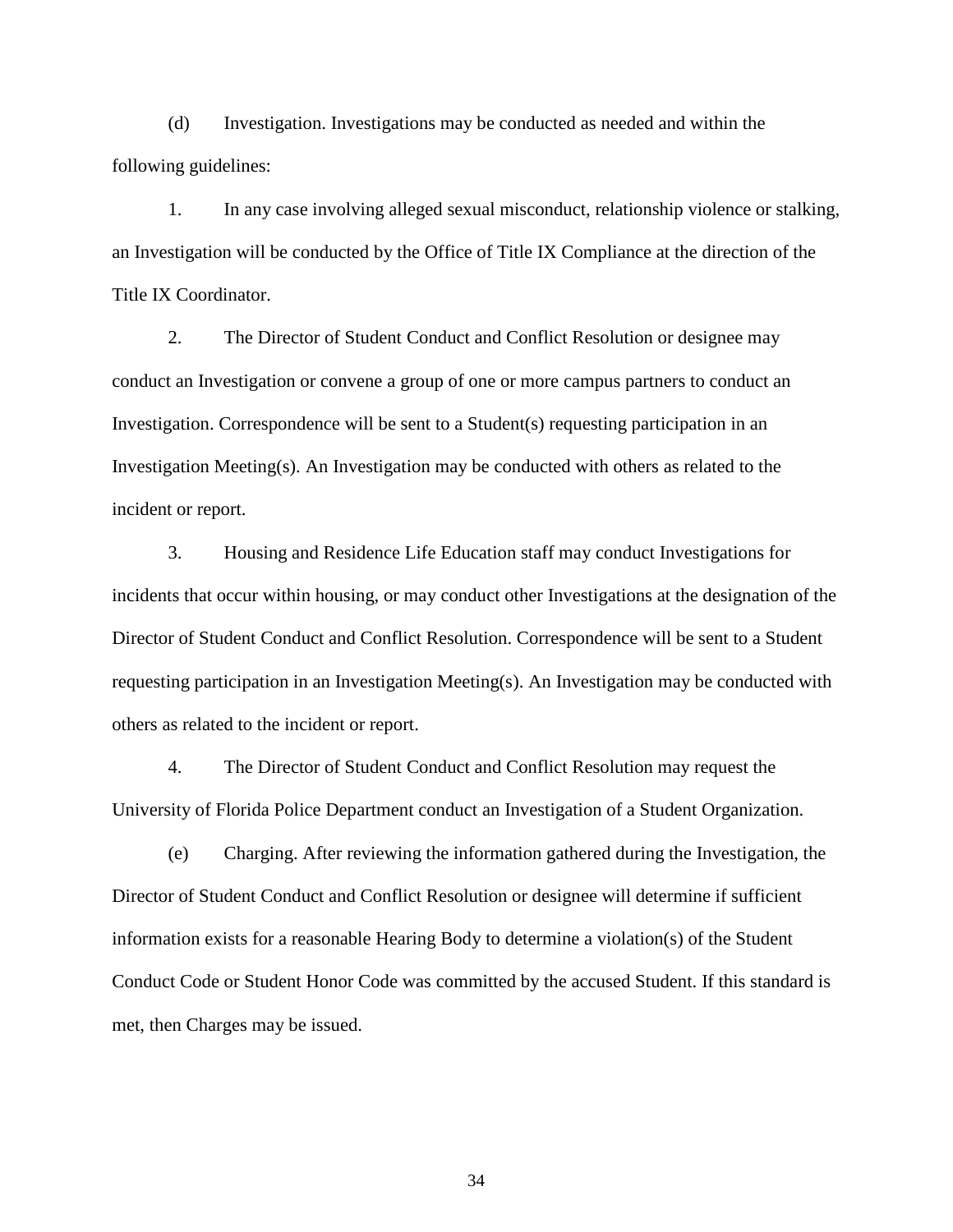(d) Investigation. Investigations may be conducted as needed and within the following guidelines:

1. In any case involving alleged sexual misconduct, relationship violence or stalking, an Investigation will be conducted by the Office of Title IX Compliance at the direction of the Title IX Coordinator.

2. The Director of Student Conduct and Conflict Resolution or designee may conduct an Investigation or convene a group of one or more campus partners to conduct an Investigation. Correspondence will be sent to a Student(s) requesting participation in an Investigation Meeting(s). An Investigation may be conducted with others as related to the incident or report.

3. Housing and Residence Life Education staff may conduct Investigations for incidents that occur within housing, or may conduct other Investigations at the designation of the Director of Student Conduct and Conflict Resolution. Correspondence will be sent to a Student requesting participation in an Investigation Meeting(s). An Investigation may be conducted with others as related to the incident or report.

4. The Director of Student Conduct and Conflict Resolution may request the University of Florida Police Department conduct an Investigation of a Student Organization.

(e) Charging. After reviewing the information gathered during the Investigation, the Director of Student Conduct and Conflict Resolution or designee will determine if sufficient information exists for a reasonable Hearing Body to determine a violation(s) of the Student Conduct Code or Student Honor Code was committed by the accused Student. If this standard is met, then Charges may be issued.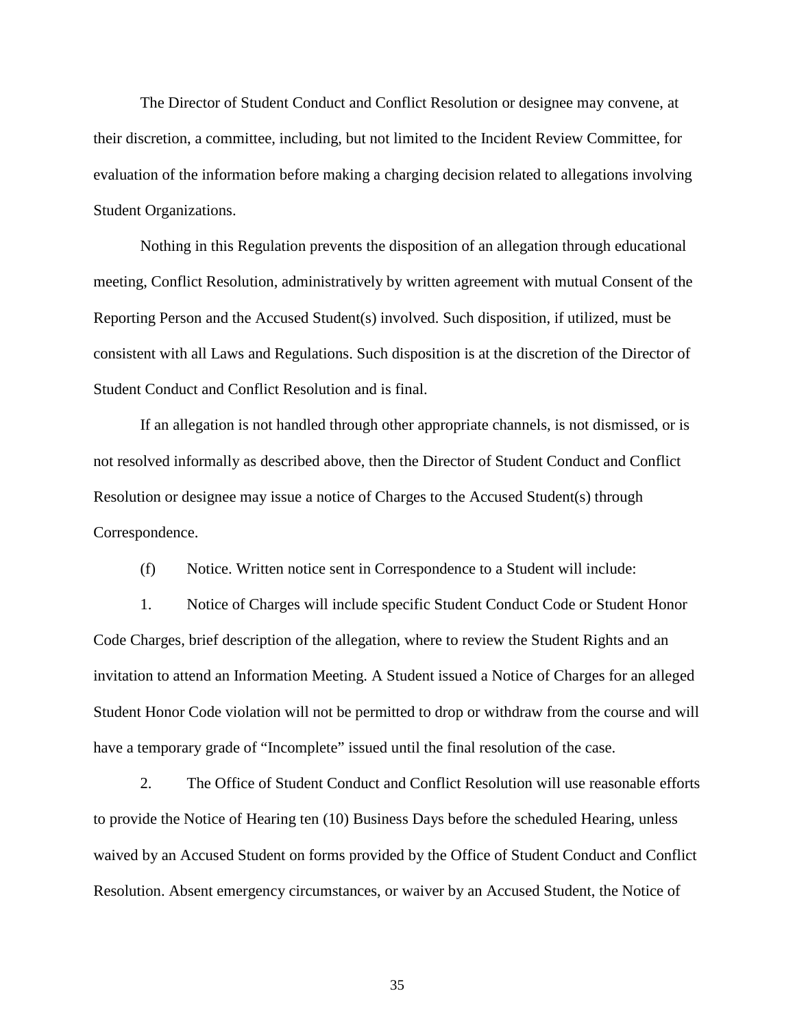The Director of Student Conduct and Conflict Resolution or designee may convene, at their discretion, a committee, including, but not limited to the Incident Review Committee, for evaluation of the information before making a charging decision related to allegations involving Student Organizations.

Nothing in this Regulation prevents the disposition of an allegation through educational meeting, Conflict Resolution, administratively by written agreement with mutual Consent of the Reporting Person and the Accused Student(s) involved. Such disposition, if utilized, must be consistent with all Laws and Regulations. Such disposition is at the discretion of the Director of Student Conduct and Conflict Resolution and is final.

If an allegation is not handled through other appropriate channels, is not dismissed, or is not resolved informally as described above, then the Director of Student Conduct and Conflict Resolution or designee may issue a notice of Charges to the Accused Student(s) through Correspondence.

(f) Notice. Written notice sent in Correspondence to a Student will include:

1. Notice of Charges will include specific Student Conduct Code or Student Honor Code Charges, brief description of the allegation, where to review the Student Rights and an invitation to attend an Information Meeting. A Student issued a Notice of Charges for an alleged Student Honor Code violation will not be permitted to drop or withdraw from the course and will have a temporary grade of "Incomplete" issued until the final resolution of the case.

2. The Office of Student Conduct and Conflict Resolution will use reasonable efforts to provide the Notice of Hearing ten (10) Business Days before the scheduled Hearing, unless waived by an Accused Student on forms provided by the Office of Student Conduct and Conflict Resolution. Absent emergency circumstances, or waiver by an Accused Student, the Notice of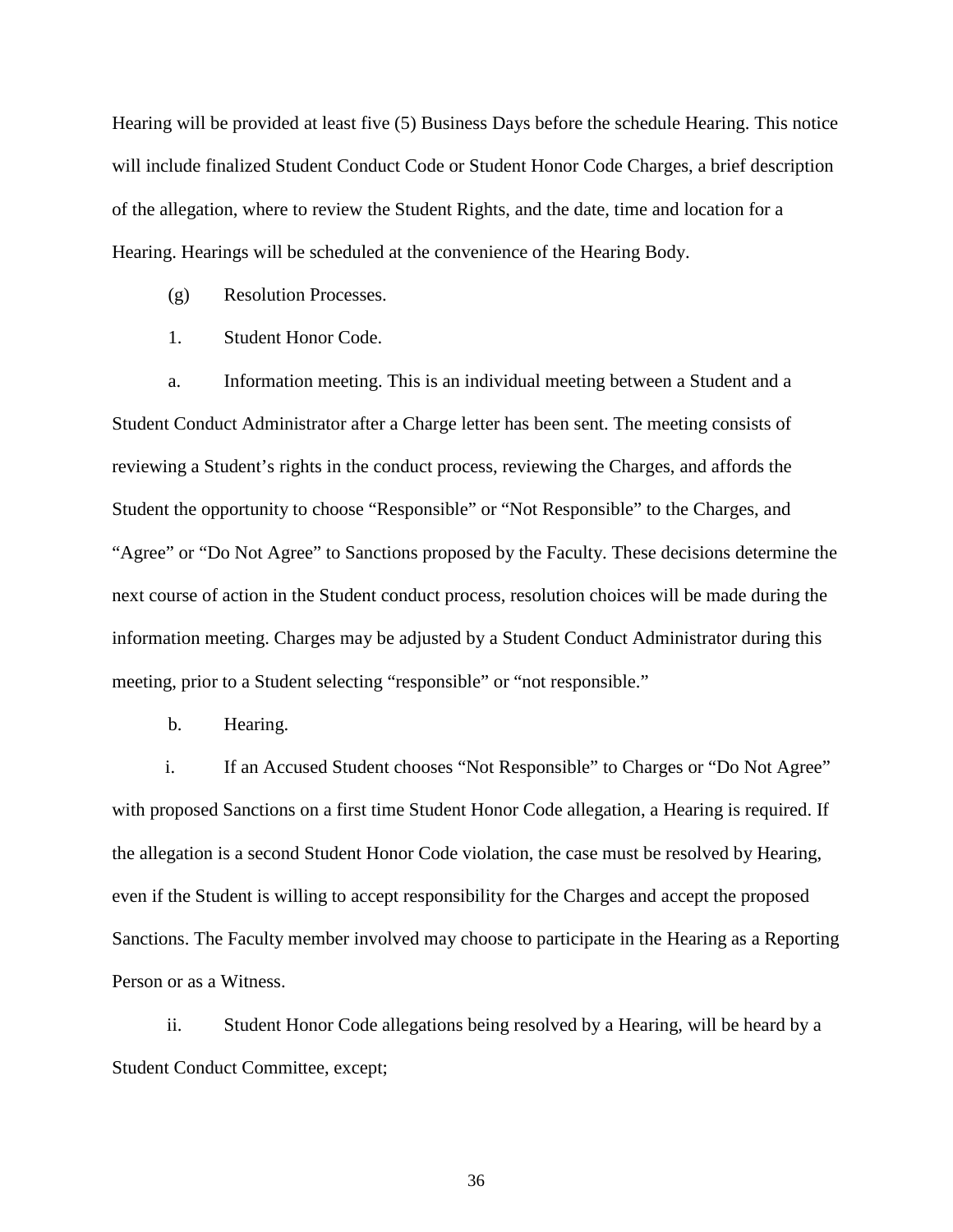Hearing will be provided at least five (5) Business Days before the schedule Hearing. This notice will include finalized Student Conduct Code or Student Honor Code Charges, a brief description of the allegation, where to review the Student Rights, and the date, time and location for a Hearing. Hearings will be scheduled at the convenience of the Hearing Body.

(g) Resolution Processes.

1. Student Honor Code.

a. Information meeting. This is an individual meeting between a Student and a Student Conduct Administrator after a Charge letter has been sent. The meeting consists of reviewing a Student's rights in the conduct process, reviewing the Charges, and affords the Student the opportunity to choose "Responsible" or "Not Responsible" to the Charges, and "Agree" or "Do Not Agree" to Sanctions proposed by the Faculty. These decisions determine the next course of action in the Student conduct process, resolution choices will be made during the information meeting. Charges may be adjusted by a Student Conduct Administrator during this meeting, prior to a Student selecting "responsible" or "not responsible."

b. Hearing.

i. If an Accused Student chooses "Not Responsible" to Charges or "Do Not Agree" with proposed Sanctions on a first time Student Honor Code allegation, a Hearing is required. If the allegation is a second Student Honor Code violation, the case must be resolved by Hearing, even if the Student is willing to accept responsibility for the Charges and accept the proposed Sanctions. The Faculty member involved may choose to participate in the Hearing as a Reporting Person or as a Witness.

ii. Student Honor Code allegations being resolved by a Hearing, will be heard by a Student Conduct Committee, except;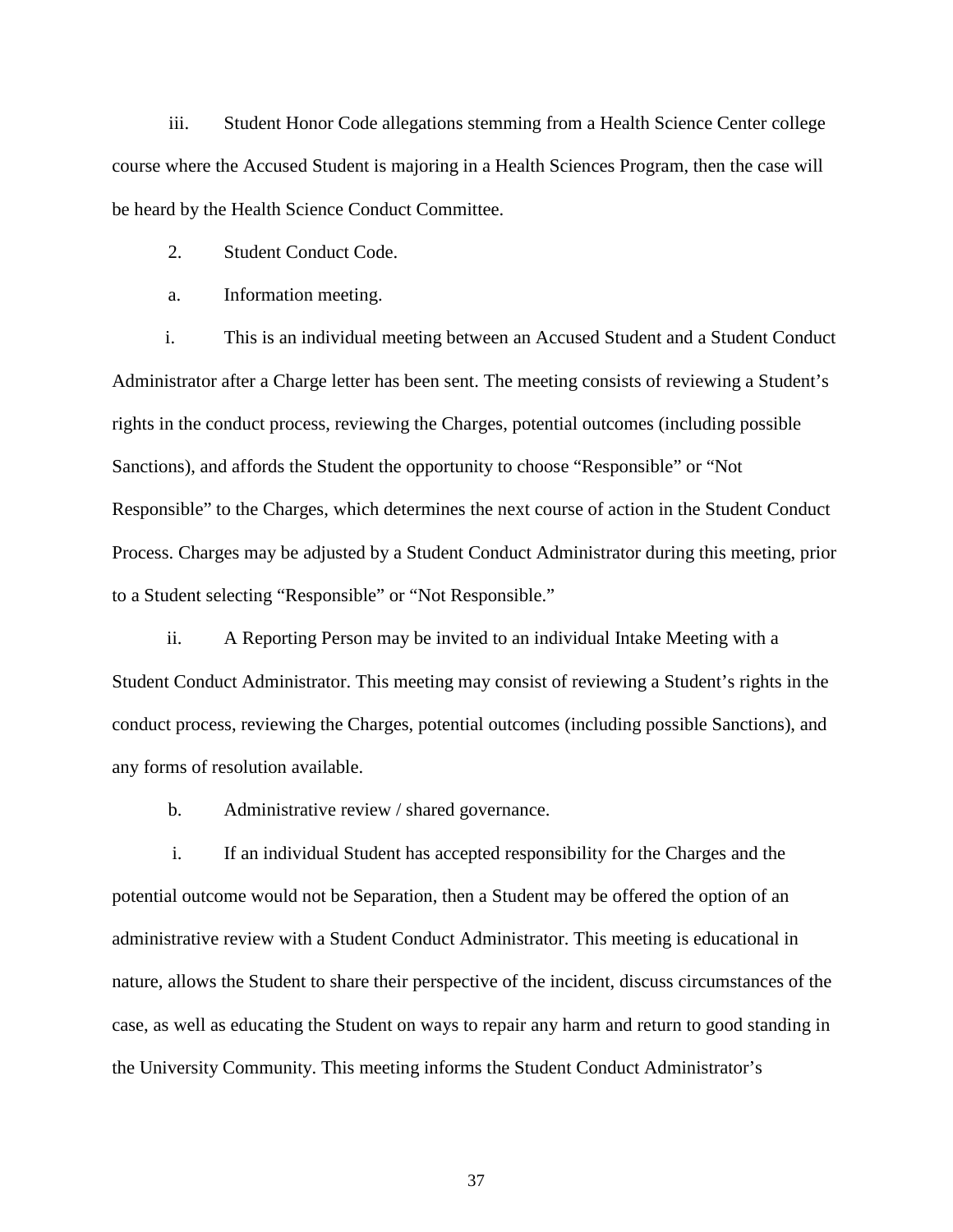iii. Student Honor Code allegations stemming from a Health Science Center college course where the Accused Student is majoring in a Health Sciences Program, then the case will be heard by the Health Science Conduct Committee.

2. Student Conduct Code.

a. Information meeting.

i. This is an individual meeting between an Accused Student and a Student Conduct Administrator after a Charge letter has been sent. The meeting consists of reviewing a Student's rights in the conduct process, reviewing the Charges, potential outcomes (including possible Sanctions), and affords the Student the opportunity to choose "Responsible" or "Not Responsible" to the Charges, which determines the next course of action in the Student Conduct Process. Charges may be adjusted by a Student Conduct Administrator during this meeting, prior to a Student selecting "Responsible" or "Not Responsible."

ii. A Reporting Person may be invited to an individual Intake Meeting with a Student Conduct Administrator. This meeting may consist of reviewing a Student's rights in the conduct process, reviewing the Charges, potential outcomes (including possible Sanctions), and any forms of resolution available.

b. Administrative review / shared governance.

i. If an individual Student has accepted responsibility for the Charges and the potential outcome would not be Separation, then a Student may be offered the option of an administrative review with a Student Conduct Administrator. This meeting is educational in nature, allows the Student to share their perspective of the incident, discuss circumstances of the case, as well as educating the Student on ways to repair any harm and return to good standing in the University Community. This meeting informs the Student Conduct Administrator's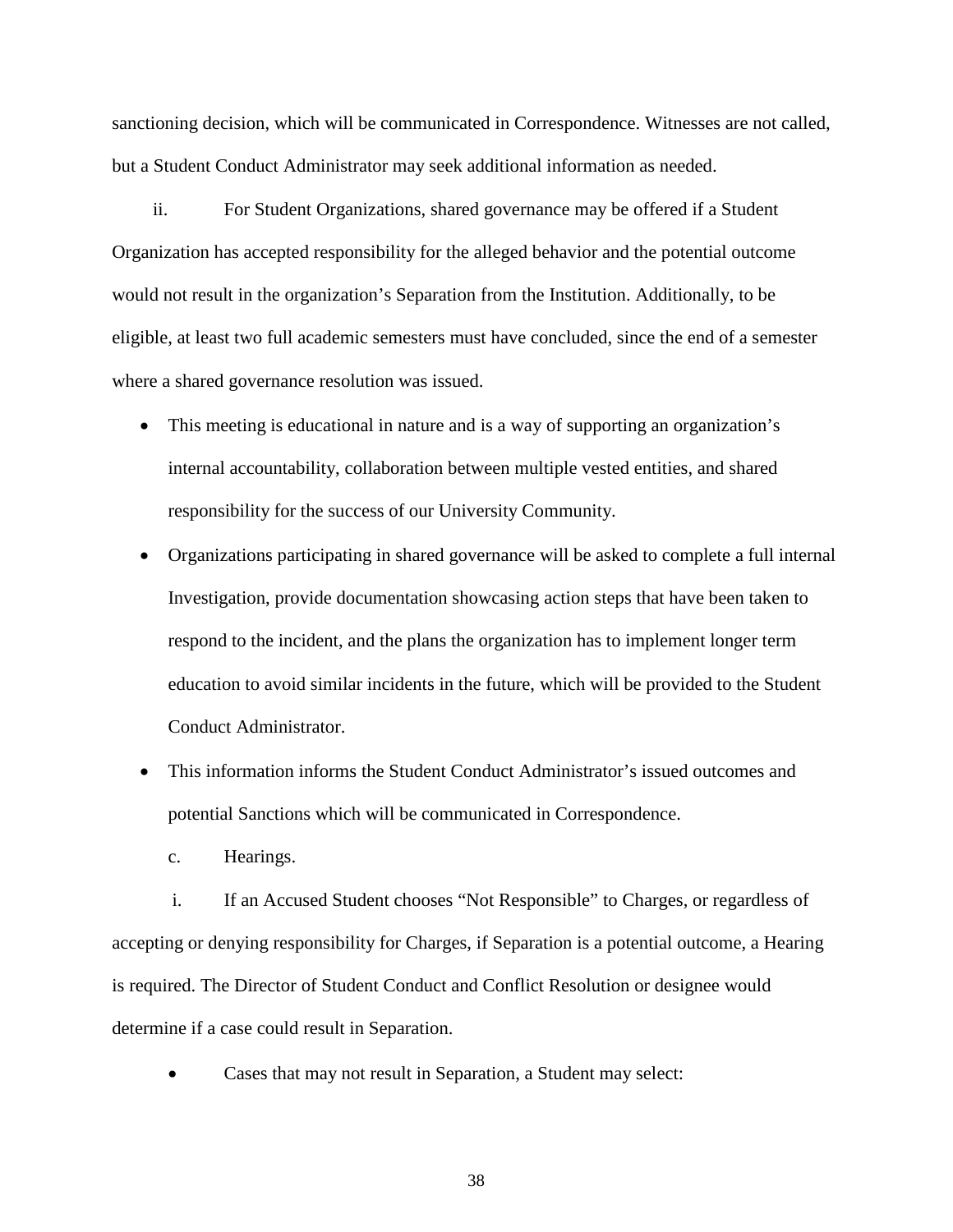sanctioning decision, which will be communicated in Correspondence. Witnesses are not called, but a Student Conduct Administrator may seek additional information as needed.

ii. For Student Organizations, shared governance may be offered if a Student Organization has accepted responsibility for the alleged behavior and the potential outcome would not result in the organization's Separation from the Institution. Additionally, to be eligible, at least two full academic semesters must have concluded, since the end of a semester where a shared governance resolution was issued.

- This meeting is educational in nature and is a way of supporting an organization's internal accountability, collaboration between multiple vested entities, and shared responsibility for the success of our University Community.
- Organizations participating in shared governance will be asked to complete a full internal Investigation, provide documentation showcasing action steps that have been taken to respond to the incident, and the plans the organization has to implement longer term education to avoid similar incidents in the future, which will be provided to the Student Conduct Administrator.
- This information informs the Student Conduct Administrator's issued outcomes and potential Sanctions which will be communicated in Correspondence.

c. Hearings.

i. If an Accused Student chooses "Not Responsible" to Charges, or regardless of accepting or denying responsibility for Charges, if Separation is a potential outcome, a Hearing is required. The Director of Student Conduct and Conflict Resolution or designee would determine if a case could result in Separation.

- Cases that may not result in Separation, a Student may select: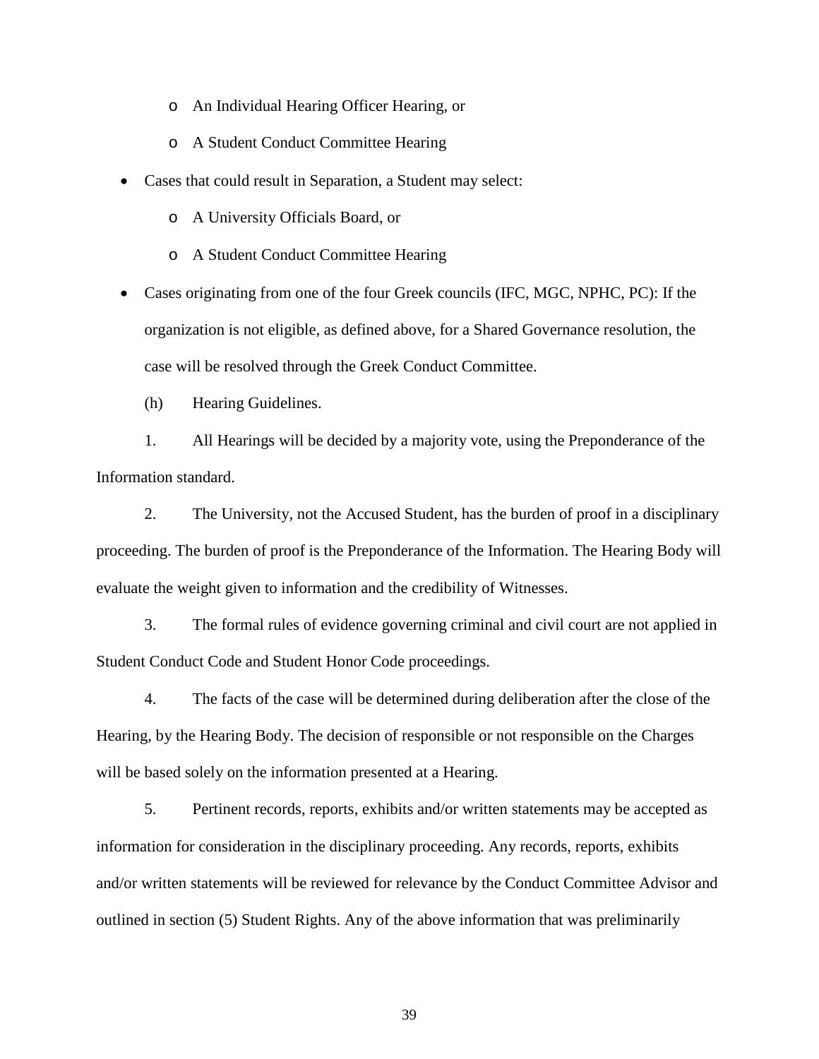- An Individual Hearing Officer Hearing, or
    - A Student Conduct Committee Hearing
- Cases that could result in Separation, a Student may select:
    - A University Officials Board, or
    - A Student Conduct Committee Hearing
- Cases originating from one of the four Greek councils (IFC, MGC, NPHC, PC): If the organization is not eligible, as defined above, for a Shared Governance resolution, the case will be resolved through the Greek Conduct Committee.

(h) Hearing Guidelines.

1. All Hearings will be decided by a majority vote, using the Preponderance of the Information standard.

2. The University, not the Accused Student, has the burden of proof in a disciplinary proceeding. The burden of proof is the Preponderance of the Information. The Hearing Body will evaluate the weight given to information and the credibility of Witnesses.

3. The formal rules of evidence governing criminal and civil court are not applied in Student Conduct Code and Student Honor Code proceedings.

4. The facts of the case will be determined during deliberation after the close of the Hearing, by the Hearing Body. The decision of responsible or not responsible on the Charges will be based solely on the information presented at a Hearing.

5. Pertinent records, reports, exhibits and/or written statements may be accepted as information for consideration in the disciplinary proceeding. Any records, reports, exhibits and/or written statements will be reviewed for relevance by the Conduct Committee Advisor and outlined in section (5) Student Rights. Any of the above information that was preliminarily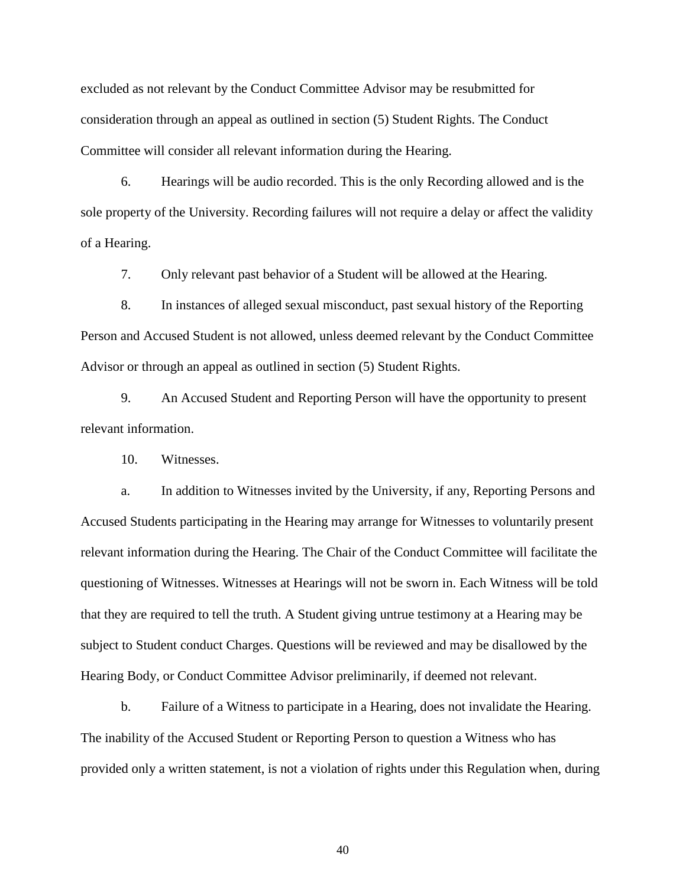excluded as not relevant by the Conduct Committee Advisor may be resubmitted for consideration through an appeal as outlined in section (5) Student Rights. The Conduct Committee will consider all relevant information during the Hearing.

6. Hearings will be audio recorded. This is the only Recording allowed and is the sole property of the University. Recording failures will not require a delay or affect the validity of a Hearing.

7. Only relevant past behavior of a Student will be allowed at the Hearing.

8. In instances of alleged sexual misconduct, past sexual history of the Reporting Person and Accused Student is not allowed, unless deemed relevant by the Conduct Committee Advisor or through an appeal as outlined in section (5) Student Rights.

9. An Accused Student and Reporting Person will have the opportunity to present relevant information.

10. Witnesses.

a. In addition to Witnesses invited by the University, if any, Reporting Persons and Accused Students participating in the Hearing may arrange for Witnesses to voluntarily present relevant information during the Hearing. The Chair of the Conduct Committee will facilitate the questioning of Witnesses. Witnesses at Hearings will not be sworn in. Each Witness will be told that they are required to tell the truth. A Student giving untrue testimony at a Hearing may be subject to Student conduct Charges. Questions will be reviewed and may be disallowed by the Hearing Body, or Conduct Committee Advisor preliminarily, if deemed not relevant.

b. Failure of a Witness to participate in a Hearing, does not invalidate the Hearing. The inability of the Accused Student or Reporting Person to question a Witness who has provided only a written statement, is not a violation of rights under this Regulation when, during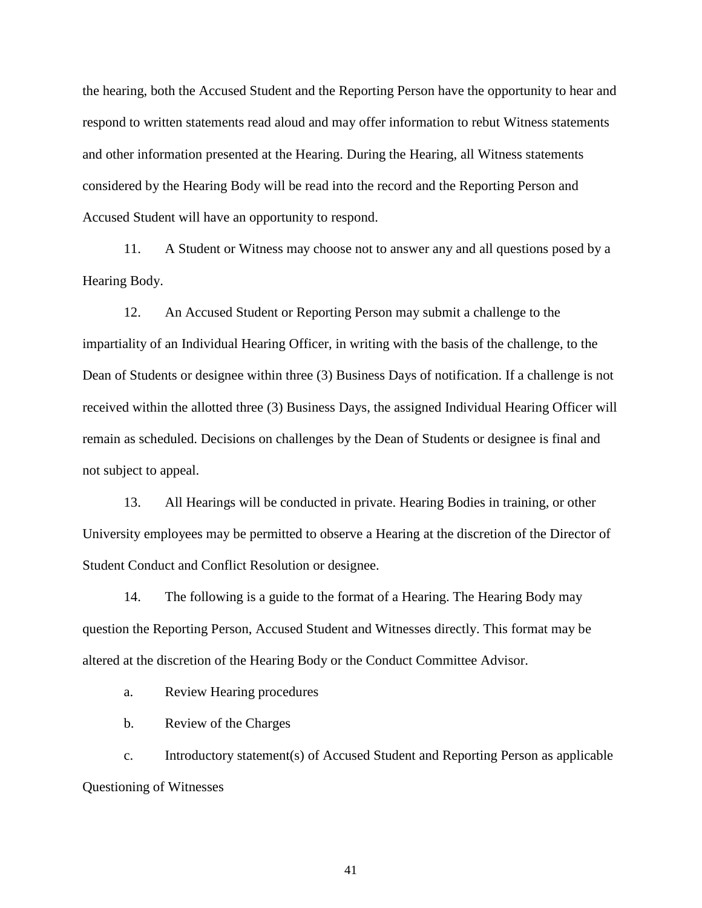the hearing, both the Accused Student and the Reporting Person have the opportunity to hear and respond to written statements read aloud and may offer information to rebut Witness statements and other information presented at the Hearing. During the Hearing, all Witness statements considered by the Hearing Body will be read into the record and the Reporting Person and Accused Student will have an opportunity to respond.

11. A Student or Witness may choose not to answer any and all questions posed by a Hearing Body.

12. An Accused Student or Reporting Person may submit a challenge to the impartiality of an Individual Hearing Officer, in writing with the basis of the challenge, to the Dean of Students or designee within three (3) Business Days of notification. If a challenge is not received within the allotted three (3) Business Days, the assigned Individual Hearing Officer will remain as scheduled. Decisions on challenges by the Dean of Students or designee is final and not subject to appeal.

13. All Hearings will be conducted in private. Hearing Bodies in training, or other University employees may be permitted to observe a Hearing at the discretion of the Director of Student Conduct and Conflict Resolution or designee.

14. The following is a guide to the format of a Hearing. The Hearing Body may question the Reporting Person, Accused Student and Witnesses directly. This format may be altered at the discretion of the Hearing Body or the Conduct Committee Advisor.

a. Review Hearing procedures

b. Review of the Charges

c. Introductory statement(s) of Accused Student and Reporting Person as applicable

Questioning of Witnesses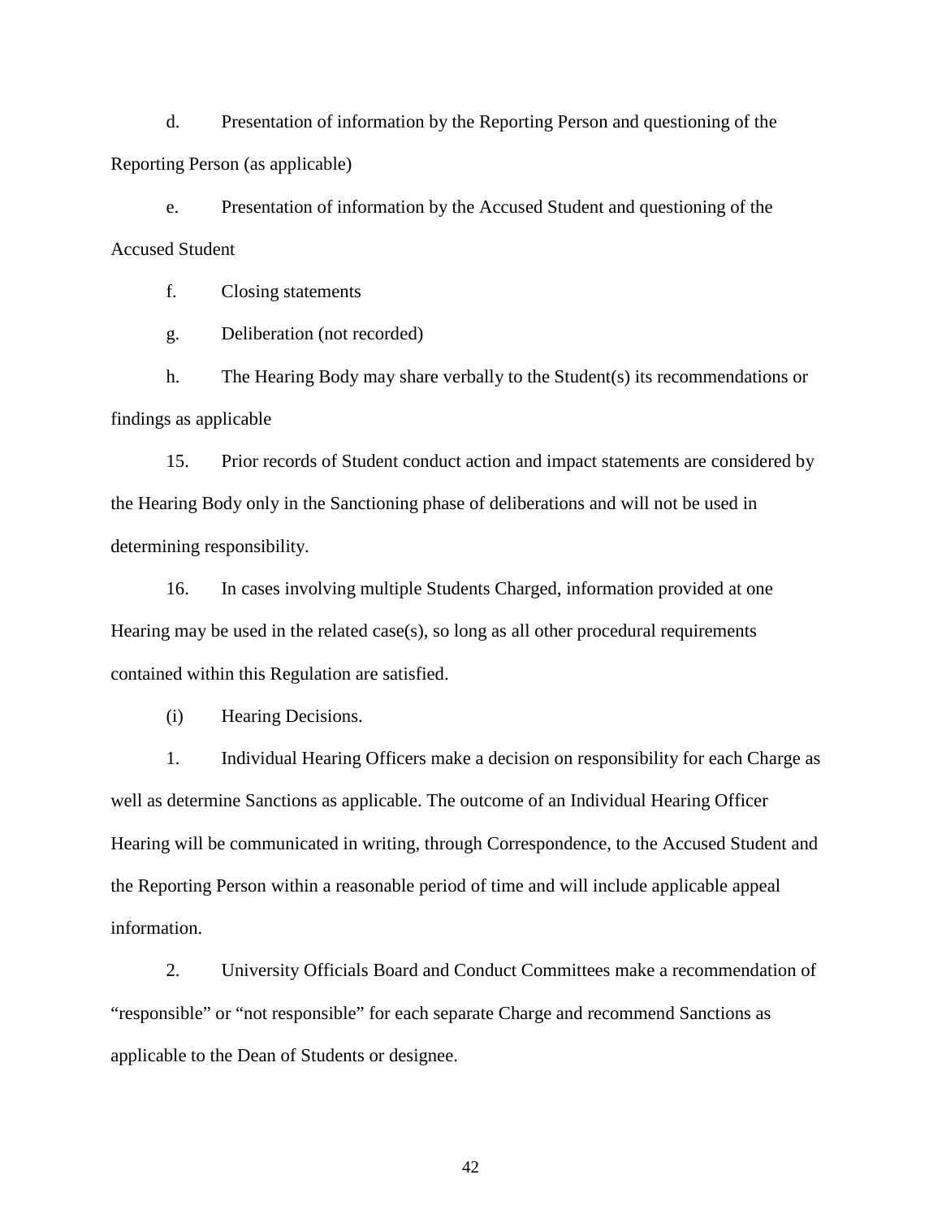d. Presentation of information by the Reporting Person and questioning of the Reporting Person (as applicable)

e. Presentation of information by the Accused Student and questioning of the Accused Student

f. Closing statements

g. Deliberation (not recorded)

h. The Hearing Body may share verbally to the Student(s) its recommendations or findings as applicable

15. Prior records of Student conduct action and impact statements are considered by the Hearing Body only in the Sanctioning phase of deliberations and will not be used in determining responsibility.

16. In cases involving multiple Students Charged, information provided at one Hearing may be used in the related case(s), so long as all other procedural requirements contained within this Regulation are satisfied.

(i) Hearing Decisions.

1. Individual Hearing Officers make a decision on responsibility for each Charge as well as determine Sanctions as applicable. The outcome of an Individual Hearing Officer Hearing will be communicated in writing, through Correspondence, to the Accused Student and the Reporting Person within a reasonable period of time and will include applicable appeal information.

2. University Officials Board and Conduct Committees make a recommendation of "responsible" or "not responsible" for each separate Charge and recommend Sanctions as applicable to the Dean of Students or designee.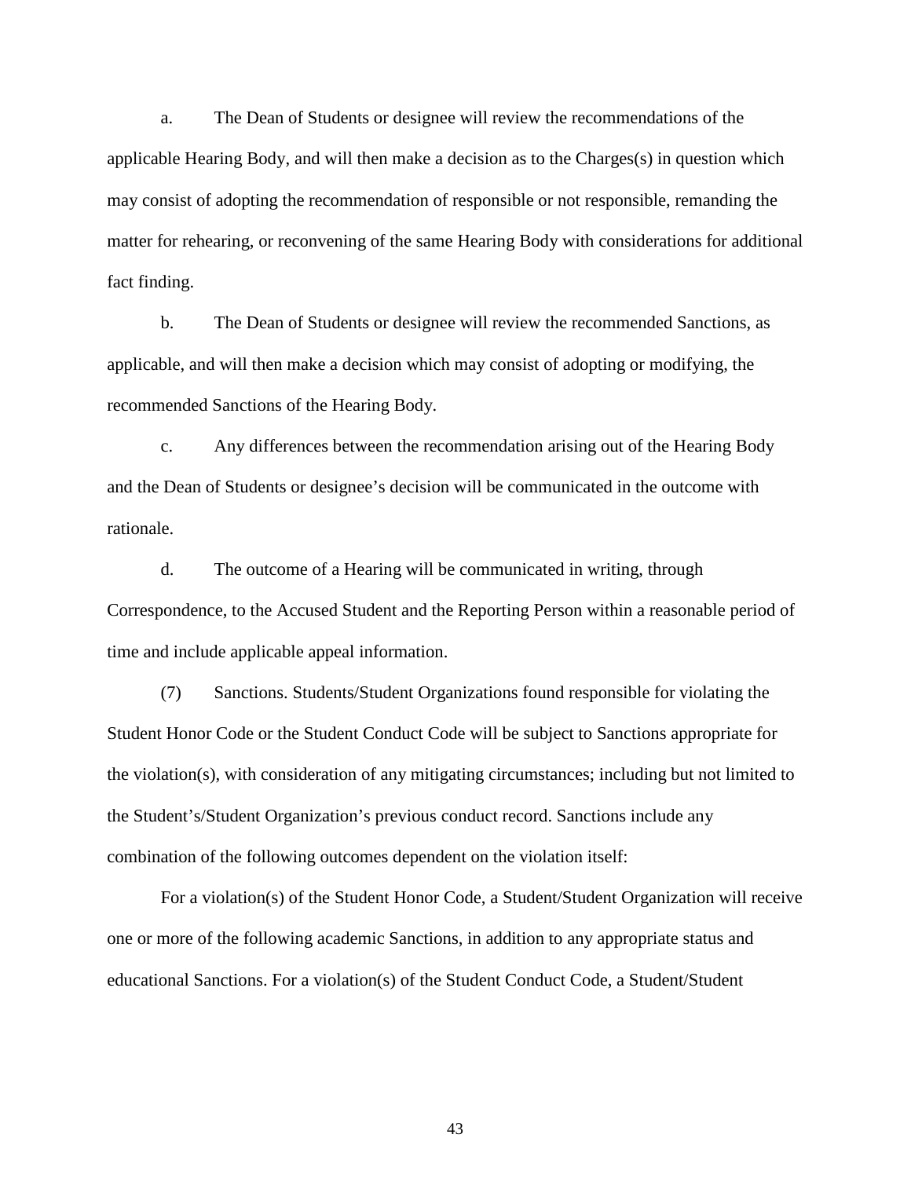a. The Dean of Students or designee will review the recommendations of the applicable Hearing Body, and will then make a decision as to the Charges(s) in question which may consist of adopting the recommendation of responsible or not responsible, remanding the matter for rehearing, or reconvening of the same Hearing Body with considerations for additional fact finding.

b. The Dean of Students or designee will review the recommended Sanctions, as applicable, and will then make a decision which may consist of adopting or modifying, the recommended Sanctions of the Hearing Body.

c. Any differences between the recommendation arising out of the Hearing Body and the Dean of Students or designee's decision will be communicated in the outcome with rationale.

d. The outcome of a Hearing will be communicated in writing, through Correspondence, to the Accused Student and the Reporting Person within a reasonable period of time and include applicable appeal information.

(7) Sanctions. Students/Student Organizations found responsible for violating the Student Honor Code or the Student Conduct Code will be subject to Sanctions appropriate for the violation(s), with consideration of any mitigating circumstances; including but not limited to the Student's/Student Organization's previous conduct record. Sanctions include any combination of the following outcomes dependent on the violation itself:

For a violation(s) of the Student Honor Code, a Student/Student Organization will receive one or more of the following academic Sanctions, in addition to any appropriate status and educational Sanctions. For a violation(s) of the Student Conduct Code, a Student/Student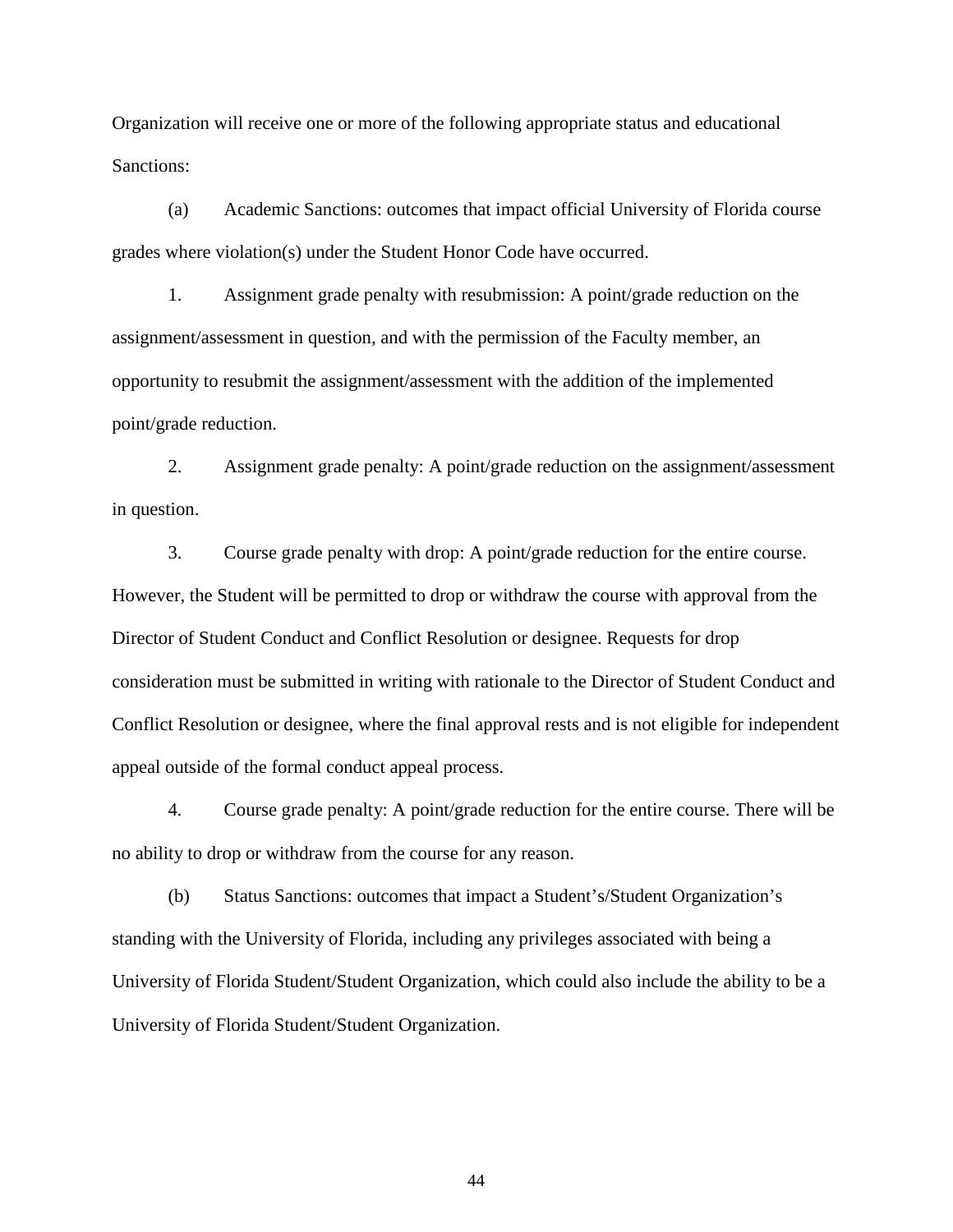Organization will receive one or more of the following appropriate status and educational Sanctions:

(a) Academic Sanctions: outcomes that impact official University of Florida course grades where violation(s) under the Student Honor Code have occurred.

1. Assignment grade penalty with resubmission: A point/grade reduction on the assignment/assessment in question, and with the permission of the Faculty member, an opportunity to resubmit the assignment/assessment with the addition of the implemented point/grade reduction.

2. Assignment grade penalty: A point/grade reduction on the assignment/assessment in question.

3. Course grade penalty with drop: A point/grade reduction for the entire course. However, the Student will be permitted to drop or withdraw the course with approval from the Director of Student Conduct and Conflict Resolution or designee. Requests for drop consideration must be submitted in writing with rationale to the Director of Student Conduct and Conflict Resolution or designee, where the final approval rests and is not eligible for independent appeal outside of the formal conduct appeal process.

4. Course grade penalty: A point/grade reduction for the entire course. There will be no ability to drop or withdraw from the course for any reason.

(b) Status Sanctions: outcomes that impact a Student's/Student Organization's standing with the University of Florida, including any privileges associated with being a University of Florida Student/Student Organization, which could also include the ability to be a University of Florida Student/Student Organization.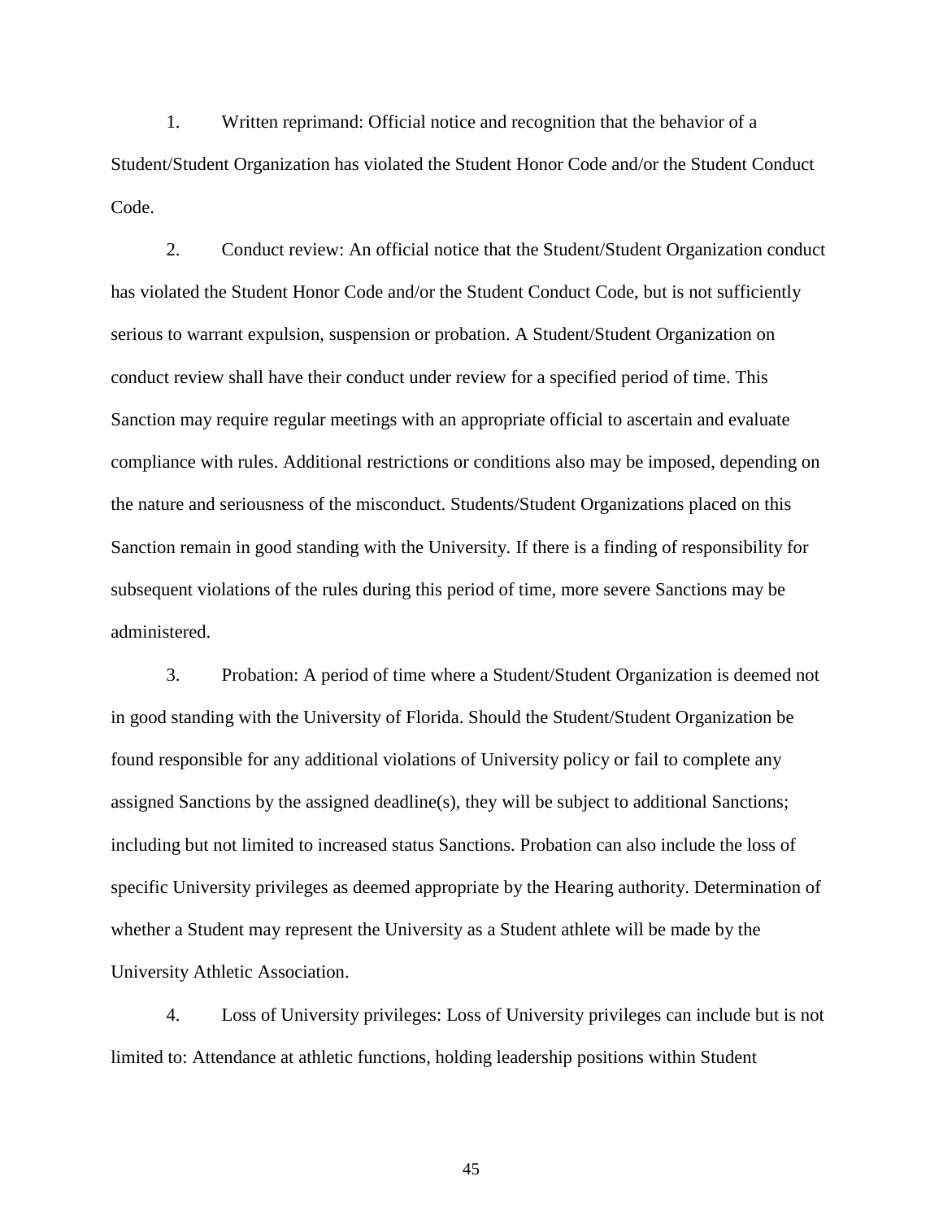1. Written reprimand: Official notice and recognition that the behavior of a Student/Student Organization has violated the Student Honor Code and/or the Student Conduct Code.

2. Conduct review: An official notice that the Student/Student Organization conduct has violated the Student Honor Code and/or the Student Conduct Code, but is not sufficiently serious to warrant expulsion, suspension or probation. A Student/Student Organization on conduct review shall have their conduct under review for a specified period of time. This Sanction may require regular meetings with an appropriate official to ascertain and evaluate compliance with rules. Additional restrictions or conditions also may be imposed, depending on the nature and seriousness of the misconduct. Students/Student Organizations placed on this Sanction remain in good standing with the University. If there is a finding of responsibility for subsequent violations of the rules during this period of time, more severe Sanctions may be administered.

3. Probation: A period of time where a Student/Student Organization is deemed not in good standing with the University of Florida. Should the Student/Student Organization be found responsible for any additional violations of University policy or fail to complete any assigned Sanctions by the assigned deadline(s), they will be subject to additional Sanctions; including but not limited to increased status Sanctions. Probation can also include the loss of specific University privileges as deemed appropriate by the Hearing authority. Determination of whether a Student may represent the University as a Student athlete will be made by the University Athletic Association.

4. Loss of University privileges: Loss of University privileges can include but is not limited to: Attendance at athletic functions, holding leadership positions within Student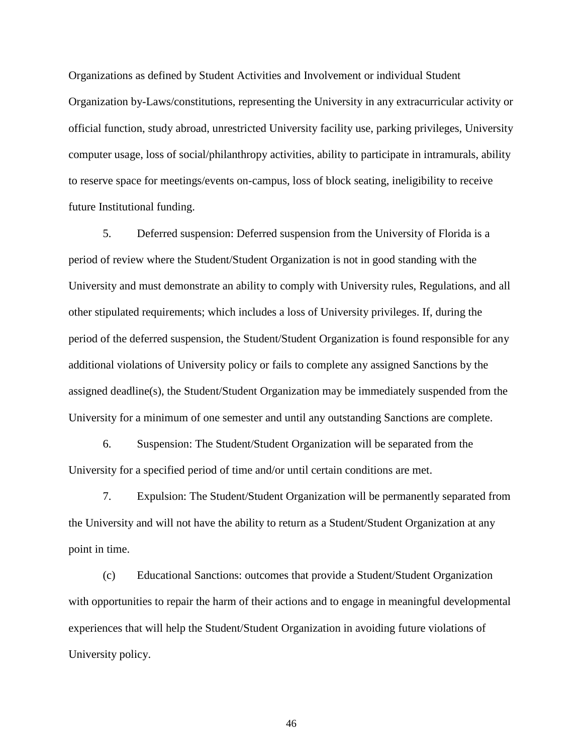Organizations as defined by Student Activities and Involvement or individual Student Organization by-Laws/constitutions, representing the University in any extracurricular activity or official function, study abroad, unrestricted University facility use, parking privileges, University computer usage, loss of social/philanthropy activities, ability to participate in intramurals, ability to reserve space for meetings/events on-campus, loss of block seating, ineligibility to receive future Institutional funding.

5. Deferred suspension: Deferred suspension from the University of Florida is a period of review where the Student/Student Organization is not in good standing with the University and must demonstrate an ability to comply with University rules, Regulations, and all other stipulated requirements; which includes a loss of University privileges. If, during the period of the deferred suspension, the Student/Student Organization is found responsible for any additional violations of University policy or fails to complete any assigned Sanctions by the assigned deadline(s), the Student/Student Organization may be immediately suspended from the University for a minimum of one semester and until any outstanding Sanctions are complete.

6. Suspension: The Student/Student Organization will be separated from the University for a specified period of time and/or until certain conditions are met.

7. Expulsion: The Student/Student Organization will be permanently separated from the University and will not have the ability to return as a Student/Student Organization at any point in time.

(c) Educational Sanctions: outcomes that provide a Student/Student Organization with opportunities to repair the harm of their actions and to engage in meaningful developmental experiences that will help the Student/Student Organization in avoiding future violations of University policy.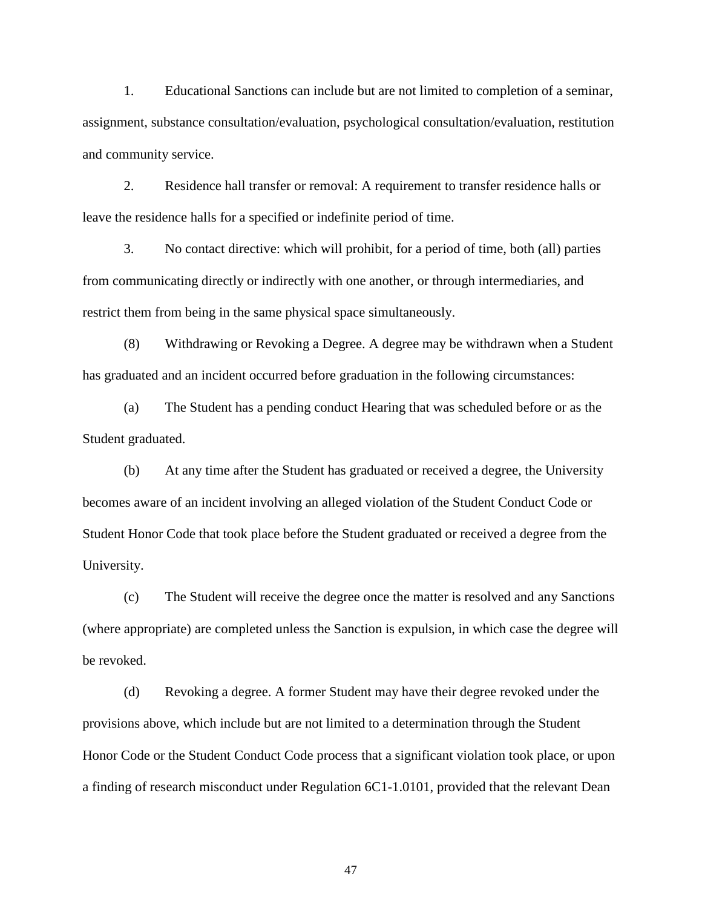1. Educational Sanctions can include but are not limited to completion of a seminar, assignment, substance consultation/evaluation, psychological consultation/evaluation, restitution and community service.

2. Residence hall transfer or removal: A requirement to transfer residence halls or leave the residence halls for a specified or indefinite period of time.

3. No contact directive: which will prohibit, for a period of time, both (all) parties from communicating directly or indirectly with one another, or through intermediaries, and restrict them from being in the same physical space simultaneously.

(8) Withdrawing or Revoking a Degree. A degree may be withdrawn when a Student has graduated and an incident occurred before graduation in the following circumstances:

(a) The Student has a pending conduct Hearing that was scheduled before or as the Student graduated.

(b) At any time after the Student has graduated or received a degree, the University becomes aware of an incident involving an alleged violation of the Student Conduct Code or Student Honor Code that took place before the Student graduated or received a degree from the University.

(c) The Student will receive the degree once the matter is resolved and any Sanctions (where appropriate) are completed unless the Sanction is expulsion, in which case the degree will be revoked.

(d) Revoking a degree. A former Student may have their degree revoked under the provisions above, which include but are not limited to a determination through the Student Honor Code or the Student Conduct Code process that a significant violation took place, or upon a finding of research misconduct under Regulation 6C1-1.0101, provided that the relevant Dean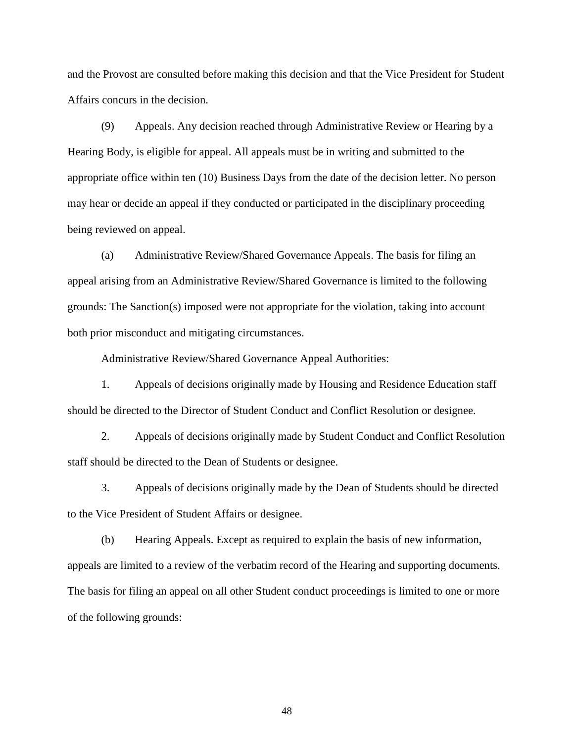and the Provost are consulted before making this decision and that the Vice President for Student Affairs concurs in the decision.

(9) Appeals. Any decision reached through Administrative Review or Hearing by a Hearing Body, is eligible for appeal. All appeals must be in writing and submitted to the appropriate office within ten (10) Business Days from the date of the decision letter. No person may hear or decide an appeal if they conducted or participated in the disciplinary proceeding being reviewed on appeal.

(a) Administrative Review/Shared Governance Appeals. The basis for filing an appeal arising from an Administrative Review/Shared Governance is limited to the following grounds: The Sanction(s) imposed were not appropriate for the violation, taking into account both prior misconduct and mitigating circumstances.

Administrative Review/Shared Governance Appeal Authorities:

1. Appeals of decisions originally made by Housing and Residence Education staff should be directed to the Director of Student Conduct and Conflict Resolution or designee.

2. Appeals of decisions originally made by Student Conduct and Conflict Resolution staff should be directed to the Dean of Students or designee.

3. Appeals of decisions originally made by the Dean of Students should be directed to the Vice President of Student Affairs or designee.

(b) Hearing Appeals. Except as required to explain the basis of new information, appeals are limited to a review of the verbatim record of the Hearing and supporting documents. The basis for filing an appeal on all other Student conduct proceedings is limited to one or more of the following grounds: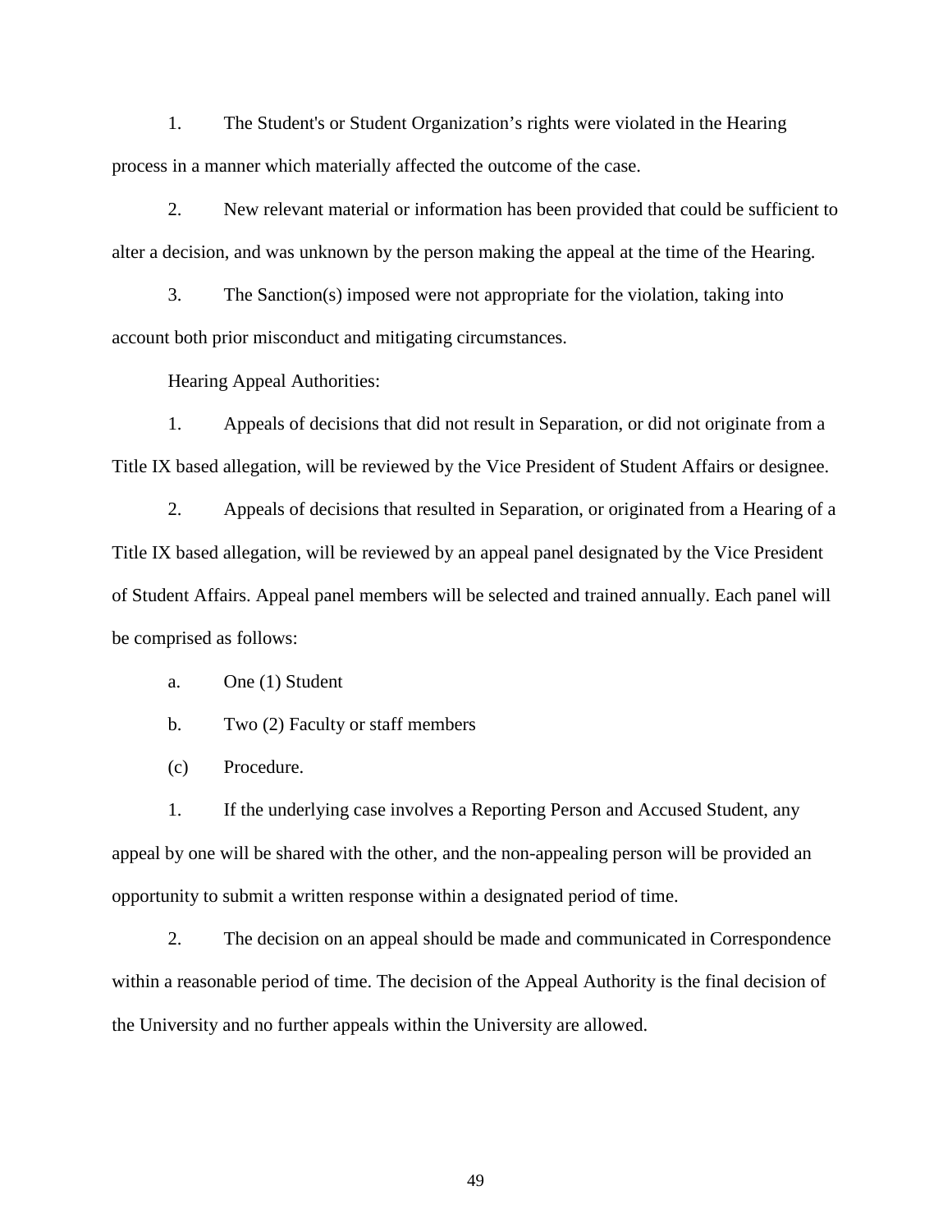1. The Student's or Student Organization's rights were violated in the Hearing process in a manner which materially affected the outcome of the case.

2. New relevant material or information has been provided that could be sufficient to alter a decision, and was unknown by the person making the appeal at the time of the Hearing.

3. The Sanction(s) imposed were not appropriate for the violation, taking into account both prior misconduct and mitigating circumstances.

Hearing Appeal Authorities:

1. Appeals of decisions that did not result in Separation, or did not originate from a Title IX based allegation, will be reviewed by the Vice President of Student Affairs or designee.

2. Appeals of decisions that resulted in Separation, or originated from a Hearing of a Title IX based allegation, will be reviewed by an appeal panel designated by the Vice President of Student Affairs. Appeal panel members will be selected and trained annually. Each panel will be comprised as follows:

a. One (1) Student

b. Two (2) Faculty or staff members

(c) Procedure.

1. If the underlying case involves a Reporting Person and Accused Student, any appeal by one will be shared with the other, and the non-appealing person will be provided an opportunity to submit a written response within a designated period of time.

2. The decision on an appeal should be made and communicated in Correspondence within a reasonable period of time. The decision of the Appeal Authority is the final decision of the University and no further appeals within the University are allowed.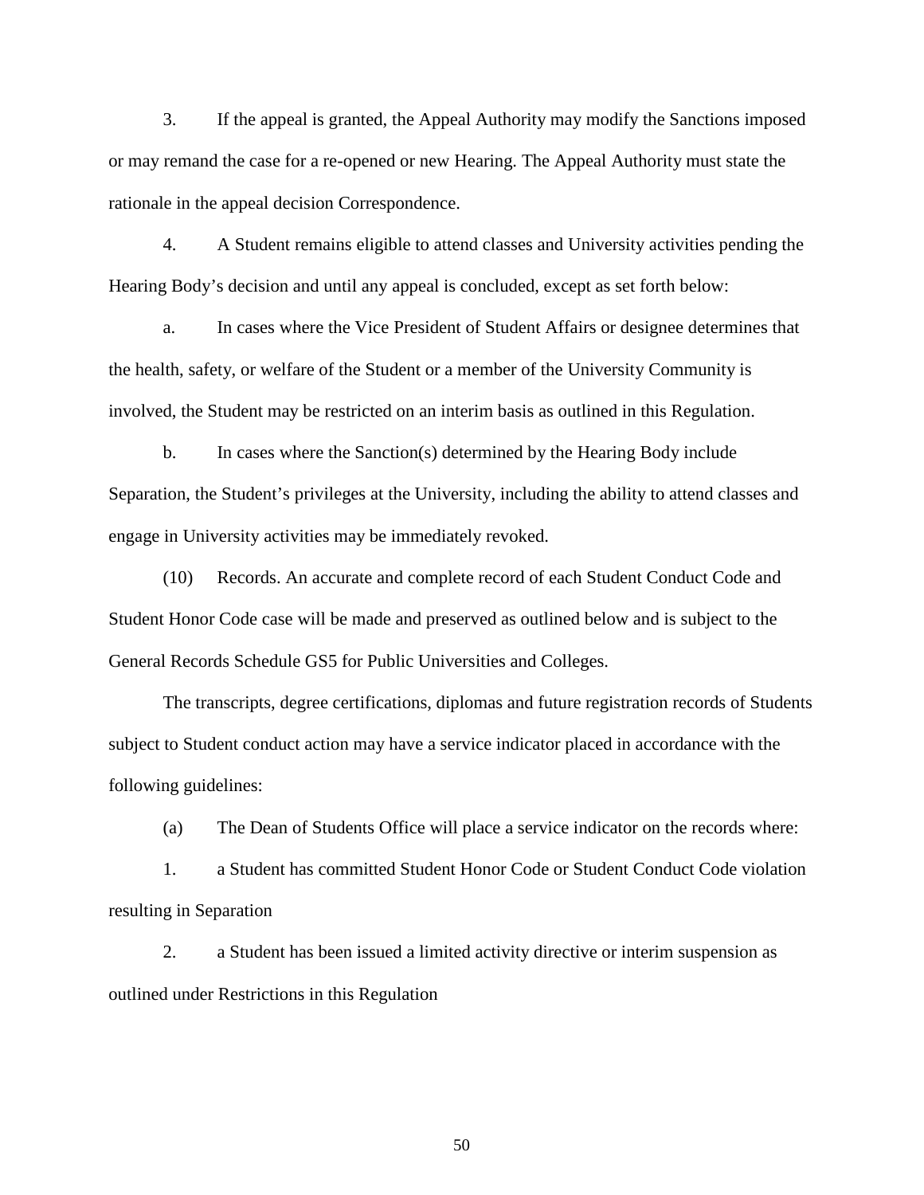3. If the appeal is granted, the Appeal Authority may modify the Sanctions imposed or may remand the case for a re-opened or new Hearing. The Appeal Authority must state the rationale in the appeal decision Correspondence.

4. A Student remains eligible to attend classes and University activities pending the Hearing Body's decision and until any appeal is concluded, except as set forth below:

a. In cases where the Vice President of Student Affairs or designee determines that the health, safety, or welfare of the Student or a member of the University Community is involved, the Student may be restricted on an interim basis as outlined in this Regulation.

b. In cases where the Sanction(s) determined by the Hearing Body include Separation, the Student's privileges at the University, including the ability to attend classes and engage in University activities may be immediately revoked.

(10) Records. An accurate and complete record of each Student Conduct Code and Student Honor Code case will be made and preserved as outlined below and is subject to the General Records Schedule GS5 for Public Universities and Colleges.

The transcripts, degree certifications, diplomas and future registration records of Students subject to Student conduct action may have a service indicator placed in accordance with the following guidelines:

(a) The Dean of Students Office will place a service indicator on the records where:

1. a Student has committed Student Honor Code or Student Conduct Code violation resulting in Separation

2. a Student has been issued a limited activity directive or interim suspension as outlined under Restrictions in this Regulation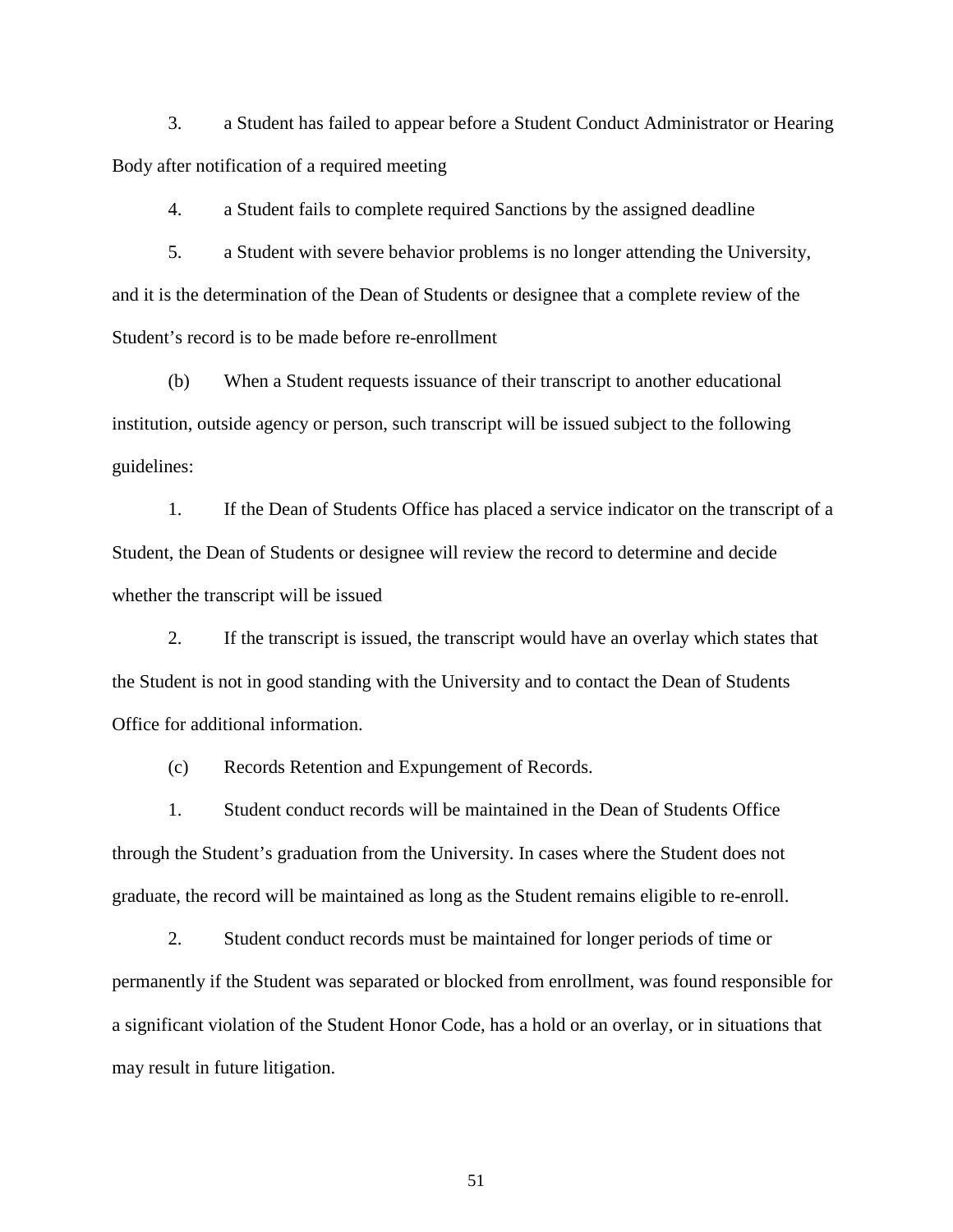3. a Student has failed to appear before a Student Conduct Administrator or Hearing Body after notification of a required meeting

4. a Student fails to complete required Sanctions by the assigned deadline

5. a Student with severe behavior problems is no longer attending the University, and it is the determination of the Dean of Students or designee that a complete review of the Student's record is to be made before re-enrollment

(b) When a Student requests issuance of their transcript to another educational institution, outside agency or person, such transcript will be issued subject to the following guidelines:

1. If the Dean of Students Office has placed a service indicator on the transcript of a Student, the Dean of Students or designee will review the record to determine and decide whether the transcript will be issued

2. If the transcript is issued, the transcript would have an overlay which states that the Student is not in good standing with the University and to contact the Dean of Students Office for additional information.

(c) Records Retention and Expungement of Records.

1. Student conduct records will be maintained in the Dean of Students Office through the Student's graduation from the University. In cases where the Student does not graduate, the record will be maintained as long as the Student remains eligible to re-enroll.

2. Student conduct records must be maintained for longer periods of time or permanently if the Student was separated or blocked from enrollment, was found responsible for a significant violation of the Student Honor Code, has a hold or an overlay, or in situations that may result in future litigation.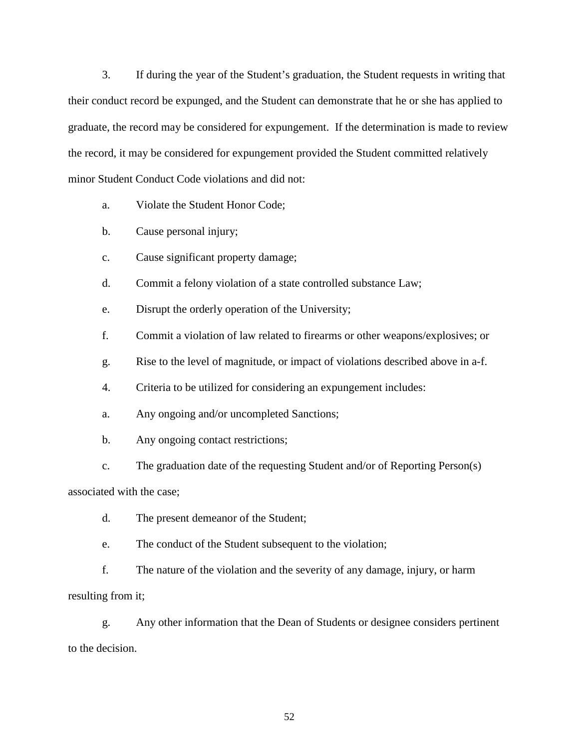3. If during the year of the Student's graduation, the Student requests in writing that their conduct record be expunged, and the Student can demonstrate that he or she has applied to graduate, the record may be considered for expungement. If the determination is made to review the record, it may be considered for expungement provided the Student committed relatively minor Student Conduct Code violations and did not:

a. Violate the Student Honor Code;

b. Cause personal injury;

c. Cause significant property damage;

d. Commit a felony violation of a state controlled substance Law;

e. Disrupt the orderly operation of the University;

f. Commit a violation of law related to firearms or other weapons/explosives; or

g. Rise to the level of magnitude, or impact of violations described above in a-f.

4. Criteria to be utilized for considering an expungement includes:

a. Any ongoing and/or uncompleted Sanctions;

b. Any ongoing contact restrictions;

c. The graduation date of the requesting Student and/or of Reporting Person(s) associated with the case;

d. The present demeanor of the Student;

e. The conduct of the Student subsequent to the violation;

f. The nature of the violation and the severity of any damage, injury, or harm resulting from it;

g. Any other information that the Dean of Students or designee considers pertinent to the decision.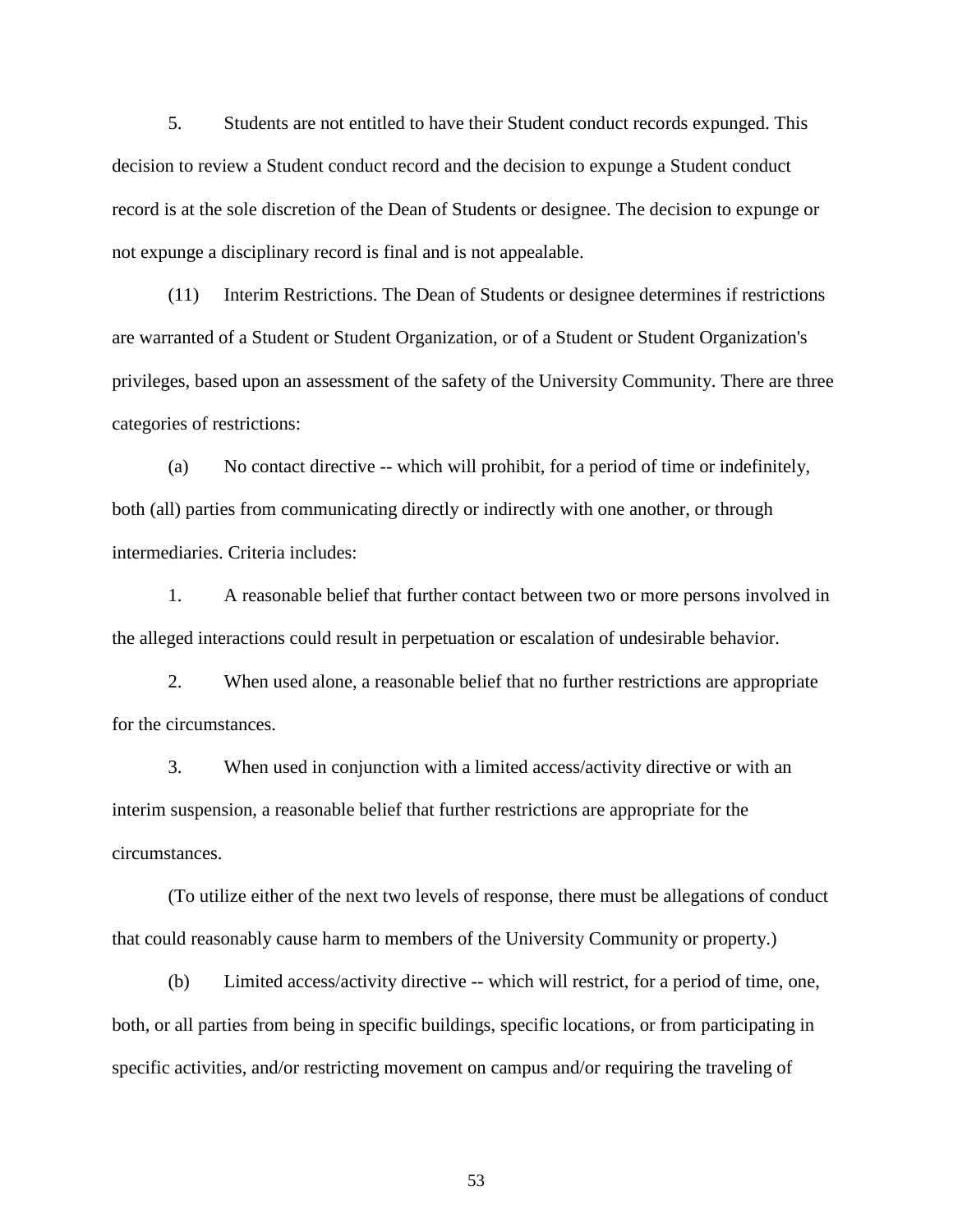5. Students are not entitled to have their Student conduct records expunged. This decision to review a Student conduct record and the decision to expunge a Student conduct record is at the sole discretion of the Dean of Students or designee. The decision to expunge or not expunge a disciplinary record is final and is not appealable.

(11) Interim Restrictions. The Dean of Students or designee determines if restrictions are warranted of a Student or Student Organization, or of a Student or Student Organization's privileges, based upon an assessment of the safety of the University Community. There are three categories of restrictions:

(a) No contact directive -- which will prohibit, for a period of time or indefinitely, both (all) parties from communicating directly or indirectly with one another, or through intermediaries. Criteria includes:

1. A reasonable belief that further contact between two or more persons involved in the alleged interactions could result in perpetuation or escalation of undesirable behavior.

2. When used alone, a reasonable belief that no further restrictions are appropriate for the circumstances.

3. When used in conjunction with a limited access/activity directive or with an interim suspension, a reasonable belief that further restrictions are appropriate for the circumstances.

(To utilize either of the next two levels of response, there must be allegations of conduct that could reasonably cause harm to members of the University Community or property.)

(b) Limited access/activity directive -- which will restrict, for a period of time, one, both, or all parties from being in specific buildings, specific locations, or from participating in specific activities, and/or restricting movement on campus and/or requiring the traveling of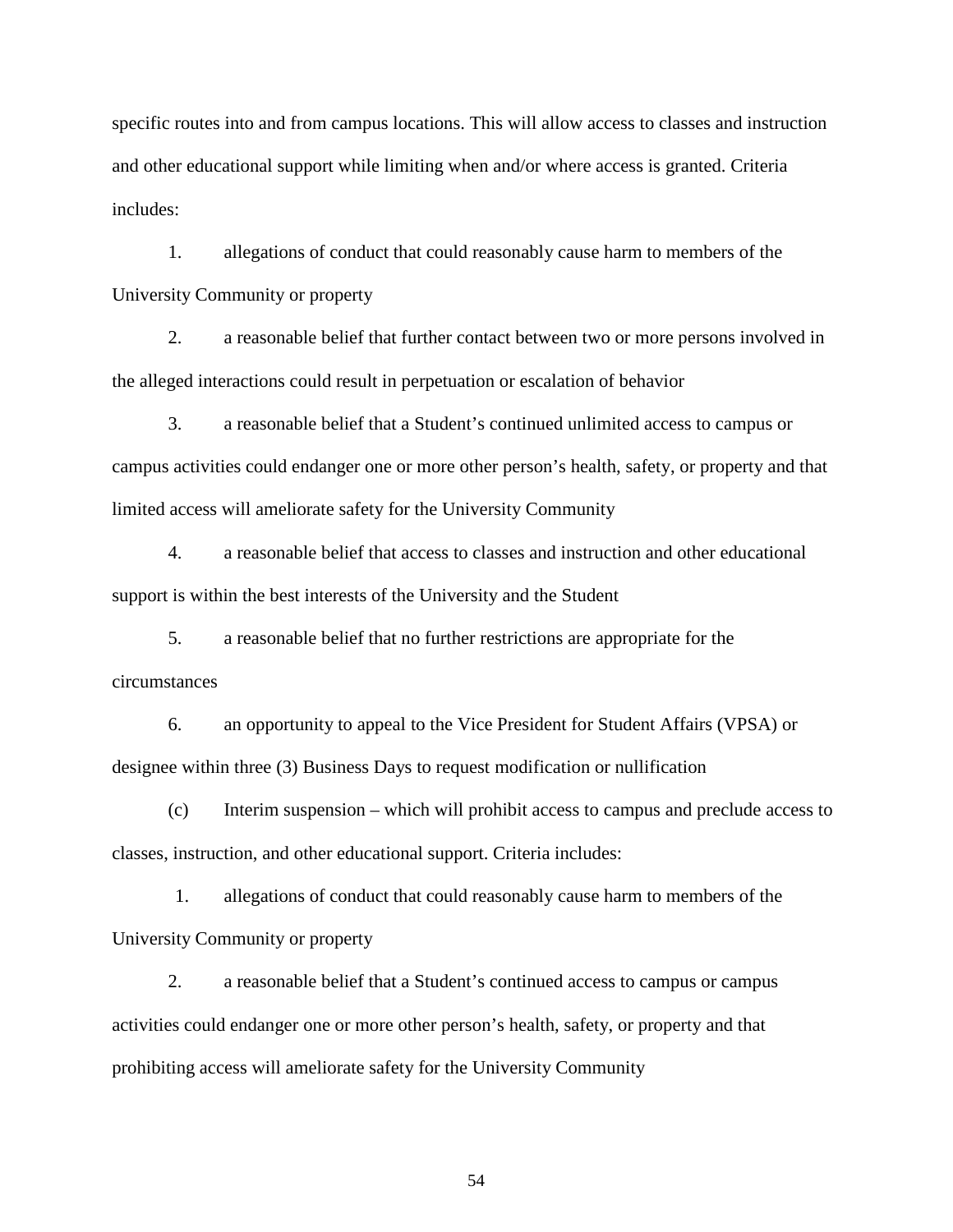specific routes into and from campus locations. This will allow access to classes and instruction and other educational support while limiting when and/or where access is granted. Criteria includes:

1. allegations of conduct that could reasonably cause harm to members of the University Community or property

2. a reasonable belief that further contact between two or more persons involved in the alleged interactions could result in perpetuation or escalation of behavior

3. a reasonable belief that a Student's continued unlimited access to campus or campus activities could endanger one or more other person's health, safety, or property and that limited access will ameliorate safety for the University Community

4. a reasonable belief that access to classes and instruction and other educational support is within the best interests of the University and the Student

5. a reasonable belief that no further restrictions are appropriate for the circumstances

6. an opportunity to appeal to the Vice President for Student Affairs (VPSA) or designee within three (3) Business Days to request modification or nullification

(c) Interim suspension – which will prohibit access to campus and preclude access to classes, instruction, and other educational support. Criteria includes:

1. allegations of conduct that could reasonably cause harm to members of the University Community or property

2. a reasonable belief that a Student's continued access to campus or campus activities could endanger one or more other person's health, safety, or property and that prohibiting access will ameliorate safety for the University Community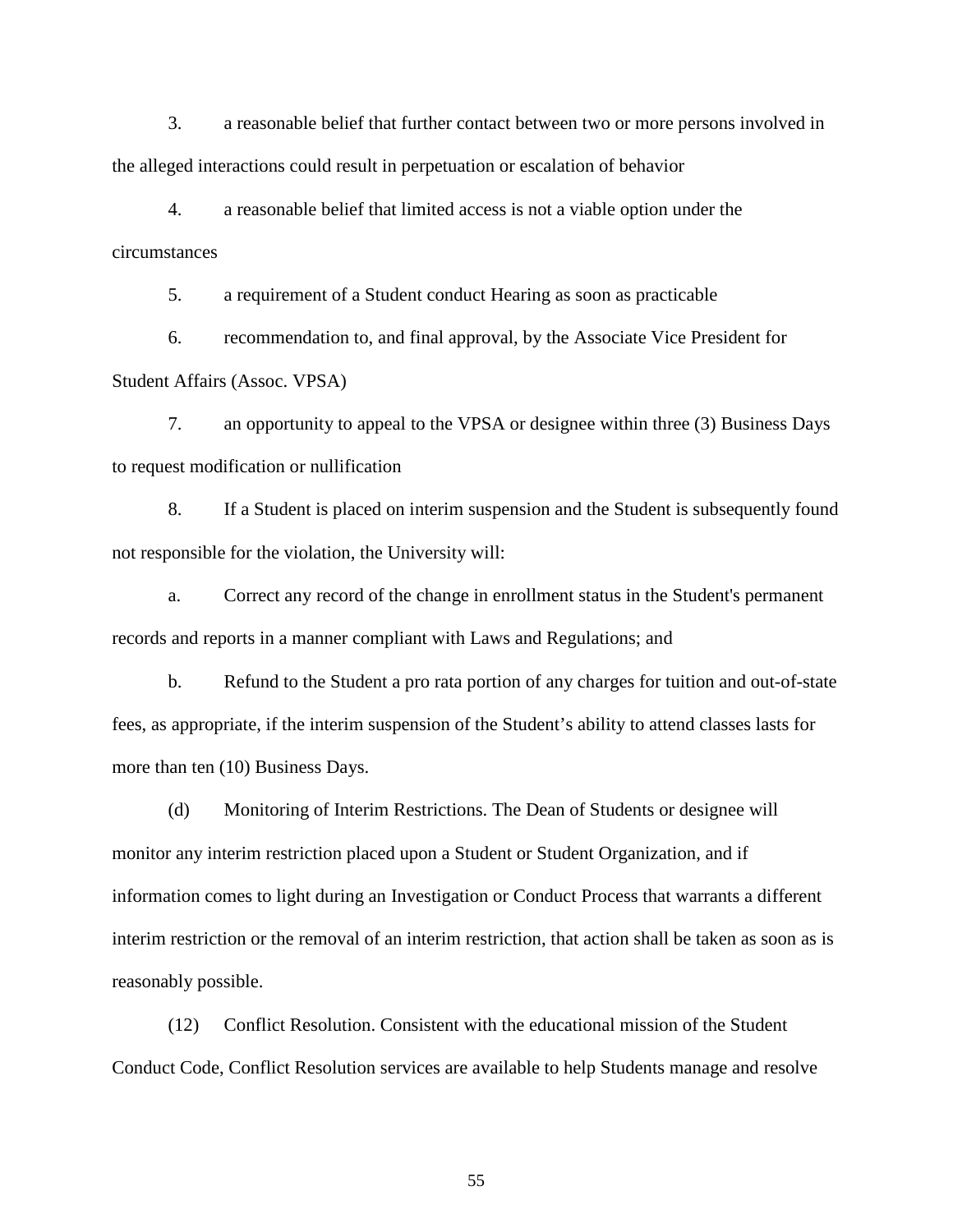3. a reasonable belief that further contact between two or more persons involved in the alleged interactions could result in perpetuation or escalation of behavior

4. a reasonable belief that limited access is not a viable option under the circumstances

5. a requirement of a Student conduct Hearing as soon as practicable

6. recommendation to, and final approval, by the Associate Vice President for Student Affairs (Assoc. VPSA)

7. an opportunity to appeal to the VPSA or designee within three (3) Business Days to request modification or nullification

8. If a Student is placed on interim suspension and the Student is subsequently found not responsible for the violation, the University will:

a. Correct any record of the change in enrollment status in the Student's permanent records and reports in a manner compliant with Laws and Regulations; and

b. Refund to the Student a pro rata portion of any charges for tuition and out-of-state fees, as appropriate, if the interim suspension of the Student's ability to attend classes lasts for more than ten (10) Business Days.

(d) Monitoring of Interim Restrictions. The Dean of Students or designee will monitor any interim restriction placed upon a Student or Student Organization, and if information comes to light during an Investigation or Conduct Process that warrants a different interim restriction or the removal of an interim restriction, that action shall be taken as soon as is reasonably possible.

(12) Conflict Resolution. Consistent with the educational mission of the Student Conduct Code, Conflict Resolution services are available to help Students manage and resolve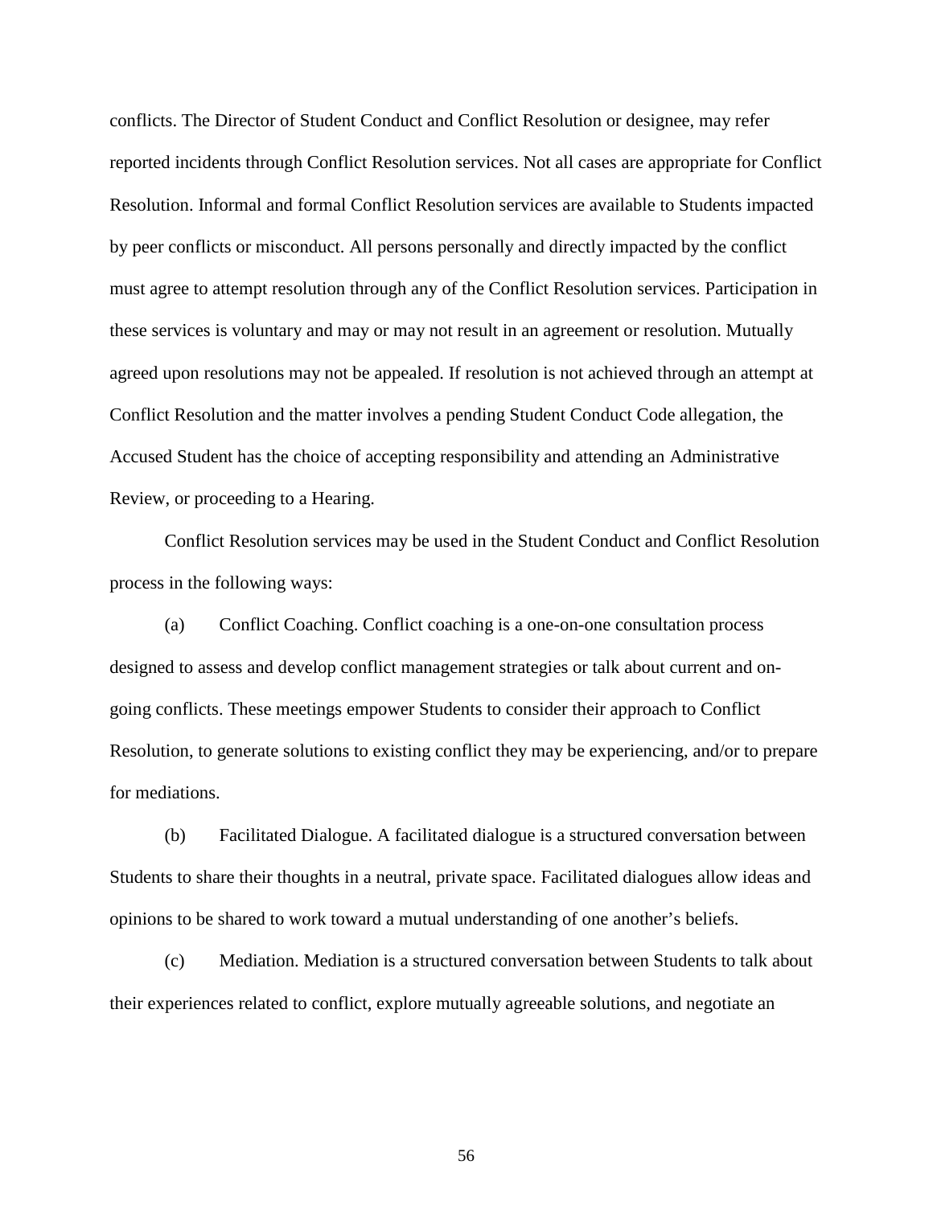conflicts. The Director of Student Conduct and Conflict Resolution or designee, may refer reported incidents through Conflict Resolution services. Not all cases are appropriate for Conflict Resolution. Informal and formal Conflict Resolution services are available to Students impacted by peer conflicts or misconduct. All persons personally and directly impacted by the conflict must agree to attempt resolution through any of the Conflict Resolution services. Participation in these services is voluntary and may or may not result in an agreement or resolution. Mutually agreed upon resolutions may not be appealed. If resolution is not achieved through an attempt at Conflict Resolution and the matter involves a pending Student Conduct Code allegation, the Accused Student has the choice of accepting responsibility and attending an Administrative Review, or proceeding to a Hearing.

Conflict Resolution services may be used in the Student Conduct and Conflict Resolution process in the following ways:

(a) Conflict Coaching. Conflict coaching is a one-on-one consultation process designed to assess and develop conflict management strategies or talk about current and on-going conflicts. These meetings empower Students to consider their approach to Conflict Resolution, to generate solutions to existing conflict they may be experiencing, and/or to prepare for mediations.

(b) Facilitated Dialogue. A facilitated dialogue is a structured conversation between Students to share their thoughts in a neutral, private space. Facilitated dialogues allow ideas and opinions to be shared to work toward a mutual understanding of one another's beliefs.

(c) Mediation. Mediation is a structured conversation between Students to talk about their experiences related to conflict, explore mutually agreeable solutions, and negotiate an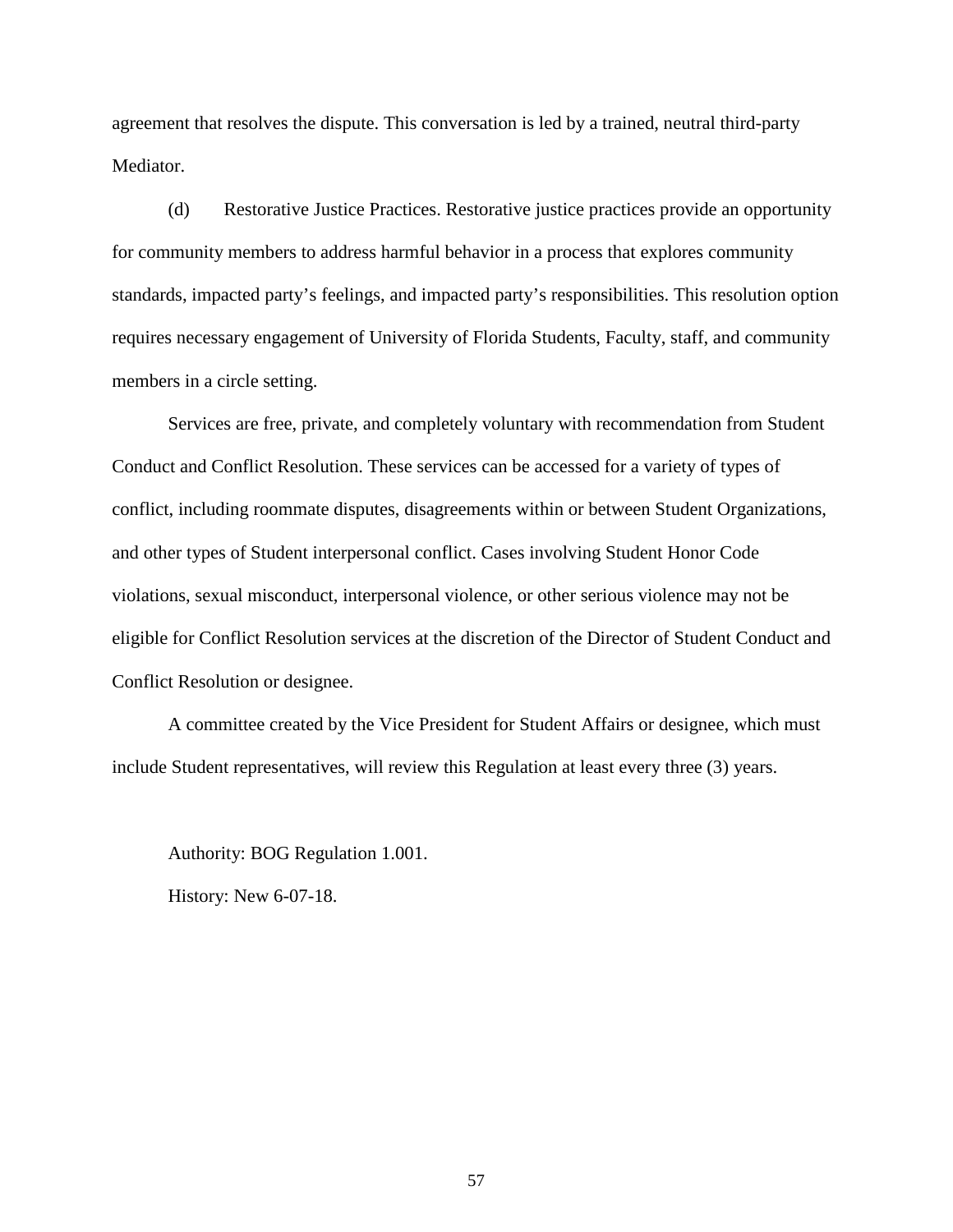agreement that resolves the dispute. This conversation is led by a trained, neutral third-party Mediator.

(d) Restorative Justice Practices. Restorative justice practices provide an opportunity for community members to address harmful behavior in a process that explores community standards, impacted party's feelings, and impacted party's responsibilities. This resolution option requires necessary engagement of University of Florida Students, Faculty, staff, and community members in a circle setting.

Services are free, private, and completely voluntary with recommendation from Student Conduct and Conflict Resolution. These services can be accessed for a variety of types of conflict, including roommate disputes, disagreements within or between Student Organizations, and other types of Student interpersonal conflict. Cases involving Student Honor Code violations, sexual misconduct, interpersonal violence, or other serious violence may not be eligible for Conflict Resolution services at the discretion of the Director of Student Conduct and Conflict Resolution or designee.

A committee created by the Vice President for Student Affairs or designee, which must include Student representatives, will review this Regulation at least every three (3) years.

Authority: BOG Regulation 1.001.

History: New 6-07-18.